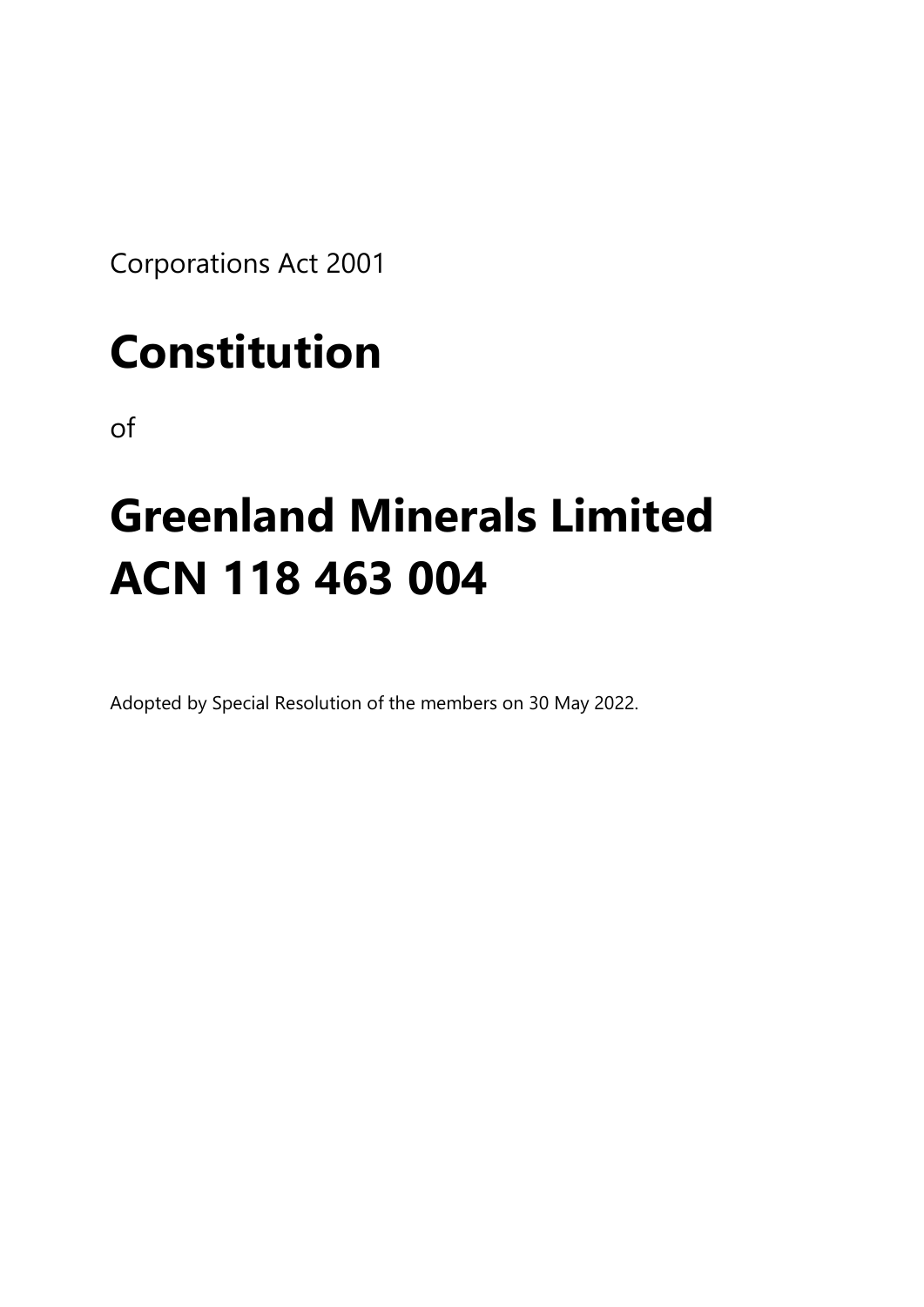Corporations Act 2001

# Constitution

of

# Greenland Minerals Limited ACN 118 463 004

Adopted by Special Resolution of the members on 30 May 2022.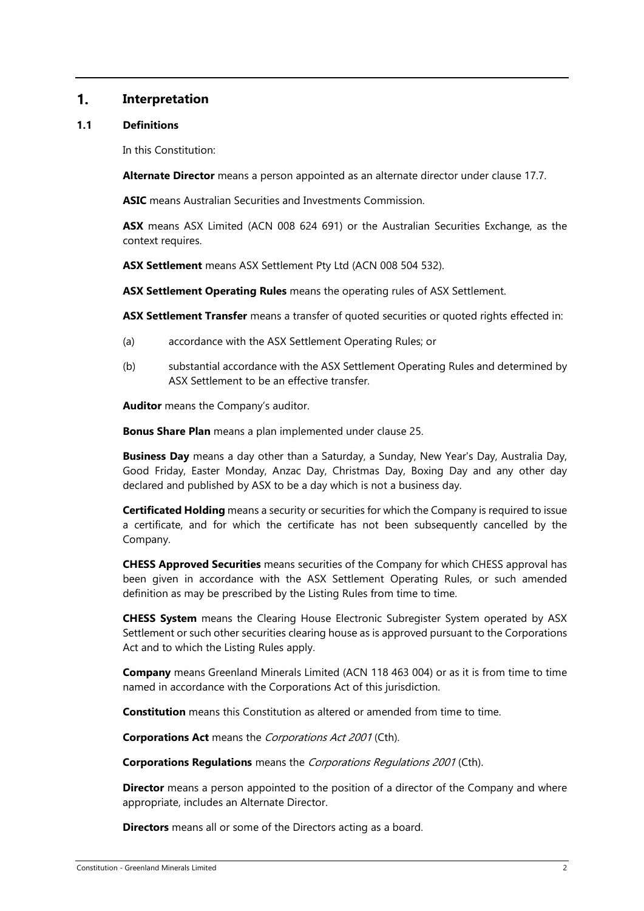# 1. Interpretation

## 1.1 Definitions

In this Constitution:

**Alternate Director** means a person appointed as an alternate director under clause 17.7.

**ASIC** means Australian Securities and Investments Commission.

**ASX** means ASX Limited (ACN 008 624 691) or the Australian Securities Exchange, as the context requires.

**ASX Settlement** means ASX Settlement Pty Ltd (ACN 008 504 532).

**ASX Settlement Operating Rules** means the operating rules of ASX Settlement.

**ASX Settlement Transfer** means a transfer of quoted securities or quoted rights effected in:

(a) accordance with the ASX Settlement Operating Rules; or

(b) substantial accordance with the ASX Settlement Operating Rules and determined by ASX Settlement to be an effective transfer.

**Auditor** means the Company's auditor.

**Bonus Share Plan** means a plan implemented under clause 25.

**Business Day** means a day other than a Saturday, a Sunday, New Year's Day, Australia Day, Good Friday, Easter Monday, Anzac Day, Christmas Day, Boxing Day and any other day declared and published by ASX to be a day which is not a business day.

**Certificated Holding** means a security or securities for which the Company is required to issue a certificate, and for which the certificate has not been subsequently cancelled by the Company.

**CHESS Approved Securities** means securities of the Company for which CHESS approval has been given in accordance with the ASX Settlement Operating Rules, or such amended definition as may be prescribed by the Listing Rules from time to time.

**CHESS System** means the Clearing House Electronic Subregister System operated by ASX Settlement or such other securities clearing house as is approved pursuant to the Corporations Act and to which the Listing Rules apply.

**Company** means Greenland Minerals Limited (ACN 118 463 004) or as it is from time to time named in accordance with the Corporations Act of this jurisdiction.

**Constitution** means this Constitution as altered or amended from time to time.

**Corporations Act** means the *Corporations Act 2001* (Cth).

**Corporations Regulations** means the *Corporations Regulations 2001* (Cth).

**Director** means a person appointed to the position of a director of the Company and where appropriate, includes an Alternate Director.

**Directors** means all or some of the Directors acting as a board.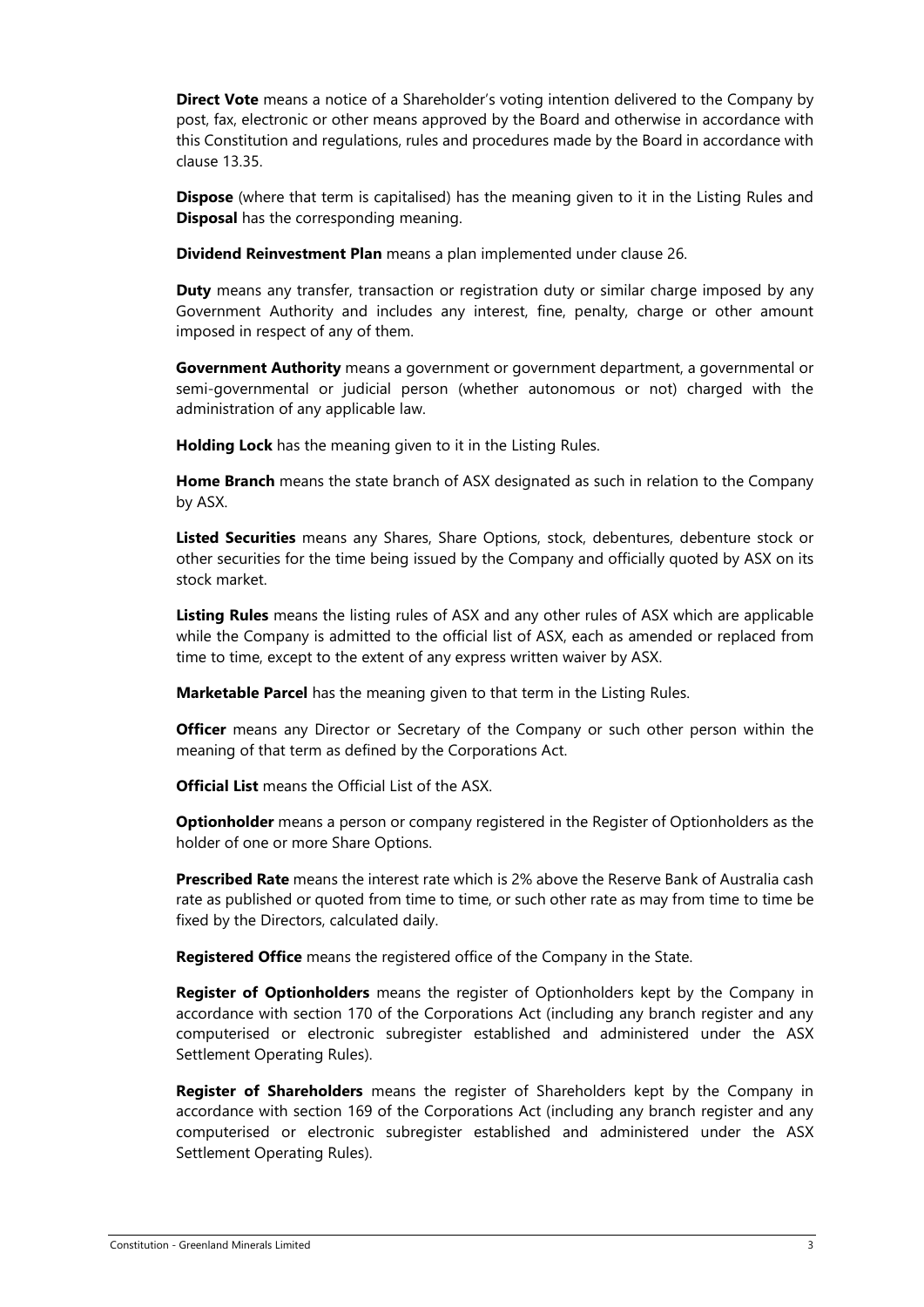**Direct Vote** means a notice of a Shareholder's voting intention delivered to the Company by post, fax, electronic or other means approved by the Board and otherwise in accordance with this Constitution and regulations, rules and procedures made by the Board in accordance with clause 13.35.

**Dispose** (where that term is capitalised) has the meaning given to it in the Listing Rules and **Disposal** has the corresponding meaning.

**Dividend Reinvestment Plan** means a plan implemented under clause 26.

**Duty** means any transfer, transaction or registration duty or similar charge imposed by any Government Authority and includes any interest, fine, penalty, charge or other amount imposed in respect of any of them.

**Government Authority** means a government or government department, a governmental or semi-governmental or judicial person (whether autonomous or not) charged with the administration of any applicable law.

**Holding Lock** has the meaning given to it in the Listing Rules.

**Home Branch** means the state branch of ASX designated as such in relation to the Company by ASX.

**Listed Securities** means any Shares, Share Options, stock, debentures, debenture stock or other securities for the time being issued by the Company and officially quoted by ASX on its stock market.

**Listing Rules** means the listing rules of ASX and any other rules of ASX which are applicable while the Company is admitted to the official list of ASX, each as amended or replaced from time to time, except to the extent of any express written waiver by ASX.

**Marketable Parcel** has the meaning given to that term in the Listing Rules.

**Officer** means any Director or Secretary of the Company or such other person within the meaning of that term as defined by the Corporations Act.

**Official List** means the Official List of the ASX.

**Optionholder** means a person or company registered in the Register of Optionholders as the holder of one or more Share Options.

**Prescribed Rate** means the interest rate which is 2% above the Reserve Bank of Australia cash rate as published or quoted from time to time, or such other rate as may from time to time be fixed by the Directors, calculated daily.

**Registered Office** means the registered office of the Company in the State.

**Register of Optionholders** means the register of Optionholders kept by the Company in accordance with section 170 of the Corporations Act (including any branch register and any computerised or electronic subregister established and administered under the ASX Settlement Operating Rules).

**Register of Shareholders** means the register of Shareholders kept by the Company in accordance with section 169 of the Corporations Act (including any branch register and any computerised or electronic subregister established and administered under the ASX Settlement Operating Rules).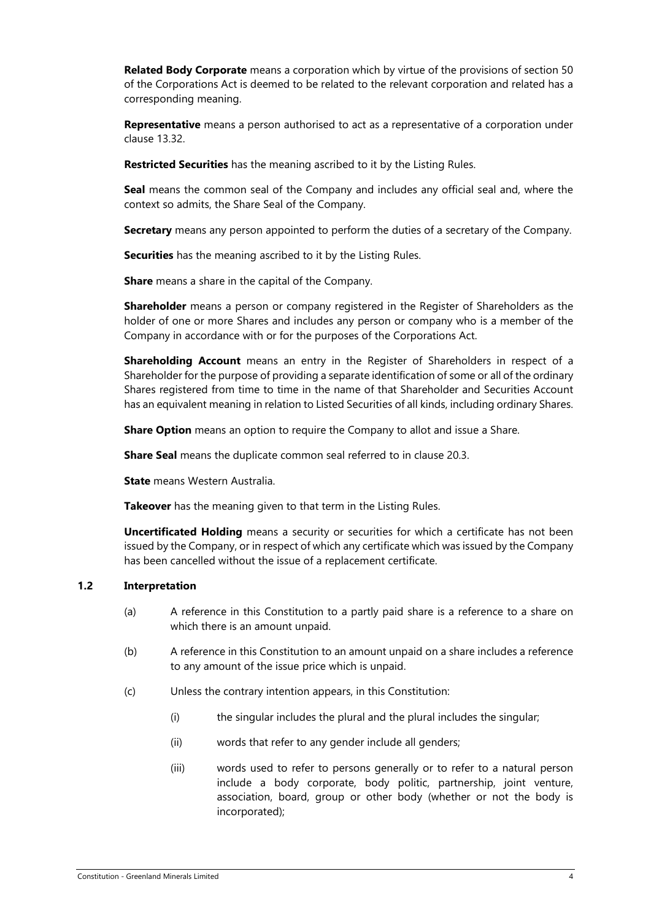**Related Body Corporate** means a corporation which by virtue of the provisions of section 50 of the Corporations Act is deemed to be related to the relevant corporation and related has a corresponding meaning.

**Representative** means a person authorised to act as a representative of a corporation under clause 13.32.

**Restricted Securities** has the meaning ascribed to it by the Listing Rules.

**Seal** means the common seal of the Company and includes any official seal and, where the context so admits, the Share Seal of the Company.

**Secretary** means any person appointed to perform the duties of a secretary of the Company.

**Securities** has the meaning ascribed to it by the Listing Rules.

**Share** means a share in the capital of the Company.

**Shareholder** means a person or company registered in the Register of Shareholders as the holder of one or more Shares and includes any person or company who is a member of the Company in accordance with or for the purposes of the Corporations Act.

**Shareholding Account** means an entry in the Register of Shareholders in respect of a Shareholder for the purpose of providing a separate identification of some or all of the ordinary Shares registered from time to time in the name of that Shareholder and Securities Account has an equivalent meaning in relation to Listed Securities of all kinds, including ordinary Shares.

**Share Option** means an option to require the Company to allot and issue a Share.

**Share Seal** means the duplicate common seal referred to in clause 20.3.

**State** means Western Australia.

**Takeover** has the meaning given to that term in the Listing Rules.

**Uncertificated Holding** means a security or securities for which a certificate has not been issued by the Company, or in respect of which any certificate which was issued by the Company has been cancelled without the issue of a replacement certificate.

### 1.2 Interpretation

(a) A reference in this Constitution to a partly paid share is a reference to a share on which there is an amount unpaid.

(b) A reference in this Constitution to an amount unpaid on a share includes a reference to any amount of the issue price which is unpaid.

(c) Unless the contrary intention appears, in this Constitution:

(i) the singular includes the plural and the plural includes the singular;

(ii) words that refer to any gender include all genders;

(iii) words used to refer to persons generally or to refer to a natural person include a body corporate, body politic, partnership, joint venture, association, board, group or other body (whether or not the body is incorporated);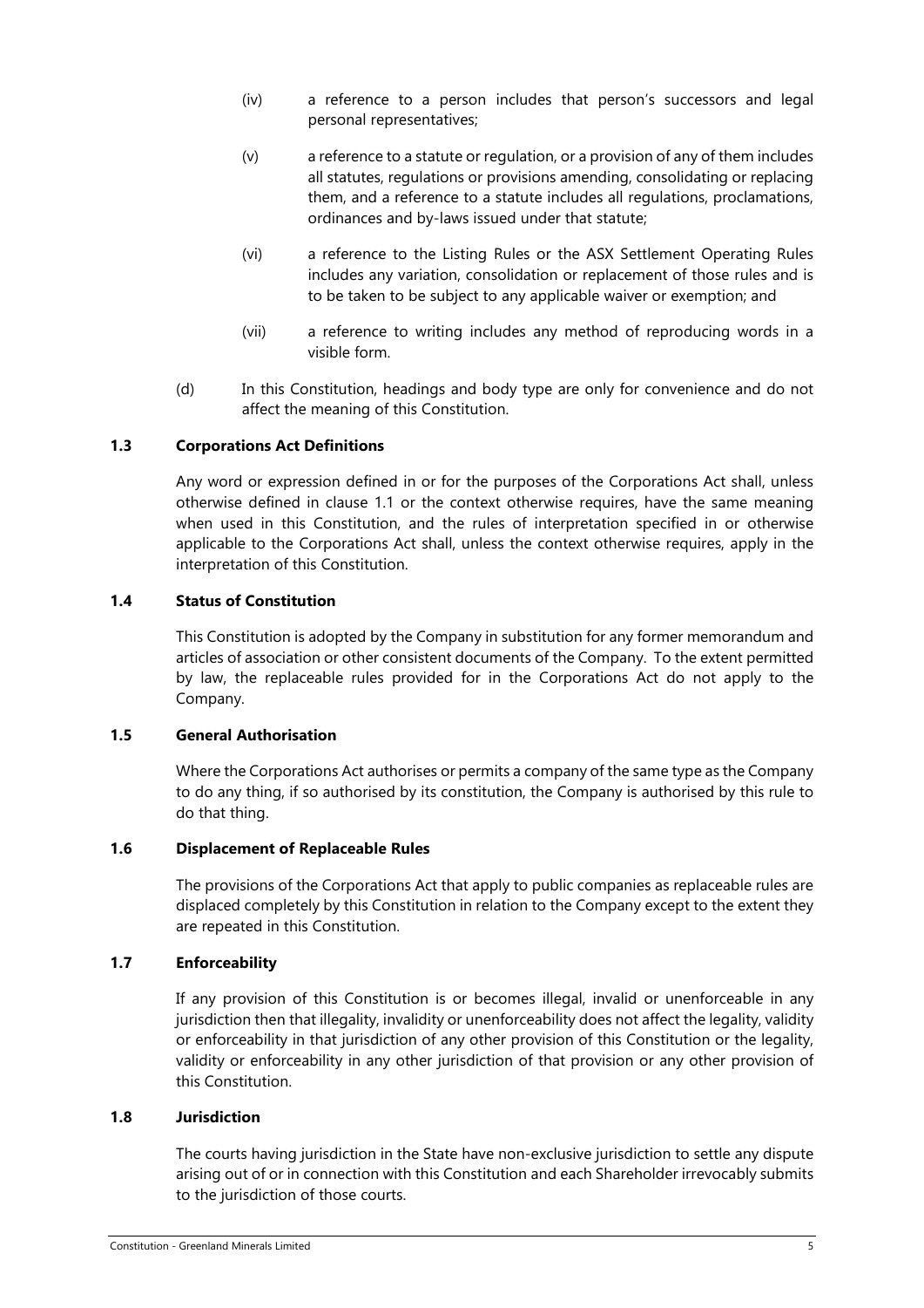(iv) a reference to a person includes that person's successors and legal personal representatives;

(v) a reference to a statute or regulation, or a provision of any of them includes all statutes, regulations or provisions amending, consolidating or replacing them, and a reference to a statute includes all regulations, proclamations, ordinances and by-laws issued under that statute;

(vi) a reference to the Listing Rules or the ASX Settlement Operating Rules includes any variation, consolidation or replacement of those rules and is to be taken to be subject to any applicable waiver or exemption; and

(vii) a reference to writing includes any method of reproducing words in a visible form.

(d) In this Constitution, headings and body type are only for convenience and do not affect the meaning of this Constitution.

### 1.3 Corporations Act Definitions

Any word or expression defined in or for the purposes of the Corporations Act shall, unless otherwise defined in clause 1.1 or the context otherwise requires, have the same meaning when used in this Constitution, and the rules of interpretation specified in or otherwise applicable to the Corporations Act shall, unless the context otherwise requires, apply in the interpretation of this Constitution.

### 1.4 Status of Constitution

This Constitution is adopted by the Company in substitution for any former memorandum and articles of association or other consistent documents of the Company. To the extent permitted by law, the replaceable rules provided for in the Corporations Act do not apply to the Company.

### 1.5 General Authorisation

Where the Corporations Act authorises or permits a company of the same type as the Company to do any thing, if so authorised by its constitution, the Company is authorised by this rule to do that thing.

### 1.6 Displacement of Replaceable Rules

The provisions of the Corporations Act that apply to public companies as replaceable rules are displaced completely by this Constitution in relation to the Company except to the extent they are repeated in this Constitution.

### 1.7 Enforceability

If any provision of this Constitution is or becomes illegal, invalid or unenforceable in any jurisdiction then that illegality, invalidity or unenforceability does not affect the legality, validity or enforceability in that jurisdiction of any other provision of this Constitution or the legality, validity or enforceability in any other jurisdiction of that provision or any other provision of this Constitution.

### 1.8 Jurisdiction

The courts having jurisdiction in the State have non-exclusive jurisdiction to settle any dispute arising out of or in connection with this Constitution and each Shareholder irrevocably submits to the jurisdiction of those courts.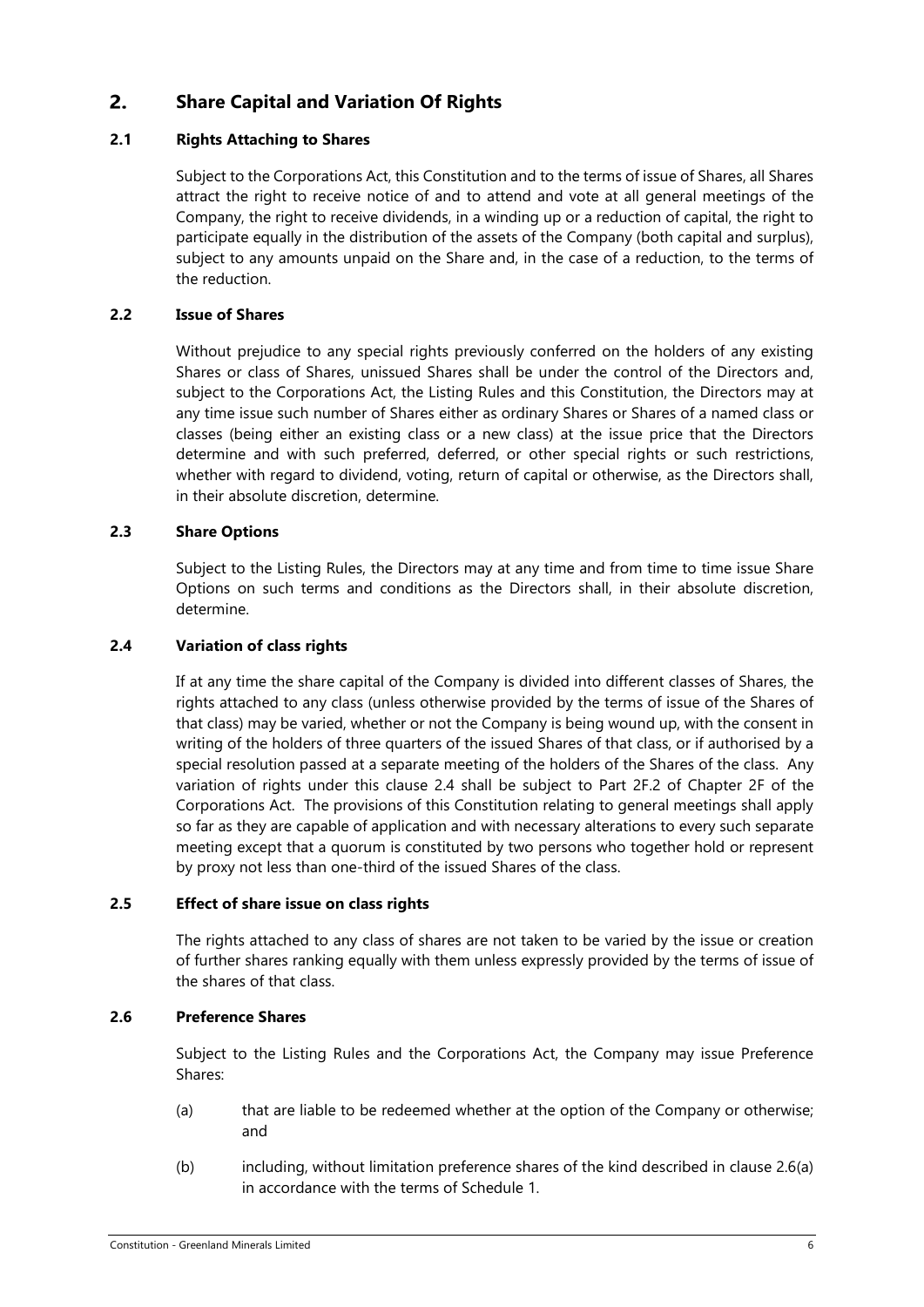## 2. Share Capital and Variation Of Rights

### 2.1 Rights Attaching to Shares

Subject to the Corporations Act, this Constitution and to the terms of issue of Shares, all Shares attract the right to receive notice of and to attend and vote at all general meetings of the Company, the right to receive dividends, in a winding up or a reduction of capital, the right to participate equally in the distribution of the assets of the Company (both capital and surplus), subject to any amounts unpaid on the Share and, in the case of a reduction, to the terms of the reduction.

### 2.2 Issue of Shares

Without prejudice to any special rights previously conferred on the holders of any existing Shares or class of Shares, unissued Shares shall be under the control of the Directors and, subject to the Corporations Act, the Listing Rules and this Constitution, the Directors may at any time issue such number of Shares either as ordinary Shares or Shares of a named class or classes (being either an existing class or a new class) at the issue price that the Directors determine and with such preferred, deferred, or other special rights or such restrictions, whether with regard to dividend, voting, return of capital or otherwise, as the Directors shall, in their absolute discretion, determine.

### 2.3 Share Options

Subject to the Listing Rules, the Directors may at any time and from time to time issue Share Options on such terms and conditions as the Directors shall, in their absolute discretion, determine.

### 2.4 Variation of class rights

If at any time the share capital of the Company is divided into different classes of Shares, the rights attached to any class (unless otherwise provided by the terms of issue of the Shares of that class) may be varied, whether or not the Company is being wound up, with the consent in writing of the holders of three quarters of the issued Shares of that class, or if authorised by a special resolution passed at a separate meeting of the holders of the Shares of the class. Any variation of rights under this clause 2.4 shall be subject to Part 2F.2 of Chapter 2F of the Corporations Act. The provisions of this Constitution relating to general meetings shall apply so far as they are capable of application and with necessary alterations to every such separate meeting except that a quorum is constituted by two persons who together hold or represent by proxy not less than one-third of the issued Shares of the class.

### 2.5 Effect of share issue on class rights

The rights attached to any class of shares are not taken to be varied by the issue or creation of further shares ranking equally with them unless expressly provided by the terms of issue of the shares of that class.

### 2.6 Preference Shares

Subject to the Listing Rules and the Corporations Act, the Company may issue Preference Shares:

(a) that are liable to be redeemed whether at the option of the Company or otherwise; and

(b) including, without limitation preference shares of the kind described in clause 2.6(a) in accordance with the terms of Schedule 1.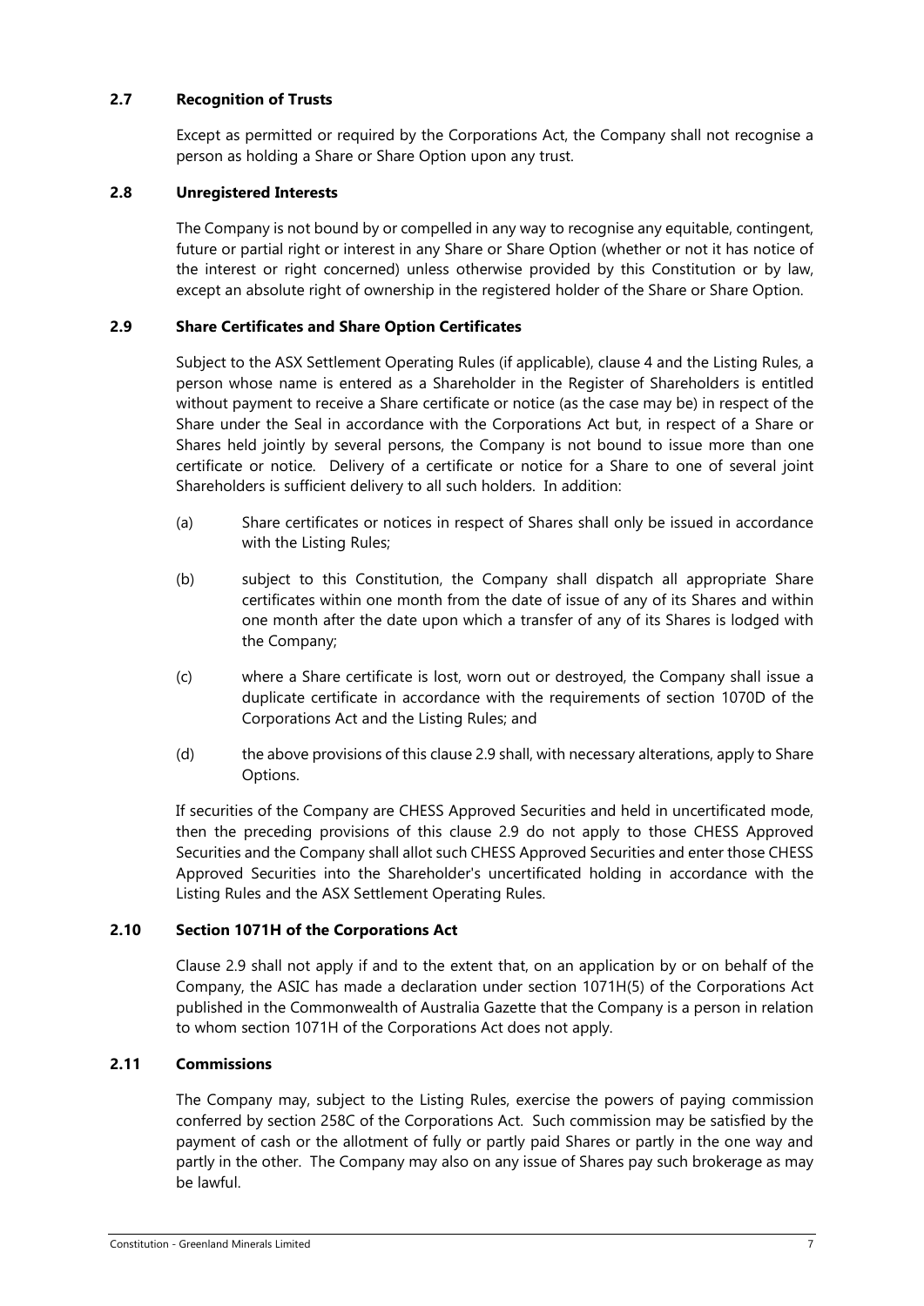### 2.7 Recognition of Trusts

Except as permitted or required by the Corporations Act, the Company shall not recognise a person as holding a Share or Share Option upon any trust.

### 2.8 Unregistered Interests

The Company is not bound by or compelled in any way to recognise any equitable, contingent, future or partial right or interest in any Share or Share Option (whether or not it has notice of the interest or right concerned) unless otherwise provided by this Constitution or by law, except an absolute right of ownership in the registered holder of the Share or Share Option.

### 2.9 Share Certificates and Share Option Certificates

Subject to the ASX Settlement Operating Rules (if applicable), clause 4 and the Listing Rules, a person whose name is entered as a Shareholder in the Register of Shareholders is entitled without payment to receive a Share certificate or notice (as the case may be) in respect of the Share under the Seal in accordance with the Corporations Act but, in respect of a Share or Shares held jointly by several persons, the Company is not bound to issue more than one certificate or notice. Delivery of a certificate or notice for a Share to one of several joint Shareholders is sufficient delivery to all such holders. In addition:

(a) Share certificates or notices in respect of Shares shall only be issued in accordance with the Listing Rules;

(b) subject to this Constitution, the Company shall dispatch all appropriate Share certificates within one month from the date of issue of any of its Shares and within one month after the date upon which a transfer of any of its Shares is lodged with the Company;

(c) where a Share certificate is lost, worn out or destroyed, the Company shall issue a duplicate certificate in accordance with the requirements of section 1070D of the Corporations Act and the Listing Rules; and

(d) the above provisions of this clause 2.9 shall, with necessary alterations, apply to Share Options.

If securities of the Company are CHESS Approved Securities and held in uncertificated mode, then the preceding provisions of this clause 2.9 do not apply to those CHESS Approved Securities and the Company shall allot such CHESS Approved Securities and enter those CHESS Approved Securities into the Shareholder's uncertificated holding in accordance with the Listing Rules and the ASX Settlement Operating Rules.

### 2.10 Section 1071H of the Corporations Act

Clause 2.9 shall not apply if and to the extent that, on an application by or on behalf of the Company, the ASIC has made a declaration under section 1071H(5) of the Corporations Act published in the Commonwealth of Australia Gazette that the Company is a person in relation to whom section 1071H of the Corporations Act does not apply.

### 2.11 Commissions

The Company may, subject to the Listing Rules, exercise the powers of paying commission conferred by section 258C of the Corporations Act. Such commission may be satisfied by the payment of cash or the allotment of fully or partly paid Shares or partly in the one way and partly in the other. The Company may also on any issue of Shares pay such brokerage as may be lawful.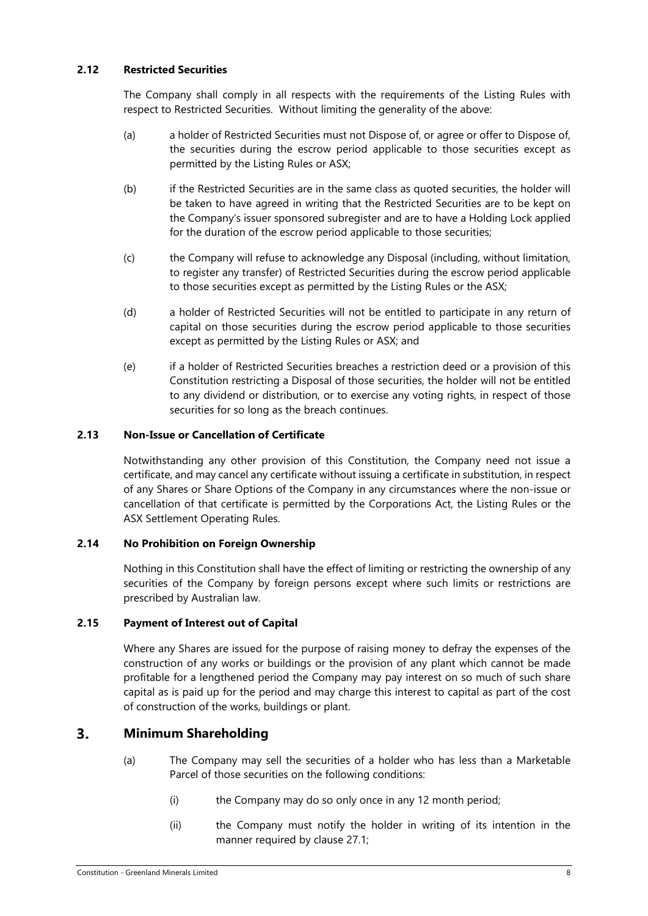### 2.12 Restricted Securities

The Company shall comply in all respects with the requirements of the Listing Rules with respect to Restricted Securities. Without limiting the generality of the above:

(a) a holder of Restricted Securities must not Dispose of, or agree or offer to Dispose of, the securities during the escrow period applicable to those securities except as permitted by the Listing Rules or ASX;

(b) if the Restricted Securities are in the same class as quoted securities, the holder will be taken to have agreed in writing that the Restricted Securities are to be kept on the Company's issuer sponsored subregister and are to have a Holding Lock applied for the duration of the escrow period applicable to those securities;

(c) the Company will refuse to acknowledge any Disposal (including, without limitation, to register any transfer) of Restricted Securities during the escrow period applicable to those securities except as permitted by the Listing Rules or the ASX;

(d) a holder of Restricted Securities will not be entitled to participate in any return of capital on those securities during the escrow period applicable to those securities except as permitted by the Listing Rules or ASX; and

(e) if a holder of Restricted Securities breaches a restriction deed or a provision of this Constitution restricting a Disposal of those securities, the holder will not be entitled to any dividend or distribution, or to exercise any voting rights, in respect of those securities for so long as the breach continues.

### 2.13 Non-Issue or Cancellation of Certificate

Notwithstanding any other provision of this Constitution, the Company need not issue a certificate, and may cancel any certificate without issuing a certificate in substitution, in respect of any Shares or Share Options of the Company in any circumstances where the non-issue or cancellation of that certificate is permitted by the Corporations Act, the Listing Rules or the ASX Settlement Operating Rules.

### 2.14 No Prohibition on Foreign Ownership

Nothing in this Constitution shall have the effect of limiting or restricting the ownership of any securities of the Company by foreign persons except where such limits or restrictions are prescribed by Australian law.

### 2.15 Payment of Interest out of Capital

Where any Shares are issued for the purpose of raising money to defray the expenses of the construction of any works or buildings or the provision of any plant which cannot be made profitable for a lengthened period the Company may pay interest on so much of such share capital as is paid up for the period and may charge this interest to capital as part of the cost of construction of the works, buildings or plant.

## 3. Minimum Shareholding

(a) The Company may sell the securities of a holder who has less than a Marketable Parcel of those securities on the following conditions:

(i) the Company may do so only once in any 12 month period;

(ii) the Company must notify the holder in writing of its intention in the manner required by clause 27.1;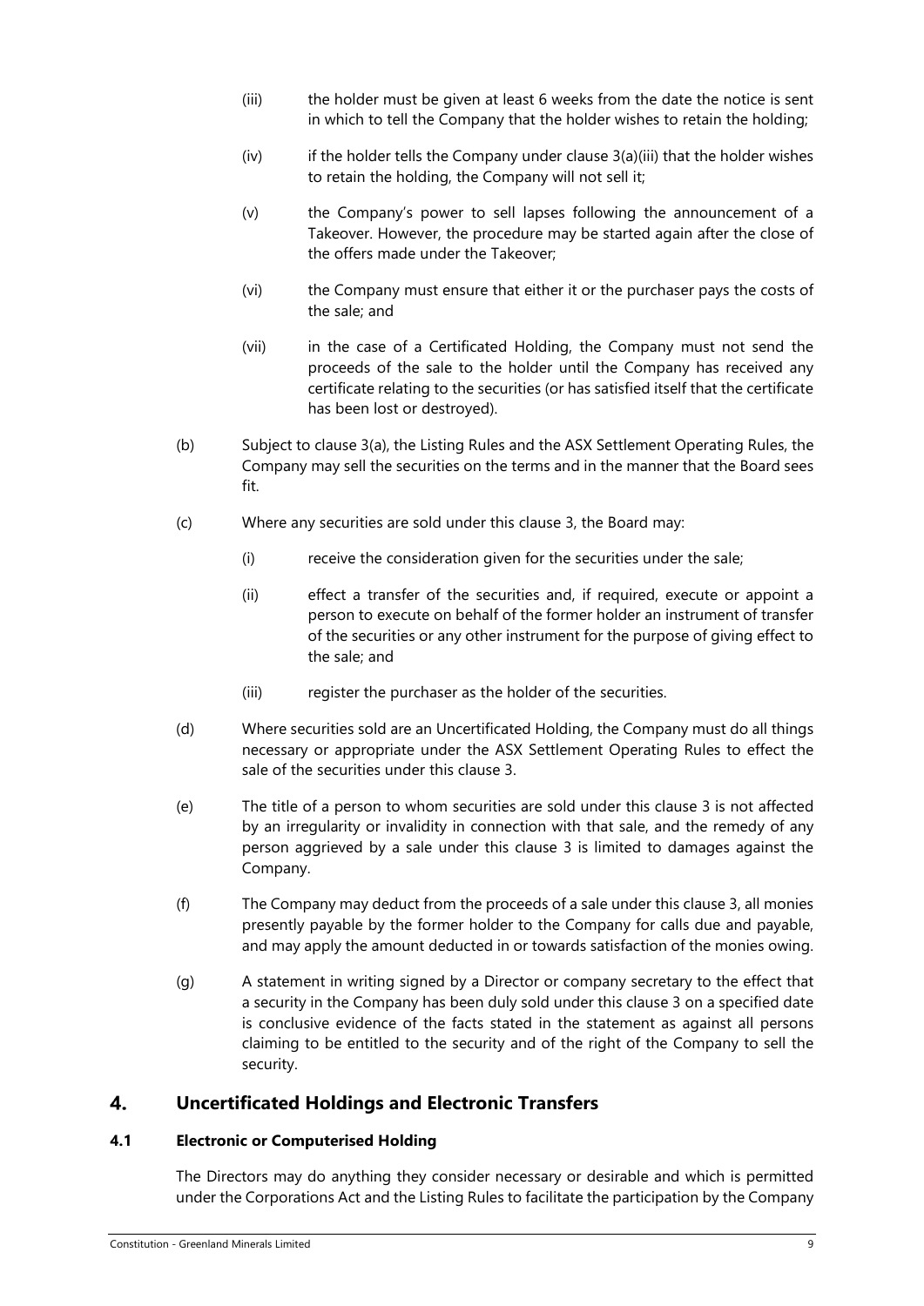(iii) the holder must be given at least 6 weeks from the date the notice is sent in which to tell the Company that the holder wishes to retain the holding;

(iv) if the holder tells the Company under clause 3(a)(iii) that the holder wishes to retain the holding, the Company will not sell it;

(v) the Company's power to sell lapses following the announcement of a Takeover. However, the procedure may be started again after the close of the offers made under the Takeover;

(vi) the Company must ensure that either it or the purchaser pays the costs of the sale; and

(vii) in the case of a Certificated Holding, the Company must not send the proceeds of the sale to the holder until the Company has received any certificate relating to the securities (or has satisfied itself that the certificate has been lost or destroyed).

(b) Subject to clause 3(a), the Listing Rules and the ASX Settlement Operating Rules, the Company may sell the securities on the terms and in the manner that the Board sees fit.

(c) Where any securities are sold under this clause 3, the Board may:

(i) receive the consideration given for the securities under the sale;

(ii) effect a transfer of the securities and, if required, execute or appoint a person to execute on behalf of the former holder an instrument of transfer of the securities or any other instrument for the purpose of giving effect to the sale; and

(iii) register the purchaser as the holder of the securities.

(d) Where securities sold are an Uncertificated Holding, the Company must do all things necessary or appropriate under the ASX Settlement Operating Rules to effect the sale of the securities under this clause 3.

(e) The title of a person to whom securities are sold under this clause 3 is not affected by an irregularity or invalidity in connection with that sale, and the remedy of any person aggrieved by a sale under this clause 3 is limited to damages against the Company.

(f) The Company may deduct from the proceeds of a sale under this clause 3, all monies presently payable by the former holder to the Company for calls due and payable, and may apply the amount deducted in or towards satisfaction of the monies owing.

(g) A statement in writing signed by a Director or company secretary to the effect that a security in the Company has been duly sold under this clause 3 on a specified date is conclusive evidence of the facts stated in the statement as against all persons claiming to be entitled to the security and of the right of the Company to sell the security.

# 4. Uncertificated Holdings and Electronic Transfers

## 4.1 Electronic or Computerised Holding

The Directors may do anything they consider necessary or desirable and which is permitted under the Corporations Act and the Listing Rules to facilitate the participation by the Company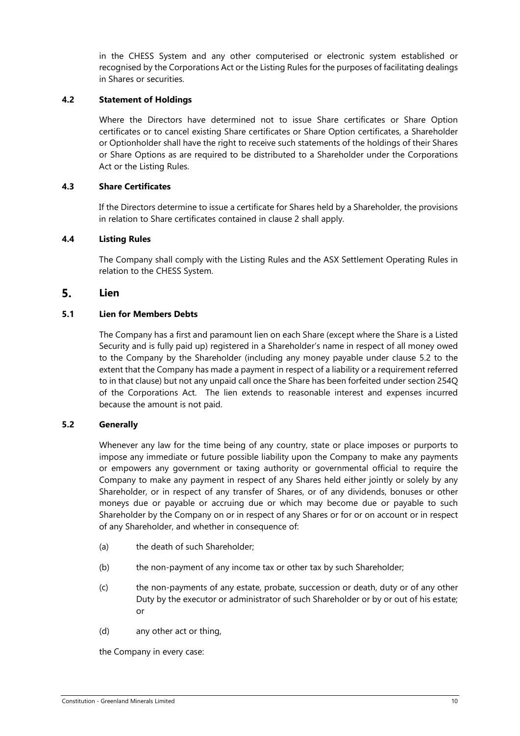in the CHESS System and any other computerised or electronic system established or recognised by the Corporations Act or the Listing Rules for the purposes of facilitating dealings in Shares or securities.

### 4.2 Statement of Holdings

Where the Directors have determined not to issue Share certificates or Share Option certificates or to cancel existing Share certificates or Share Option certificates, a Shareholder or Optionholder shall have the right to receive such statements of the holdings of their Shares or Share Options as are required to be distributed to a Shareholder under the Corporations Act or the Listing Rules.

### 4.3 Share Certificates

If the Directors determine to issue a certificate for Shares held by a Shareholder, the provisions in relation to Share certificates contained in clause 2 shall apply.

### 4.4 Listing Rules

The Company shall comply with the Listing Rules and the ASX Settlement Operating Rules in relation to the CHESS System.

## 5. Lien

### 5.1 Lien for Members Debts

The Company has a first and paramount lien on each Share (except where the Share is a Listed Security and is fully paid up) registered in a Shareholder's name in respect of all money owed to the Company by the Shareholder (including any money payable under clause 5.2 to the extent that the Company has made a payment in respect of a liability or a requirement referred to in that clause) but not any unpaid call once the Share has been forfeited under section 254Q of the Corporations Act. The lien extends to reasonable interest and expenses incurred because the amount is not paid.

### 5.2 Generally

Whenever any law for the time being of any country, state or place imposes or purports to impose any immediate or future possible liability upon the Company to make any payments or empowers any government or taxing authority or governmental official to require the Company to make any payment in respect of any Shares held either jointly or solely by any Shareholder, or in respect of any transfer of Shares, or of any dividends, bonuses or other moneys due or payable or accruing due or which may become due or payable to such Shareholder by the Company on or in respect of any Shares or for or on account or in respect of any Shareholder, and whether in consequence of:

(a) the death of such Shareholder;

(b) the non-payment of any income tax or other tax by such Shareholder;

(c) the non-payments of any estate, probate, succession or death, duty or of any other Duty by the executor or administrator of such Shareholder or by or out of his estate; or

(d) any other act or thing,

the Company in every case: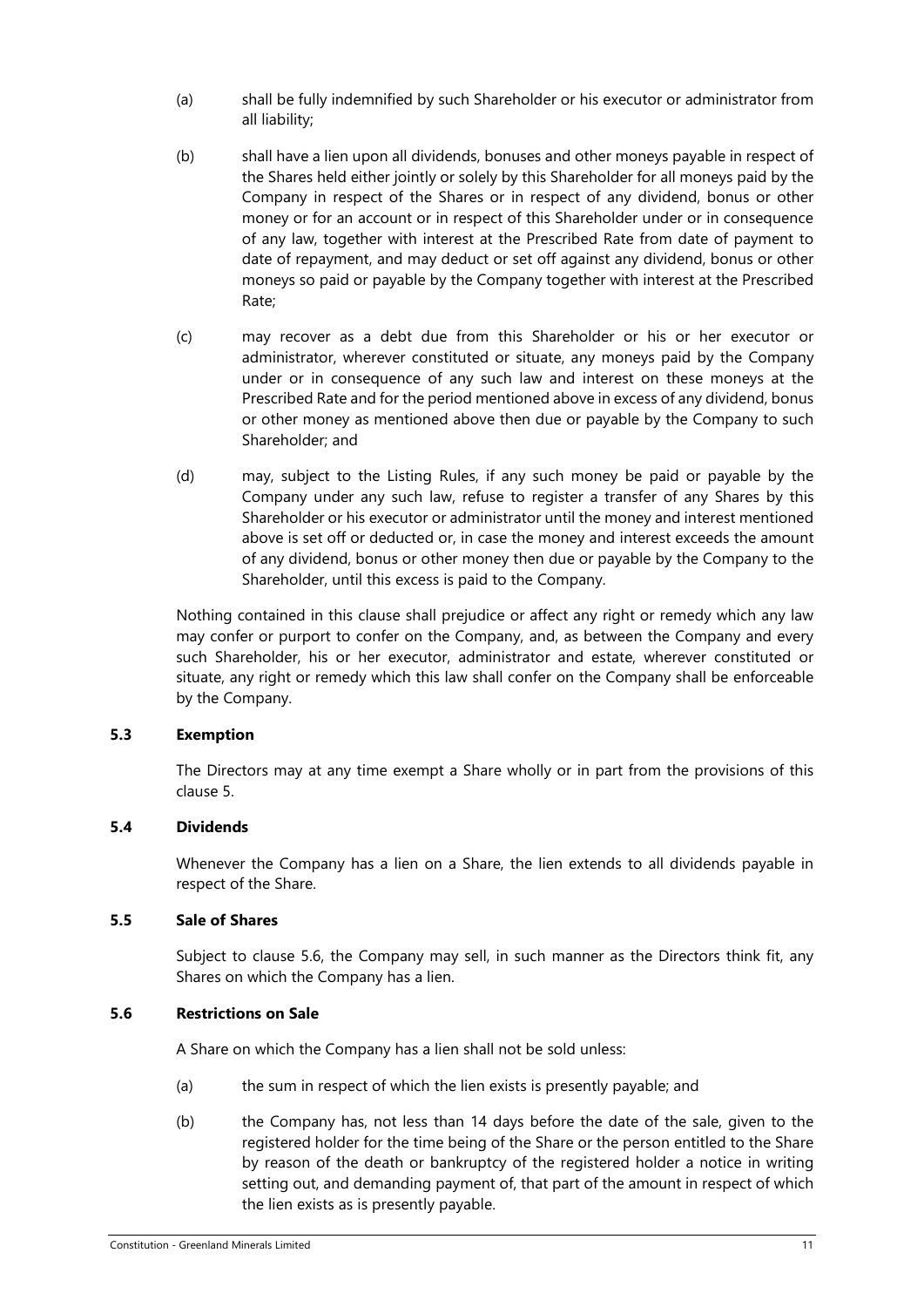(a) shall be fully indemnified by such Shareholder or his executor or administrator from all liability;

(b) shall have a lien upon all dividends, bonuses and other moneys payable in respect of the Shares held either jointly or solely by this Shareholder for all moneys paid by the Company in respect of the Shares or in respect of any dividend, bonus or other money or for an account or in respect of this Shareholder under or in consequence of any law, together with interest at the Prescribed Rate from date of payment to date of repayment, and may deduct or set off against any dividend, bonus or other moneys so paid or payable by the Company together with interest at the Prescribed Rate;

(c) may recover as a debt due from this Shareholder or his or her executor or administrator, wherever constituted or situate, any moneys paid by the Company under or in consequence of any such law and interest on these moneys at the Prescribed Rate and for the period mentioned above in excess of any dividend, bonus or other money as mentioned above then due or payable by the Company to such Shareholder; and

(d) may, subject to the Listing Rules, if any such money be paid or payable by the Company under any such law, refuse to register a transfer of any Shares by this Shareholder or his executor or administrator until the money and interest mentioned above is set off or deducted or, in case the money and interest exceeds the amount of any dividend, bonus or other money then due or payable by the Company to the Shareholder, until this excess is paid to the Company.

Nothing contained in this clause shall prejudice or affect any right or remedy which any law may confer or purport to confer on the Company, and, as between the Company and every such Shareholder, his or her executor, administrator and estate, wherever constituted or situate, any right or remedy which this law shall confer on the Company shall be enforceable by the Company.

### 5.3 Exemption

The Directors may at any time exempt a Share wholly or in part from the provisions of this clause 5.

### 5.4 Dividends

Whenever the Company has a lien on a Share, the lien extends to all dividends payable in respect of the Share.

### 5.5 Sale of Shares

Subject to clause 5.6, the Company may sell, in such manner as the Directors think fit, any Shares on which the Company has a lien.

### 5.6 Restrictions on Sale

A Share on which the Company has a lien shall not be sold unless:

(a) the sum in respect of which the lien exists is presently payable; and

(b) the Company has, not less than 14 days before the date of the sale, given to the registered holder for the time being of the Share or the person entitled to the Share by reason of the death or bankruptcy of the registered holder a notice in writing setting out, and demanding payment of, that part of the amount in respect of which the lien exists as is presently payable.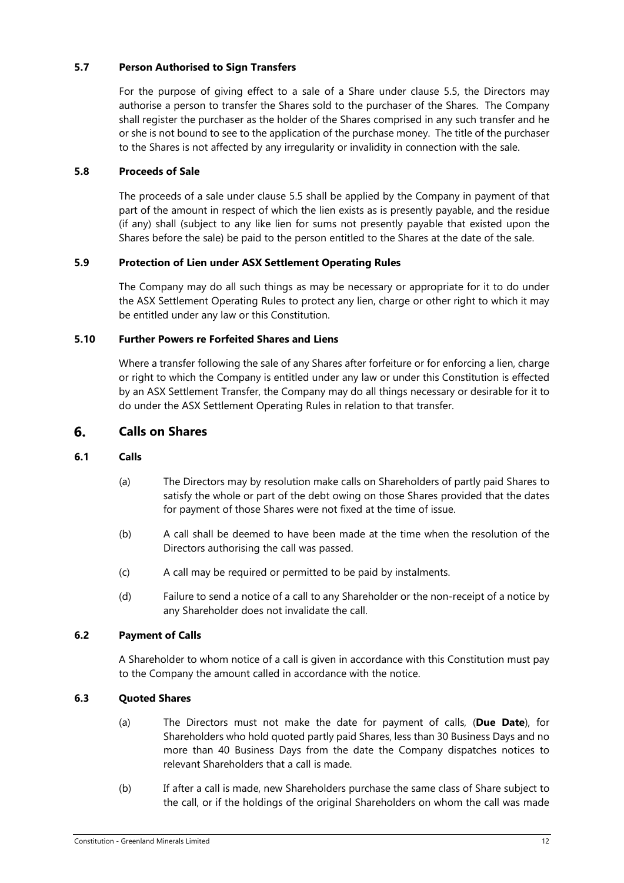### 5.7 Person Authorised to Sign Transfers

For the purpose of giving effect to a sale of a Share under clause 5.5, the Directors may authorise a person to transfer the Shares sold to the purchaser of the Shares. The Company shall register the purchaser as the holder of the Shares comprised in any such transfer and he or she is not bound to see to the application of the purchase money. The title of the purchaser to the Shares is not affected by any irregularity or invalidity in connection with the sale.

### 5.8 Proceeds of Sale

The proceeds of a sale under clause 5.5 shall be applied by the Company in payment of that part of the amount in respect of which the lien exists as is presently payable, and the residue (if any) shall (subject to any like lien for sums not presently payable that existed upon the Shares before the sale) be paid to the person entitled to the Shares at the date of the sale.

### 5.9 Protection of Lien under ASX Settlement Operating Rules

The Company may do all such things as may be necessary or appropriate for it to do under the ASX Settlement Operating Rules to protect any lien, charge or other right to which it may be entitled under any law or this Constitution.

### 5.10 Further Powers re Forfeited Shares and Liens

Where a transfer following the sale of any Shares after forfeiture or for enforcing a lien, charge or right to which the Company is entitled under any law or under this Constitution is effected by an ASX Settlement Transfer, the Company may do all things necessary or desirable for it to do under the ASX Settlement Operating Rules in relation to that transfer.

## 6. Calls on Shares

### 6.1 Calls

(a) The Directors may by resolution make calls on Shareholders of partly paid Shares to satisfy the whole or part of the debt owing on those Shares provided that the dates for payment of those Shares were not fixed at the time of issue.

(b) A call shall be deemed to have been made at the time when the resolution of the Directors authorising the call was passed.

(c) A call may be required or permitted to be paid by instalments.

(d) Failure to send a notice of a call to any Shareholder or the non-receipt of a notice by any Shareholder does not invalidate the call.

### 6.2 Payment of Calls

A Shareholder to whom notice of a call is given in accordance with this Constitution must pay to the Company the amount called in accordance with the notice.

### 6.3 Quoted Shares

(a) The Directors must not make the date for payment of calls, (**Due Date**), for Shareholders who hold quoted partly paid Shares, less than 30 Business Days and no more than 40 Business Days from the date the Company dispatches notices to relevant Shareholders that a call is made.

(b) If after a call is made, new Shareholders purchase the same class of Share subject to the call, or if the holdings of the original Shareholders on whom the call was made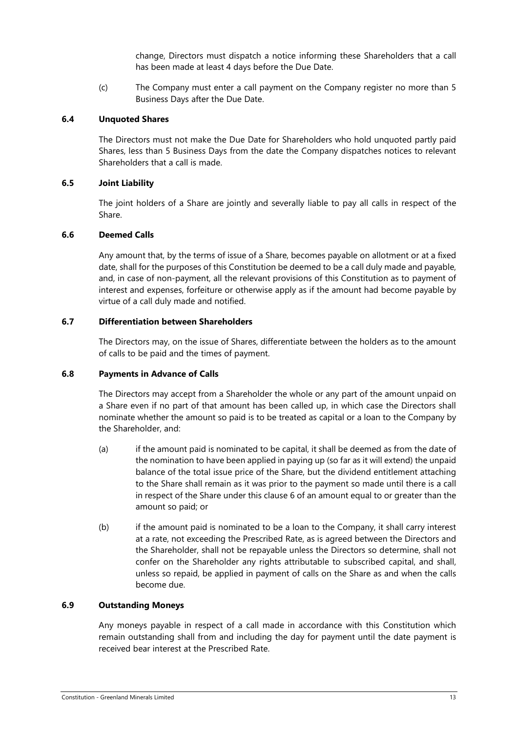change, Directors must dispatch a notice informing these Shareholders that a call has been made at least 4 days before the Due Date.

(c) The Company must enter a call payment on the Company register no more than 5 Business Days after the Due Date.

### 6.4 Unquoted Shares

The Directors must not make the Due Date for Shareholders who hold unquoted partly paid Shares, less than 5 Business Days from the date the Company dispatches notices to relevant Shareholders that a call is made.

### 6.5 Joint Liability

The joint holders of a Share are jointly and severally liable to pay all calls in respect of the Share.

### 6.6 Deemed Calls

Any amount that, by the terms of issue of a Share, becomes payable on allotment or at a fixed date, shall for the purposes of this Constitution be deemed to be a call duly made and payable, and, in case of non-payment, all the relevant provisions of this Constitution as to payment of interest and expenses, forfeiture or otherwise apply as if the amount had become payable by virtue of a call duly made and notified.

### 6.7 Differentiation between Shareholders

The Directors may, on the issue of Shares, differentiate between the holders as to the amount of calls to be paid and the times of payment.

### 6.8 Payments in Advance of Calls

The Directors may accept from a Shareholder the whole or any part of the amount unpaid on a Share even if no part of that amount has been called up, in which case the Directors shall nominate whether the amount so paid is to be treated as capital or a loan to the Company by the Shareholder, and:

(a) if the amount paid is nominated to be capital, it shall be deemed as from the date of the nomination to have been applied in paying up (so far as it will extend) the unpaid balance of the total issue price of the Share, but the dividend entitlement attaching to the Share shall remain as it was prior to the payment so made until there is a call in respect of the Share under this clause 6 of an amount equal to or greater than the amount so paid; or

(b) if the amount paid is nominated to be a loan to the Company, it shall carry interest at a rate, not exceeding the Prescribed Rate, as is agreed between the Directors and the Shareholder, shall not be repayable unless the Directors so determine, shall not confer on the Shareholder any rights attributable to subscribed capital, and shall, unless so repaid, be applied in payment of calls on the Share as and when the calls become due.

### 6.9 Outstanding Moneys

Any moneys payable in respect of a call made in accordance with this Constitution which remain outstanding shall from and including the day for payment until the date payment is received bear interest at the Prescribed Rate.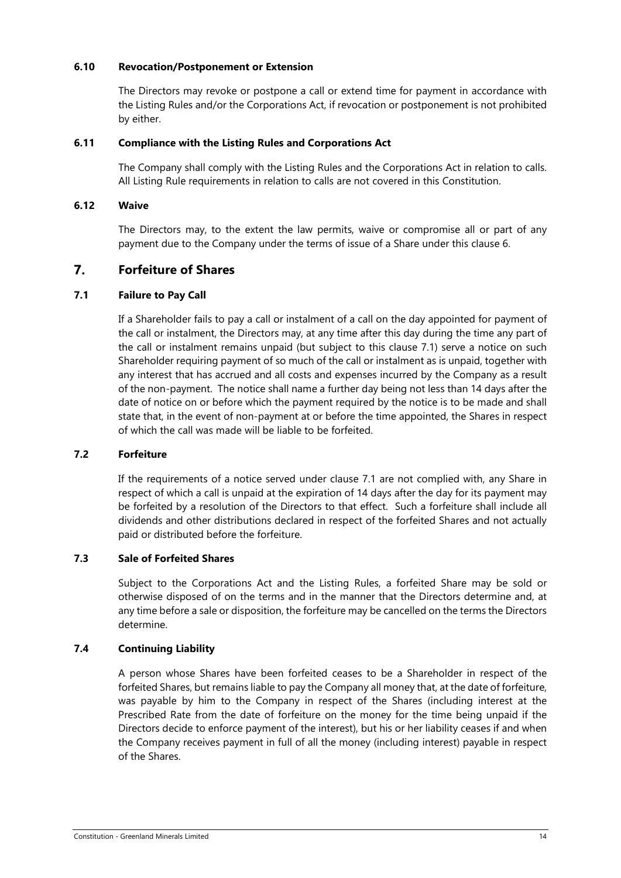### 6.10 Revocation/Postponement or Extension

The Directors may revoke or postpone a call or extend time for payment in accordance with the Listing Rules and/or the Corporations Act, if revocation or postponement is not prohibited by either.

### 6.11 Compliance with the Listing Rules and Corporations Act

The Company shall comply with the Listing Rules and the Corporations Act in relation to calls. All Listing Rule requirements in relation to calls are not covered in this Constitution.

### 6.12 Waive

The Directors may, to the extent the law permits, waive or compromise all or part of any payment due to the Company under the terms of issue of a Share under this clause 6.

## 7. Forfeiture of Shares

### 7.1 Failure to Pay Call

If a Shareholder fails to pay a call or instalment of a call on the day appointed for payment of the call or instalment, the Directors may, at any time after this day during the time any part of the call or instalment remains unpaid (but subject to this clause 7.1) serve a notice on such Shareholder requiring payment of so much of the call or instalment as is unpaid, together with any interest that has accrued and all costs and expenses incurred by the Company as a result of the non-payment. The notice shall name a further day being not less than 14 days after the date of notice on or before which the payment required by the notice is to be made and shall state that, in the event of non-payment at or before the time appointed, the Shares in respect of which the call was made will be liable to be forfeited.

### 7.2 Forfeiture

If the requirements of a notice served under clause 7.1 are not complied with, any Share in respect of which a call is unpaid at the expiration of 14 days after the day for its payment may be forfeited by a resolution of the Directors to that effect. Such a forfeiture shall include all dividends and other distributions declared in respect of the forfeited Shares and not actually paid or distributed before the forfeiture.

### 7.3 Sale of Forfeited Shares

Subject to the Corporations Act and the Listing Rules, a forfeited Share may be sold or otherwise disposed of on the terms and in the manner that the Directors determine and, at any time before a sale or disposition, the forfeiture may be cancelled on the terms the Directors determine.

### 7.4 Continuing Liability

A person whose Shares have been forfeited ceases to be a Shareholder in respect of the forfeited Shares, but remains liable to pay the Company all money that, at the date of forfeiture, was payable by him to the Company in respect of the Shares (including interest at the Prescribed Rate from the date of forfeiture on the money for the time being unpaid if the Directors decide to enforce payment of the interest), but his or her liability ceases if and when the Company receives payment in full of all the money (including interest) payable in respect of the Shares.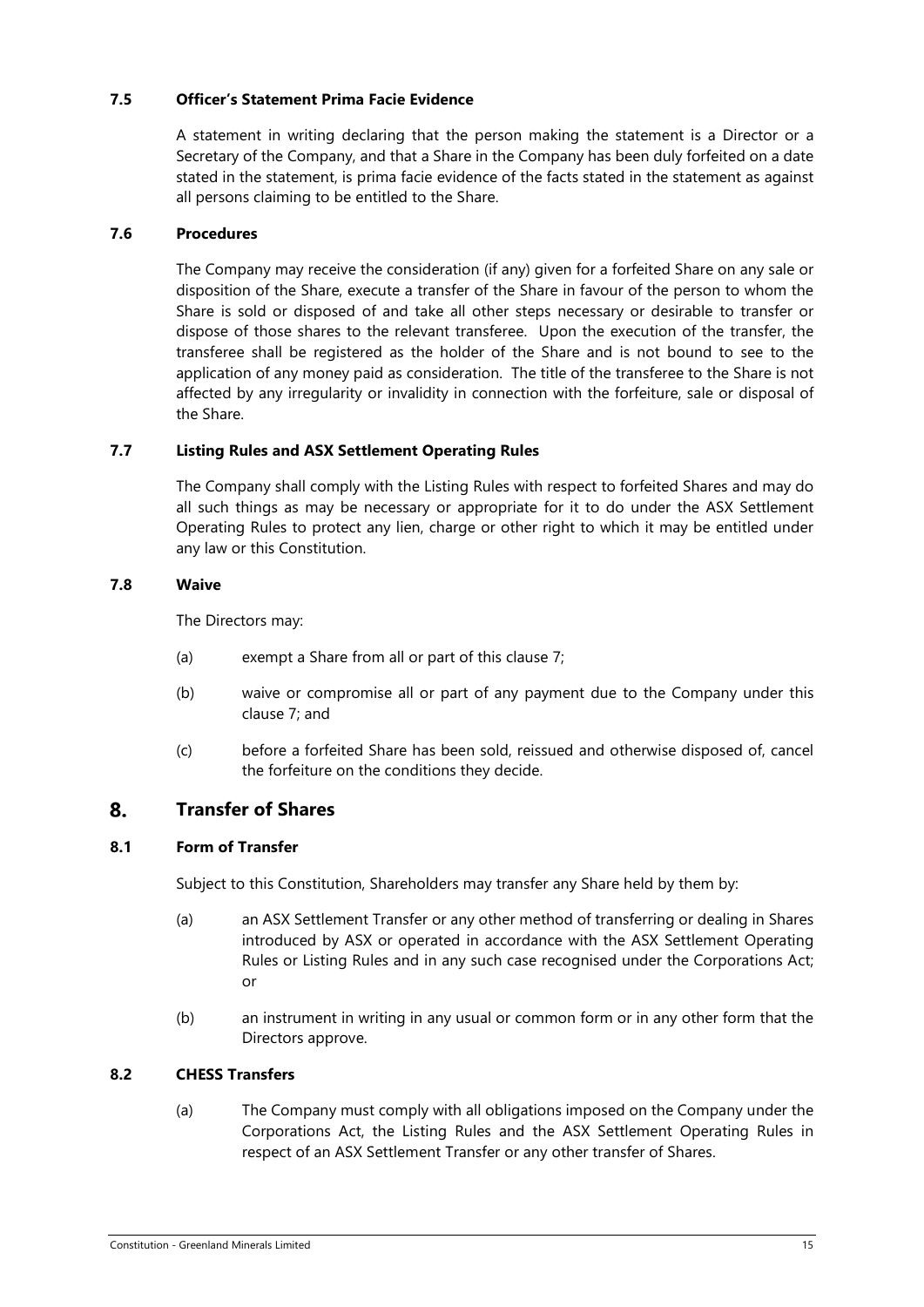### 7.5 Officer's Statement Prima Facie Evidence

A statement in writing declaring that the person making the statement is a Director or a Secretary of the Company, and that a Share in the Company has been duly forfeited on a date stated in the statement, is prima facie evidence of the facts stated in the statement as against all persons claiming to be entitled to the Share.

### 7.6 Procedures

The Company may receive the consideration (if any) given for a forfeited Share on any sale or disposition of the Share, execute a transfer of the Share in favour of the person to whom the Share is sold or disposed of and take all other steps necessary or desirable to transfer or dispose of those shares to the relevant transferee. Upon the execution of the transfer, the transferee shall be registered as the holder of the Share and is not bound to see to the application of any money paid as consideration. The title of the transferee to the Share is not affected by any irregularity or invalidity in connection with the forfeiture, sale or disposal of the Share.

### 7.7 Listing Rules and ASX Settlement Operating Rules

The Company shall comply with the Listing Rules with respect to forfeited Shares and may do all such things as may be necessary or appropriate for it to do under the ASX Settlement Operating Rules to protect any lien, charge or other right to which it may be entitled under any law or this Constitution.

### 7.8 Waive

The Directors may:

(a) exempt a Share from all or part of this clause 7;

(b) waive or compromise all or part of any payment due to the Company under this clause 7; and

(c) before a forfeited Share has been sold, reissued and otherwise disposed of, cancel the forfeiture on the conditions they decide.

## 8. Transfer of Shares

### 8.1 Form of Transfer

Subject to this Constitution, Shareholders may transfer any Share held by them by:

(a) an ASX Settlement Transfer or any other method of transferring or dealing in Shares introduced by ASX or operated in accordance with the ASX Settlement Operating Rules or Listing Rules and in any such case recognised under the Corporations Act; or

(b) an instrument in writing in any usual or common form or in any other form that the Directors approve.

### 8.2 CHESS Transfers

(a) The Company must comply with all obligations imposed on the Company under the Corporations Act, the Listing Rules and the ASX Settlement Operating Rules in respect of an ASX Settlement Transfer or any other transfer of Shares.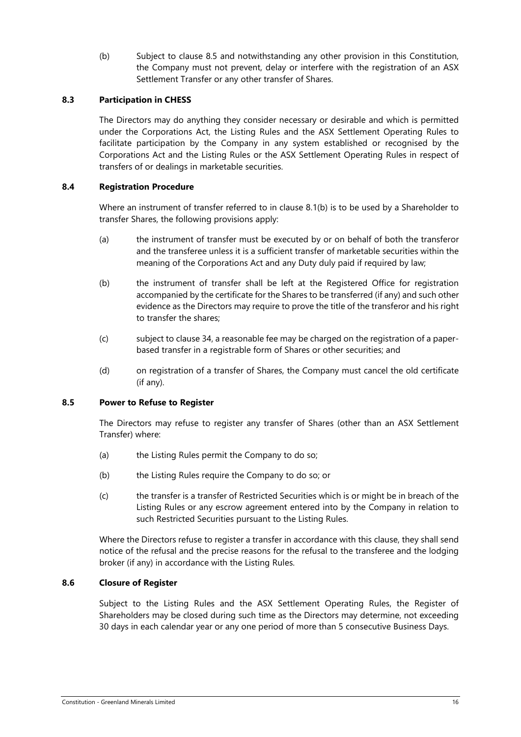(b) Subject to clause 8.5 and notwithstanding any other provision in this Constitution, the Company must not prevent, delay or interfere with the registration of an ASX Settlement Transfer or any other transfer of Shares.

### 8.3 Participation in CHESS

The Directors may do anything they consider necessary or desirable and which is permitted under the Corporations Act, the Listing Rules and the ASX Settlement Operating Rules to facilitate participation by the Company in any system established or recognised by the Corporations Act and the Listing Rules or the ASX Settlement Operating Rules in respect of transfers of or dealings in marketable securities.

### 8.4 Registration Procedure

Where an instrument of transfer referred to in clause 8.1(b) is to be used by a Shareholder to transfer Shares, the following provisions apply:

(a) the instrument of transfer must be executed by or on behalf of both the transferor and the transferee unless it is a sufficient transfer of marketable securities within the meaning of the Corporations Act and any Duty duly paid if required by law;

(b) the instrument of transfer shall be left at the Registered Office for registration accompanied by the certificate for the Shares to be transferred (if any) and such other evidence as the Directors may require to prove the title of the transferor and his right to transfer the shares;

(c) subject to clause 34, a reasonable fee may be charged on the registration of a paper-based transfer in a registrable form of Shares or other securities; and

(d) on registration of a transfer of Shares, the Company must cancel the old certificate (if any).

### 8.5 Power to Refuse to Register

The Directors may refuse to register any transfer of Shares (other than an ASX Settlement Transfer) where:

(a) the Listing Rules permit the Company to do so;

(b) the Listing Rules require the Company to do so; or

(c) the transfer is a transfer of Restricted Securities which is or might be in breach of the Listing Rules or any escrow agreement entered into by the Company in relation to such Restricted Securities pursuant to the Listing Rules.

Where the Directors refuse to register a transfer in accordance with this clause, they shall send notice of the refusal and the precise reasons for the refusal to the transferee and the lodging broker (if any) in accordance with the Listing Rules.

### 8.6 Closure of Register

Subject to the Listing Rules and the ASX Settlement Operating Rules, the Register of Shareholders may be closed during such time as the Directors may determine, not exceeding 30 days in each calendar year or any one period of more than 5 consecutive Business Days.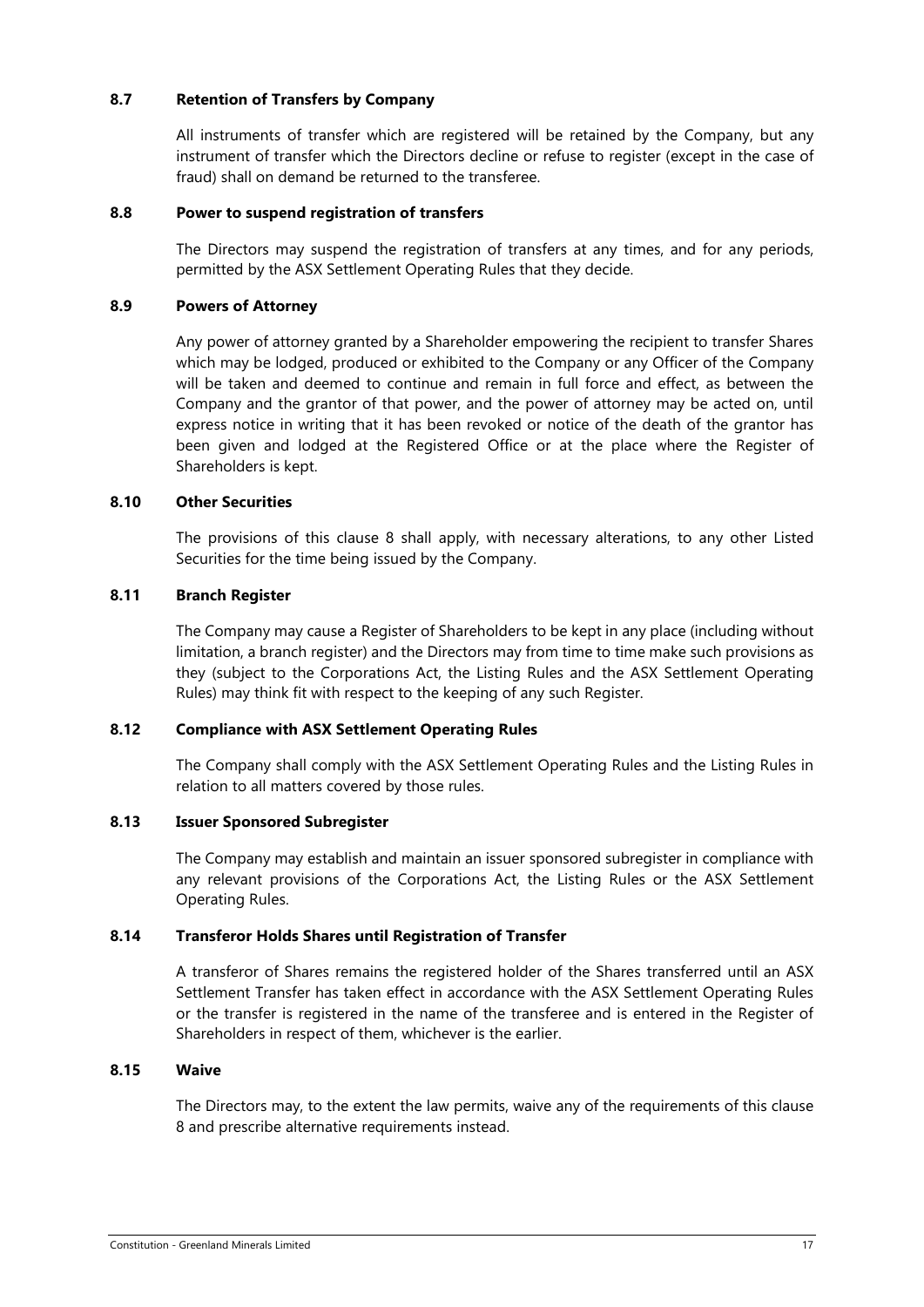### 8.7 Retention of Transfers by Company

All instruments of transfer which are registered will be retained by the Company, but any instrument of transfer which the Directors decline or refuse to register (except in the case of fraud) shall on demand be returned to the transferee.

### 8.8 Power to suspend registration of transfers

The Directors may suspend the registration of transfers at any times, and for any periods, permitted by the ASX Settlement Operating Rules that they decide.

### 8.9 Powers of Attorney

Any power of attorney granted by a Shareholder empowering the recipient to transfer Shares which may be lodged, produced or exhibited to the Company or any Officer of the Company will be taken and deemed to continue and remain in full force and effect, as between the Company and the grantor of that power, and the power of attorney may be acted on, until express notice in writing that it has been revoked or notice of the death of the grantor has been given and lodged at the Registered Office or at the place where the Register of Shareholders is kept.

### 8.10 Other Securities

The provisions of this clause 8 shall apply, with necessary alterations, to any other Listed Securities for the time being issued by the Company.

### 8.11 Branch Register

The Company may cause a Register of Shareholders to be kept in any place (including without limitation, a branch register) and the Directors may from time to time make such provisions as they (subject to the Corporations Act, the Listing Rules and the ASX Settlement Operating Rules) may think fit with respect to the keeping of any such Register.

### 8.12 Compliance with ASX Settlement Operating Rules

The Company shall comply with the ASX Settlement Operating Rules and the Listing Rules in relation to all matters covered by those rules.

### 8.13 Issuer Sponsored Subregister

The Company may establish and maintain an issuer sponsored subregister in compliance with any relevant provisions of the Corporations Act, the Listing Rules or the ASX Settlement Operating Rules.

### 8.14 Transferor Holds Shares until Registration of Transfer

A transferor of Shares remains the registered holder of the Shares transferred until an ASX Settlement Transfer has taken effect in accordance with the ASX Settlement Operating Rules or the transfer is registered in the name of the transferee and is entered in the Register of Shareholders in respect of them, whichever is the earlier.

### 8.15 Waive

The Directors may, to the extent the law permits, waive any of the requirements of this clause 8 and prescribe alternative requirements instead.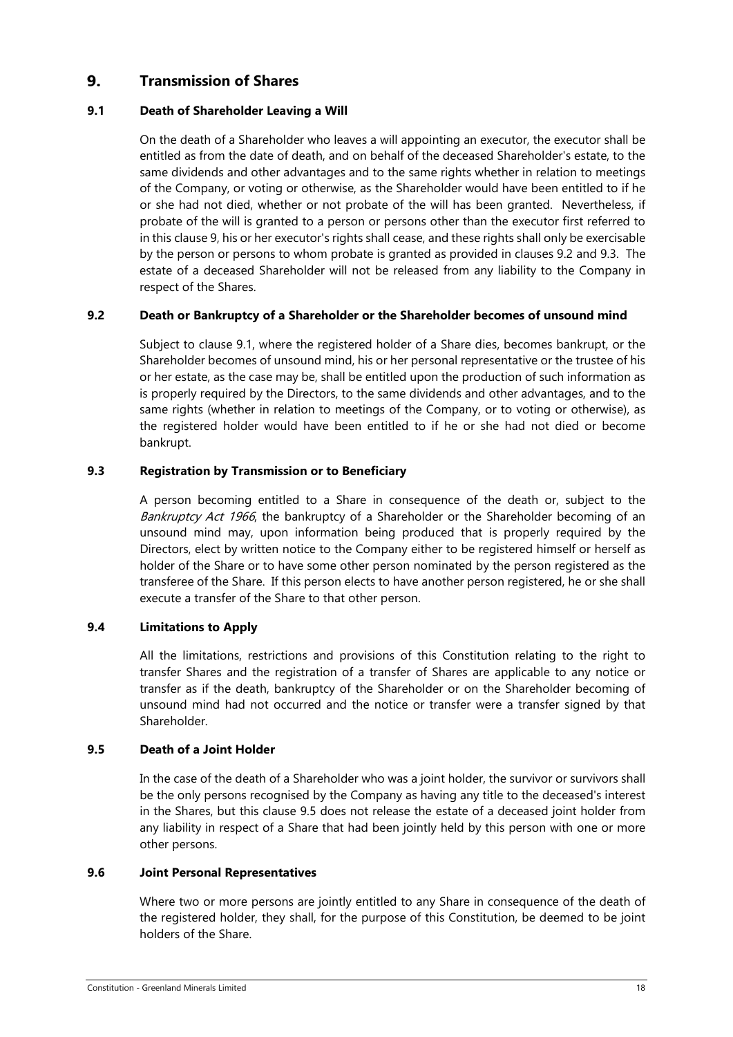## 9. Transmission of Shares

### 9.1 Death of Shareholder Leaving a Will

On the death of a Shareholder who leaves a will appointing an executor, the executor shall be entitled as from the date of death, and on behalf of the deceased Shareholder's estate, to the same dividends and other advantages and to the same rights whether in relation to meetings of the Company, or voting or otherwise, as the Shareholder would have been entitled to if he or she had not died, whether or not probate of the will has been granted. Nevertheless, if probate of the will is granted to a person or persons other than the executor first referred to in this clause 9, his or her executor's rights shall cease, and these rights shall only be exercisable by the person or persons to whom probate is granted as provided in clauses 9.2 and 9.3. The estate of a deceased Shareholder will not be released from any liability to the Company in respect of the Shares.

### 9.2 Death or Bankruptcy of a Shareholder or the Shareholder becomes of unsound mind

Subject to clause 9.1, where the registered holder of a Share dies, becomes bankrupt, or the Shareholder becomes of unsound mind, his or her personal representative or the trustee of his or her estate, as the case may be, shall be entitled upon the production of such information as is properly required by the Directors, to the same dividends and other advantages, and to the same rights (whether in relation to meetings of the Company, or to voting or otherwise), as the registered holder would have been entitled to if he or she had not died or become bankrupt.

### 9.3 Registration by Transmission or to Beneficiary

A person becoming entitled to a Share in consequence of the death or, subject to the *Bankruptcy Act 1966*, the bankruptcy of a Shareholder or the Shareholder becoming of an unsound mind may, upon information being produced that is properly required by the Directors, elect by written notice to the Company either to be registered himself or herself as holder of the Share or to have some other person nominated by the person registered as the transferee of the Share. If this person elects to have another person registered, he or she shall execute a transfer of the Share to that other person.

### 9.4 Limitations to Apply

All the limitations, restrictions and provisions of this Constitution relating to the right to transfer Shares and the registration of a transfer of Shares are applicable to any notice or transfer as if the death, bankruptcy of the Shareholder or on the Shareholder becoming of unsound mind had not occurred and the notice or transfer were a transfer signed by that Shareholder.

### 9.5 Death of a Joint Holder

In the case of the death of a Shareholder who was a joint holder, the survivor or survivors shall be the only persons recognised by the Company as having any title to the deceased's interest in the Shares, but this clause 9.5 does not release the estate of a deceased joint holder from any liability in respect of a Share that had been jointly held by this person with one or more other persons.

### 9.6 Joint Personal Representatives

Where two or more persons are jointly entitled to any Share in consequence of the death of the registered holder, they shall, for the purpose of this Constitution, be deemed to be joint holders of the Share.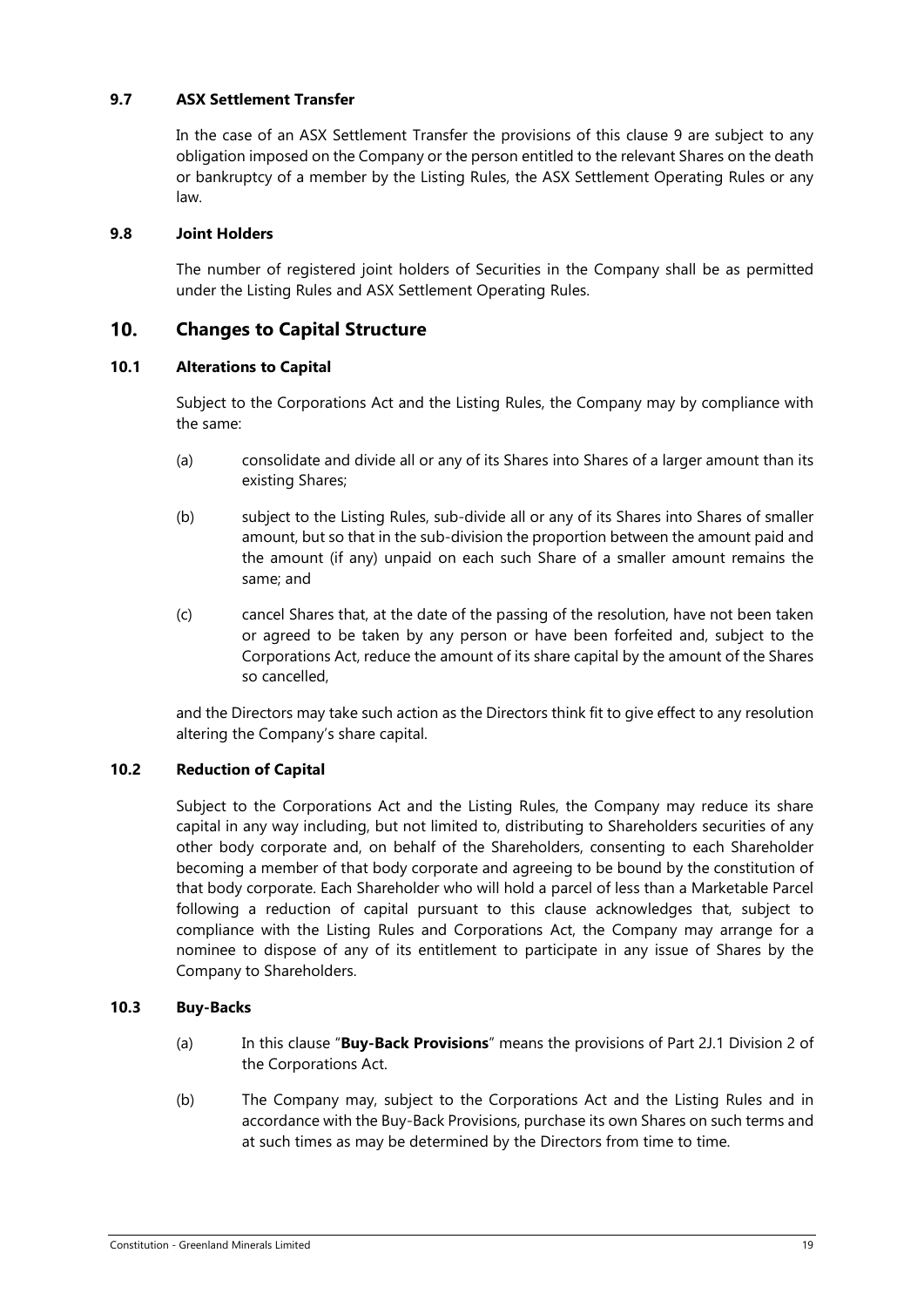### 9.7 ASX Settlement Transfer

In the case of an ASX Settlement Transfer the provisions of this clause 9 are subject to any obligation imposed on the Company or the person entitled to the relevant Shares on the death or bankruptcy of a member by the Listing Rules, the ASX Settlement Operating Rules or any law.

### 9.8 Joint Holders

The number of registered joint holders of Securities in the Company shall be as permitted under the Listing Rules and ASX Settlement Operating Rules.

## 10. Changes to Capital Structure

### 10.1 Alterations to Capital

Subject to the Corporations Act and the Listing Rules, the Company may by compliance with the same:

(a) consolidate and divide all or any of its Shares into Shares of a larger amount than its existing Shares;

(b) subject to the Listing Rules, sub-divide all or any of its Shares into Shares of smaller amount, but so that in the sub-division the proportion between the amount paid and the amount (if any) unpaid on each such Share of a smaller amount remains the same; and

(c) cancel Shares that, at the date of the passing of the resolution, have not been taken or agreed to be taken by any person or have been forfeited and, subject to the Corporations Act, reduce the amount of its share capital by the amount of the Shares so cancelled,

and the Directors may take such action as the Directors think fit to give effect to any resolution altering the Company's share capital.

### 10.2 Reduction of Capital

Subject to the Corporations Act and the Listing Rules, the Company may reduce its share capital in any way including, but not limited to, distributing to Shareholders securities of any other body corporate and, on behalf of the Shareholders, consenting to each Shareholder becoming a member of that body corporate and agreeing to be bound by the constitution of that body corporate. Each Shareholder who will hold a parcel of less than a Marketable Parcel following a reduction of capital pursuant to this clause acknowledges that, subject to compliance with the Listing Rules and Corporations Act, the Company may arrange for a nominee to dispose of any of its entitlement to participate in any issue of Shares by the Company to Shareholders.

### 10.3 Buy-Backs

(a) In this clause "**Buy-Back Provisions**" means the provisions of Part 2J.1 Division 2 of the Corporations Act.

(b) The Company may, subject to the Corporations Act and the Listing Rules and in accordance with the Buy-Back Provisions, purchase its own Shares on such terms and at such times as may be determined by the Directors from time to time.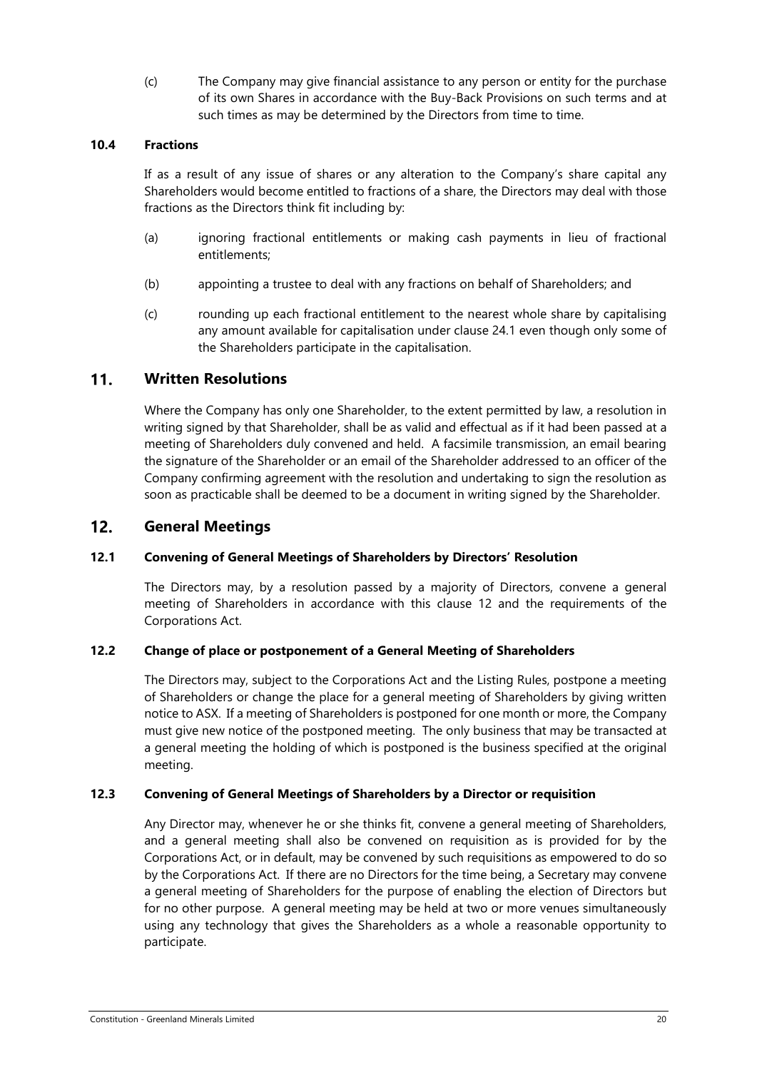(c) The Company may give financial assistance to any person or entity for the purchase of its own Shares in accordance with the Buy-Back Provisions on such terms and at such times as may be determined by the Directors from time to time.

### 10.4 Fractions

If as a result of any issue of shares or any alteration to the Company's share capital any Shareholders would become entitled to fractions of a share, the Directors may deal with those fractions as the Directors think fit including by:

(a) ignoring fractional entitlements or making cash payments in lieu of fractional entitlements;

(b) appointing a trustee to deal with any fractions on behalf of Shareholders; and

(c) rounding up each fractional entitlement to the nearest whole share by capitalising any amount available for capitalisation under clause 24.1 even though only some of the Shareholders participate in the capitalisation.

## 11. Written Resolutions

Where the Company has only one Shareholder, to the extent permitted by law, a resolution in writing signed by that Shareholder, shall be as valid and effectual as if it had been passed at a meeting of Shareholders duly convened and held. A facsimile transmission, an email bearing the signature of the Shareholder or an email of the Shareholder addressed to an officer of the Company confirming agreement with the resolution and undertaking to sign the resolution as soon as practicable shall be deemed to be a document in writing signed by the Shareholder.

## 12. General Meetings

### 12.1 Convening of General Meetings of Shareholders by Directors' Resolution

The Directors may, by a resolution passed by a majority of Directors, convene a general meeting of Shareholders in accordance with this clause 12 and the requirements of the Corporations Act.

### 12.2 Change of place or postponement of a General Meeting of Shareholders

The Directors may, subject to the Corporations Act and the Listing Rules, postpone a meeting of Shareholders or change the place for a general meeting of Shareholders by giving written notice to ASX. If a meeting of Shareholders is postponed for one month or more, the Company must give new notice of the postponed meeting. The only business that may be transacted at a general meeting the holding of which is postponed is the business specified at the original meeting.

### 12.3 Convening of General Meetings of Shareholders by a Director or requisition

Any Director may, whenever he or she thinks fit, convene a general meeting of Shareholders, and a general meeting shall also be convened on requisition as is provided for by the Corporations Act, or in default, may be convened by such requisitions as empowered to do so by the Corporations Act. If there are no Directors for the time being, a Secretary may convene a general meeting of Shareholders for the purpose of enabling the election of Directors but for no other purpose. A general meeting may be held at two or more venues simultaneously using any technology that gives the Shareholders as a whole a reasonable opportunity to participate.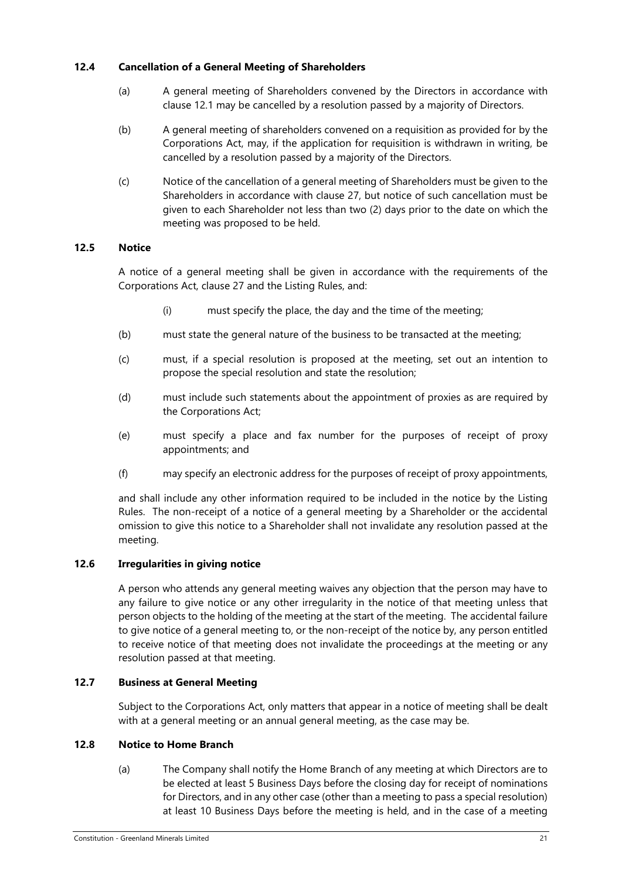### 12.4 Cancellation of a General Meeting of Shareholders

(a) A general meeting of Shareholders convened by the Directors in accordance with clause 12.1 may be cancelled by a resolution passed by a majority of Directors.

(b) A general meeting of shareholders convened on a requisition as provided for by the Corporations Act, may, if the application for requisition is withdrawn in writing, be cancelled by a resolution passed by a majority of the Directors.

(c) Notice of the cancellation of a general meeting of Shareholders must be given to the Shareholders in accordance with clause 27, but notice of such cancellation must be given to each Shareholder not less than two (2) days prior to the date on which the meeting was proposed to be held.

### 12.5 Notice

A notice of a general meeting shall be given in accordance with the requirements of the Corporations Act, clause 27 and the Listing Rules, and:

(i) must specify the place, the day and the time of the meeting;

(b) must state the general nature of the business to be transacted at the meeting;

(c) must, if a special resolution is proposed at the meeting, set out an intention to propose the special resolution and state the resolution;

(d) must include such statements about the appointment of proxies as are required by the Corporations Act;

(e) must specify a place and fax number for the purposes of receipt of proxy appointments; and

(f) may specify an electronic address for the purposes of receipt of proxy appointments,

and shall include any other information required to be included in the notice by the Listing Rules. The non-receipt of a notice of a general meeting by a Shareholder or the accidental omission to give this notice to a Shareholder shall not invalidate any resolution passed at the meeting.

### 12.6 Irregularities in giving notice

A person who attends any general meeting waives any objection that the person may have to any failure to give notice or any other irregularity in the notice of that meeting unless that person objects to the holding of the meeting at the start of the meeting. The accidental failure to give notice of a general meeting to, or the non-receipt of the notice by, any person entitled to receive notice of that meeting does not invalidate the proceedings at the meeting or any resolution passed at that meeting.

### 12.7 Business at General Meeting

Subject to the Corporations Act, only matters that appear in a notice of meeting shall be dealt with at a general meeting or an annual general meeting, as the case may be.

### 12.8 Notice to Home Branch

(a) The Company shall notify the Home Branch of any meeting at which Directors are to be elected at least 5 Business Days before the closing day for receipt of nominations for Directors, and in any other case (other than a meeting to pass a special resolution) at least 10 Business Days before the meeting is held, and in the case of a meeting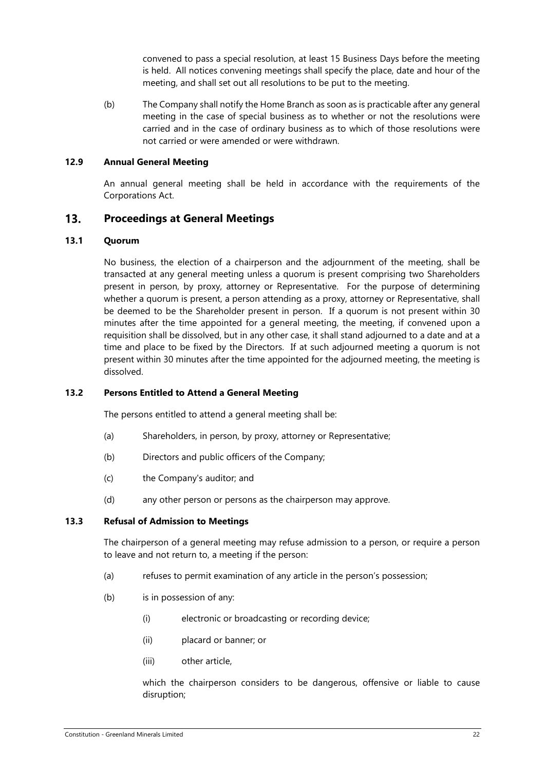convened to pass a special resolution, at least 15 Business Days before the meeting is held. All notices convening meetings shall specify the place, date and hour of the meeting, and shall set out all resolutions to be put to the meeting.

(b) The Company shall notify the Home Branch as soon as is practicable after any general meeting in the case of special business as to whether or not the resolutions were carried and in the case of ordinary business as to which of those resolutions were not carried or were amended or were withdrawn.

### 12.9 Annual General Meeting

An annual general meeting shall be held in accordance with the requirements of the Corporations Act.

## 13. Proceedings at General Meetings

### 13.1 Quorum

No business, the election of a chairperson and the adjournment of the meeting, shall be transacted at any general meeting unless a quorum is present comprising two Shareholders present in person, by proxy, attorney or Representative. For the purpose of determining whether a quorum is present, a person attending as a proxy, attorney or Representative, shall be deemed to be the Shareholder present in person. If a quorum is not present within 30 minutes after the time appointed for a general meeting, the meeting, if convened upon a requisition shall be dissolved, but in any other case, it shall stand adjourned to a date and at a time and place to be fixed by the Directors. If at such adjourned meeting a quorum is not present within 30 minutes after the time appointed for the adjourned meeting, the meeting is dissolved.

### 13.2 Persons Entitled to Attend a General Meeting

The persons entitled to attend a general meeting shall be:

(a) Shareholders, in person, by proxy, attorney or Representative;

(b) Directors and public officers of the Company;

(c) the Company's auditor; and

(d) any other person or persons as the chairperson may approve.

### 13.3 Refusal of Admission to Meetings

The chairperson of a general meeting may refuse admission to a person, or require a person to leave and not return to, a meeting if the person:

(a) refuses to permit examination of any article in the person's possession;

(b) is in possession of any:

(i) electronic or broadcasting or recording device;

(ii) placard or banner; or

(iii) other article,

which the chairperson considers to be dangerous, offensive or liable to cause disruption;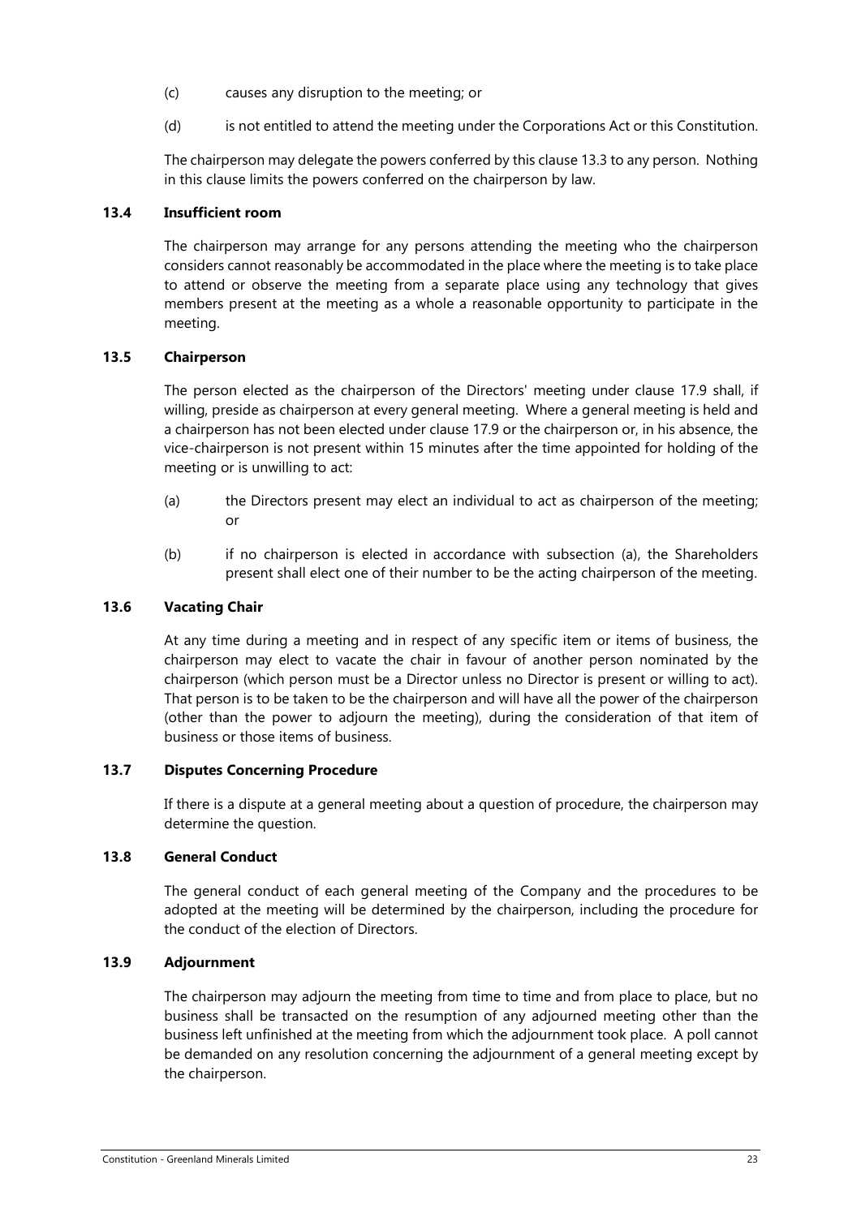(c) causes any disruption to the meeting; or

(d) is not entitled to attend the meeting under the Corporations Act or this Constitution.

The chairperson may delegate the powers conferred by this clause 13.3 to any person. Nothing in this clause limits the powers conferred on the chairperson by law.

### 13.4 Insufficient room

The chairperson may arrange for any persons attending the meeting who the chairperson considers cannot reasonably be accommodated in the place where the meeting is to take place to attend or observe the meeting from a separate place using any technology that gives members present at the meeting as a whole a reasonable opportunity to participate in the meeting.

### 13.5 Chairperson

The person elected as the chairperson of the Directors' meeting under clause 17.9 shall, if willing, preside as chairperson at every general meeting. Where a general meeting is held and a chairperson has not been elected under clause 17.9 or the chairperson or, in his absence, the vice-chairperson is not present within 15 minutes after the time appointed for holding of the meeting or is unwilling to act:

(a) the Directors present may elect an individual to act as chairperson of the meeting; or

(b) if no chairperson is elected in accordance with subsection (a), the Shareholders present shall elect one of their number to be the acting chairperson of the meeting.

### 13.6 Vacating Chair

At any time during a meeting and in respect of any specific item or items of business, the chairperson may elect to vacate the chair in favour of another person nominated by the chairperson (which person must be a Director unless no Director is present or willing to act). That person is to be taken to be the chairperson and will have all the power of the chairperson (other than the power to adjourn the meeting), during the consideration of that item of business or those items of business.

### 13.7 Disputes Concerning Procedure

If there is a dispute at a general meeting about a question of procedure, the chairperson may determine the question.

### 13.8 General Conduct

The general conduct of each general meeting of the Company and the procedures to be adopted at the meeting will be determined by the chairperson, including the procedure for the conduct of the election of Directors.

### 13.9 Adjournment

The chairperson may adjourn the meeting from time to time and from place to place, but no business shall be transacted on the resumption of any adjourned meeting other than the business left unfinished at the meeting from which the adjournment took place. A poll cannot be demanded on any resolution concerning the adjournment of a general meeting except by the chairperson.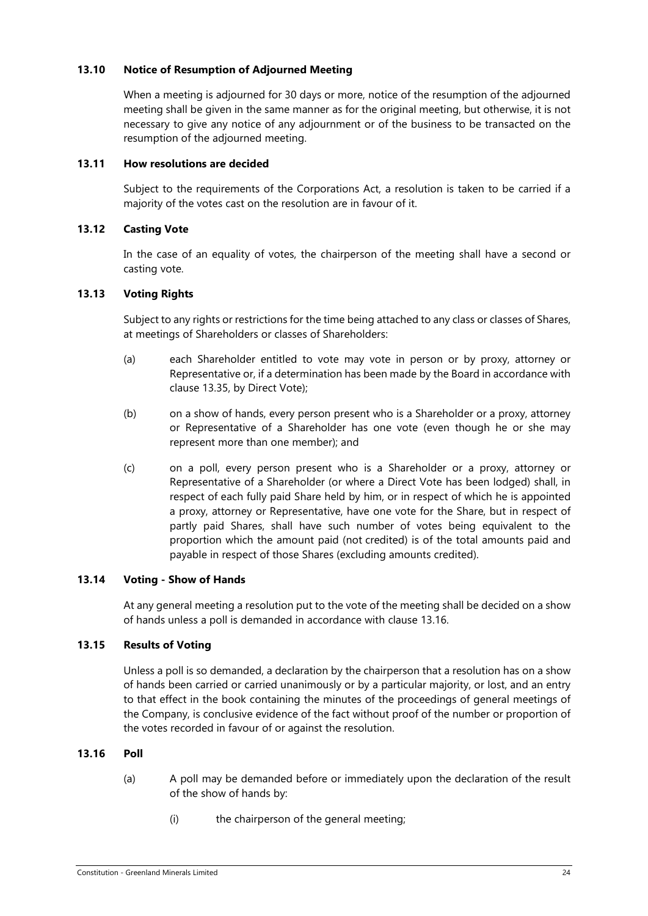### 13.10 Notice of Resumption of Adjourned Meeting

When a meeting is adjourned for 30 days or more, notice of the resumption of the adjourned meeting shall be given in the same manner as for the original meeting, but otherwise, it is not necessary to give any notice of any adjournment or of the business to be transacted on the resumption of the adjourned meeting.

### 13.11 How resolutions are decided

Subject to the requirements of the Corporations Act, a resolution is taken to be carried if a majority of the votes cast on the resolution are in favour of it.

### 13.12 Casting Vote

In the case of an equality of votes, the chairperson of the meeting shall have a second or casting vote.

### 13.13 Voting Rights

Subject to any rights or restrictions for the time being attached to any class or classes of Shares, at meetings of Shareholders or classes of Shareholders:

(a) each Shareholder entitled to vote may vote in person or by proxy, attorney or Representative or, if a determination has been made by the Board in accordance with clause 13.35, by Direct Vote);

(b) on a show of hands, every person present who is a Shareholder or a proxy, attorney or Representative of a Shareholder has one vote (even though he or she may represent more than one member); and

(c) on a poll, every person present who is a Shareholder or a proxy, attorney or Representative of a Shareholder (or where a Direct Vote has been lodged) shall, in respect of each fully paid Share held by him, or in respect of which he is appointed a proxy, attorney or Representative, have one vote for the Share, but in respect of partly paid Shares, shall have such number of votes being equivalent to the proportion which the amount paid (not credited) is of the total amounts paid and payable in respect of those Shares (excluding amounts credited).

### 13.14 Voting - Show of Hands

At any general meeting a resolution put to the vote of the meeting shall be decided on a show of hands unless a poll is demanded in accordance with clause 13.16.

### 13.15 Results of Voting

Unless a poll is so demanded, a declaration by the chairperson that a resolution has on a show of hands been carried or carried unanimously or by a particular majority, or lost, and an entry to that effect in the book containing the minutes of the proceedings of general meetings of the Company, is conclusive evidence of the fact without proof of the number or proportion of the votes recorded in favour of or against the resolution.

### 13.16 Poll

(a) A poll may be demanded before or immediately upon the declaration of the result of the show of hands by:

(i) the chairperson of the general meeting;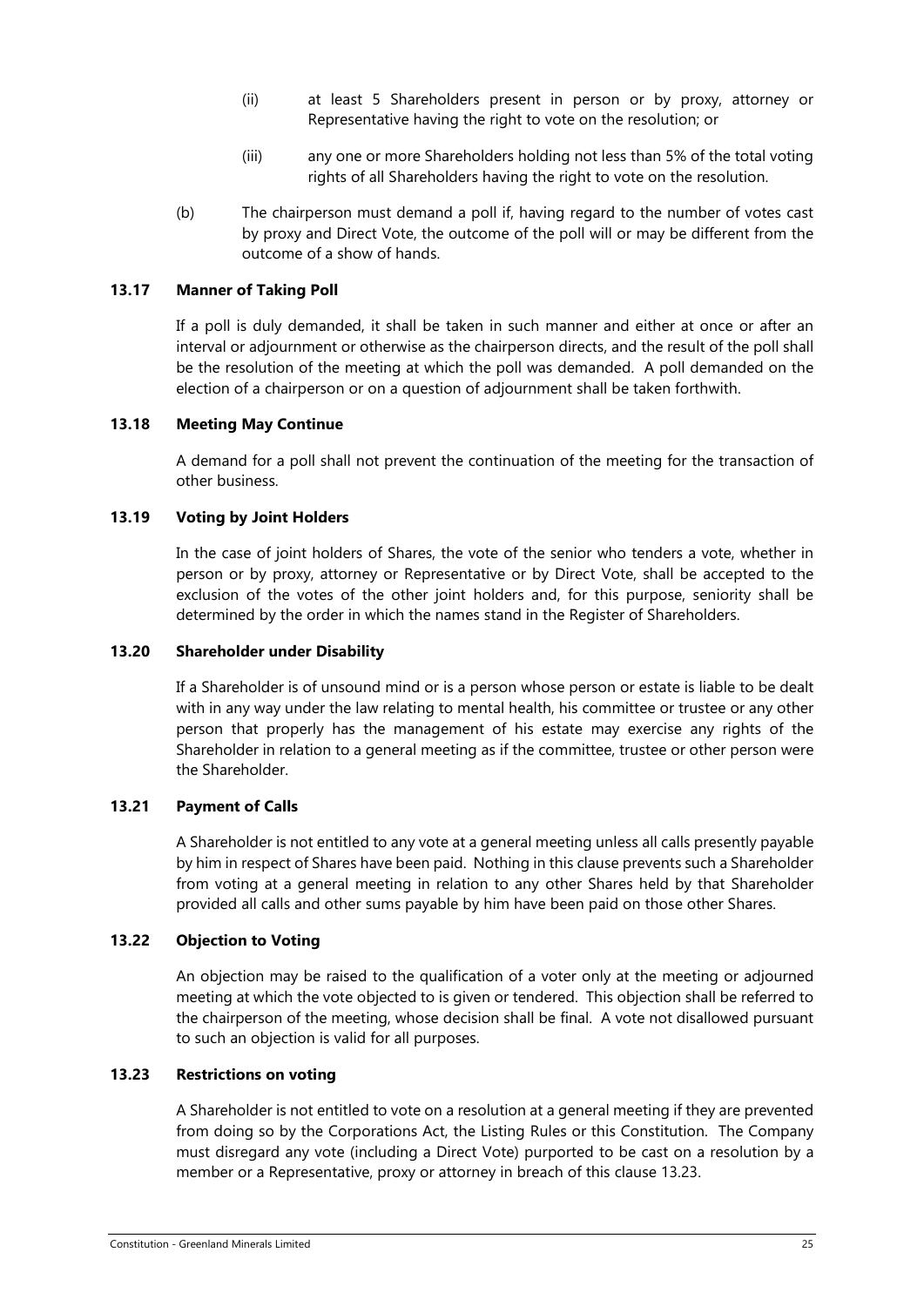(ii) at least 5 Shareholders present in person or by proxy, attorney or Representative having the right to vote on the resolution; or

(iii) any one or more Shareholders holding not less than 5% of the total voting rights of all Shareholders having the right to vote on the resolution.

(b) The chairperson must demand a poll if, having regard to the number of votes cast by proxy and Direct Vote, the outcome of the poll will or may be different from the outcome of a show of hands.

### 13.17 Manner of Taking Poll

If a poll is duly demanded, it shall be taken in such manner and either at once or after an interval or adjournment or otherwise as the chairperson directs, and the result of the poll shall be the resolution of the meeting at which the poll was demanded. A poll demanded on the election of a chairperson or on a question of adjournment shall be taken forthwith.

### 13.18 Meeting May Continue

A demand for a poll shall not prevent the continuation of the meeting for the transaction of other business.

### 13.19 Voting by Joint Holders

In the case of joint holders of Shares, the vote of the senior who tenders a vote, whether in person or by proxy, attorney or Representative or by Direct Vote, shall be accepted to the exclusion of the votes of the other joint holders and, for this purpose, seniority shall be determined by the order in which the names stand in the Register of Shareholders.

### 13.20 Shareholder under Disability

If a Shareholder is of unsound mind or is a person whose person or estate is liable to be dealt with in any way under the law relating to mental health, his committee or trustee or any other person that properly has the management of his estate may exercise any rights of the Shareholder in relation to a general meeting as if the committee, trustee or other person were the Shareholder.

### 13.21 Payment of Calls

A Shareholder is not entitled to any vote at a general meeting unless all calls presently payable by him in respect of Shares have been paid. Nothing in this clause prevents such a Shareholder from voting at a general meeting in relation to any other Shares held by that Shareholder provided all calls and other sums payable by him have been paid on those other Shares.

### 13.22 Objection to Voting

An objection may be raised to the qualification of a voter only at the meeting or adjourned meeting at which the vote objected to is given or tendered. This objection shall be referred to the chairperson of the meeting, whose decision shall be final. A vote not disallowed pursuant to such an objection is valid for all purposes.

### 13.23 Restrictions on voting

A Shareholder is not entitled to vote on a resolution at a general meeting if they are prevented from doing so by the Corporations Act, the Listing Rules or this Constitution. The Company must disregard any vote (including a Direct Vote) purported to be cast on a resolution by a member or a Representative, proxy or attorney in breach of this clause 13.23.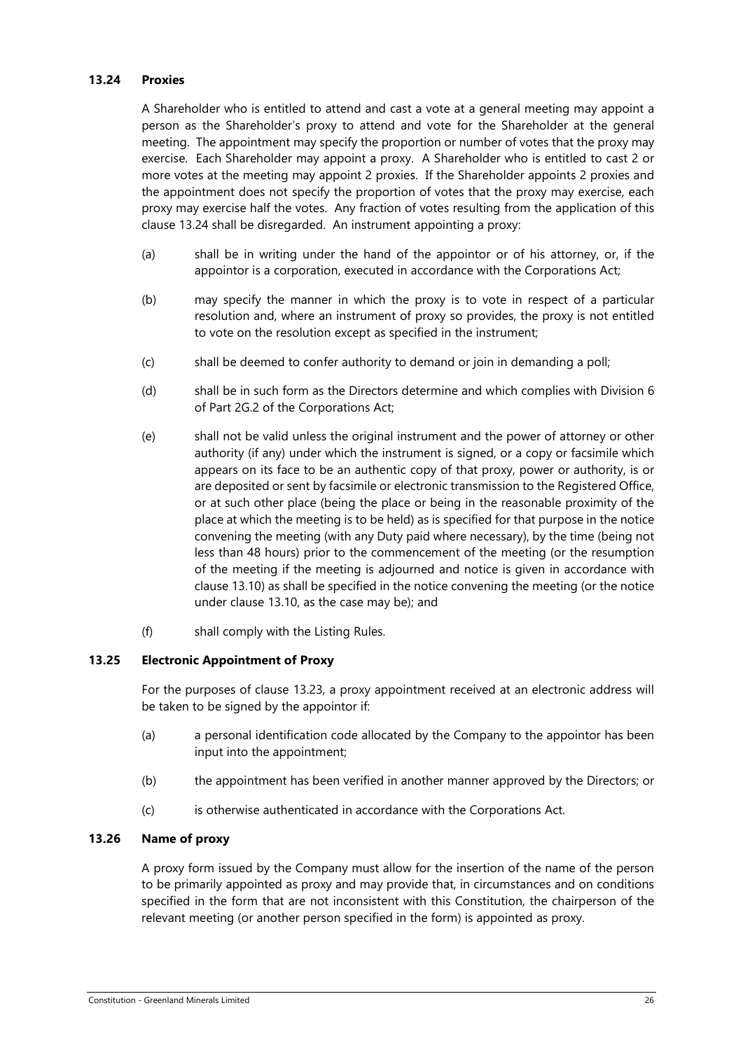### 13.24 Proxies

A Shareholder who is entitled to attend and cast a vote at a general meeting may appoint a person as the Shareholder's proxy to attend and vote for the Shareholder at the general meeting. The appointment may specify the proportion or number of votes that the proxy may exercise. Each Shareholder may appoint a proxy. A Shareholder who is entitled to cast 2 or more votes at the meeting may appoint 2 proxies. If the Shareholder appoints 2 proxies and the appointment does not specify the proportion of votes that the proxy may exercise, each proxy may exercise half the votes. Any fraction of votes resulting from the application of this clause 13.24 shall be disregarded. An instrument appointing a proxy:

(a) shall be in writing under the hand of the appointor or of his attorney, or, if the appointor is a corporation, executed in accordance with the Corporations Act;

(b) may specify the manner in which the proxy is to vote in respect of a particular resolution and, where an instrument of proxy so provides, the proxy is not entitled to vote on the resolution except as specified in the instrument;

(c) shall be deemed to confer authority to demand or join in demanding a poll;

(d) shall be in such form as the Directors determine and which complies with Division 6 of Part 2G.2 of the Corporations Act;

(e) shall not be valid unless the original instrument and the power of attorney or other authority (if any) under which the instrument is signed, or a copy or facsimile which appears on its face to be an authentic copy of that proxy, power or authority, is or are deposited or sent by facsimile or electronic transmission to the Registered Office, or at such other place (being the place or being in the reasonable proximity of the place at which the meeting is to be held) as is specified for that purpose in the notice convening the meeting (with any Duty paid where necessary), by the time (being not less than 48 hours) prior to the commencement of the meeting (or the resumption of the meeting if the meeting is adjourned and notice is given in accordance with clause 13.10) as shall be specified in the notice convening the meeting (or the notice under clause 13.10, as the case may be); and

(f) shall comply with the Listing Rules.

### 13.25 Electronic Appointment of Proxy

For the purposes of clause 13.23, a proxy appointment received at an electronic address will be taken to be signed by the appointor if:

(a) a personal identification code allocated by the Company to the appointor has been input into the appointment;

(b) the appointment has been verified in another manner approved by the Directors; or

(c) is otherwise authenticated in accordance with the Corporations Act.

### 13.26 Name of proxy

A proxy form issued by the Company must allow for the insertion of the name of the person to be primarily appointed as proxy and may provide that, in circumstances and on conditions specified in the form that are not inconsistent with this Constitution, the chairperson of the relevant meeting (or another person specified in the form) is appointed as proxy.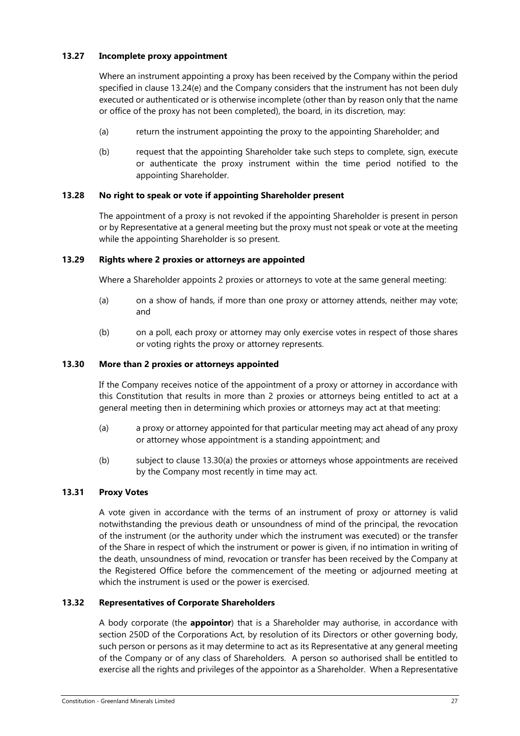### 13.27 Incomplete proxy appointment

Where an instrument appointing a proxy has been received by the Company within the period specified in clause 13.24(e) and the Company considers that the instrument has not been duly executed or authenticated or is otherwise incomplete (other than by reason only that the name or office of the proxy has not been completed), the board, in its discretion, may:

(a) return the instrument appointing the proxy to the appointing Shareholder; and

(b) request that the appointing Shareholder take such steps to complete, sign, execute or authenticate the proxy instrument within the time period notified to the appointing Shareholder.

### 13.28 No right to speak or vote if appointing Shareholder present

The appointment of a proxy is not revoked if the appointing Shareholder is present in person or by Representative at a general meeting but the proxy must not speak or vote at the meeting while the appointing Shareholder is so present.

### 13.29 Rights where 2 proxies or attorneys are appointed

Where a Shareholder appoints 2 proxies or attorneys to vote at the same general meeting:

(a) on a show of hands, if more than one proxy or attorney attends, neither may vote; and

(b) on a poll, each proxy or attorney may only exercise votes in respect of those shares or voting rights the proxy or attorney represents.

### 13.30 More than 2 proxies or attorneys appointed

If the Company receives notice of the appointment of a proxy or attorney in accordance with this Constitution that results in more than 2 proxies or attorneys being entitled to act at a general meeting then in determining which proxies or attorneys may act at that meeting:

(a) a proxy or attorney appointed for that particular meeting may act ahead of any proxy or attorney whose appointment is a standing appointment; and

(b) subject to clause 13.30(a) the proxies or attorneys whose appointments are received by the Company most recently in time may act.

### 13.31 Proxy Votes

A vote given in accordance with the terms of an instrument of proxy or attorney is valid notwithstanding the previous death or unsoundness of mind of the principal, the revocation of the instrument (or the authority under which the instrument was executed) or the transfer of the Share in respect of which the instrument or power is given, if no intimation in writing of the death, unsoundness of mind, revocation or transfer has been received by the Company at the Registered Office before the commencement of the meeting or adjourned meeting at which the instrument is used or the power is exercised.

### 13.32 Representatives of Corporate Shareholders

A body corporate (the **appointor**) that is a Shareholder may authorise, in accordance with section 250D of the Corporations Act, by resolution of its Directors or other governing body, such person or persons as it may determine to act as its Representative at any general meeting of the Company or of any class of Shareholders. A person so authorised shall be entitled to exercise all the rights and privileges of the appointor as a Shareholder. When a Representative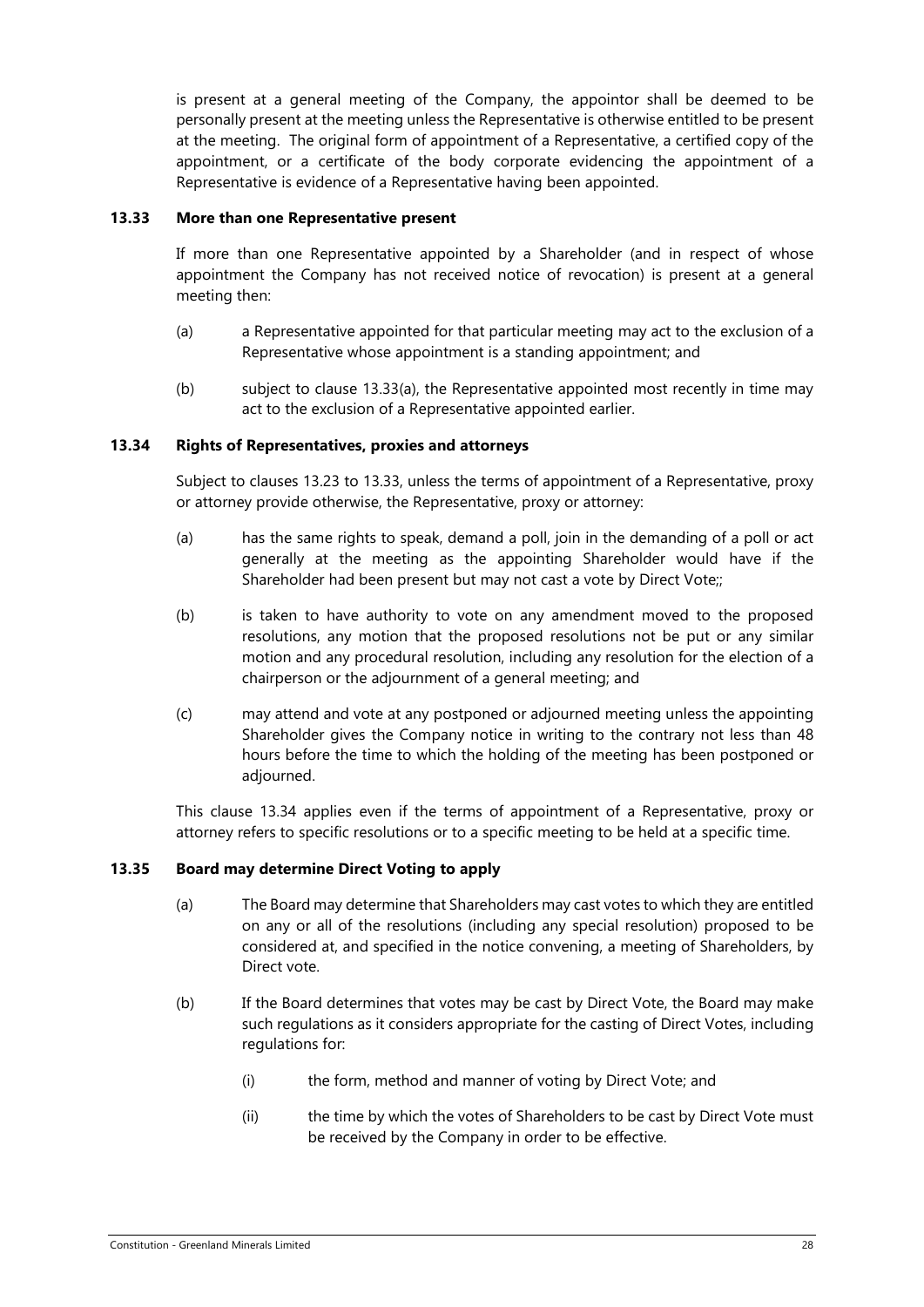is present at a general meeting of the Company, the appointor shall be deemed to be personally present at the meeting unless the Representative is otherwise entitled to be present at the meeting. The original form of appointment of a Representative, a certified copy of the appointment, or a certificate of the body corporate evidencing the appointment of a Representative is evidence of a Representative having been appointed.

**13.33 More than one Representative present**

If more than one Representative appointed by a Shareholder (and in respect of whose appointment the Company has not received notice of revocation) is present at a general meeting then:

(a) a Representative appointed for that particular meeting may act to the exclusion of a Representative whose appointment is a standing appointment; and

(b) subject to clause 13.33(a), the Representative appointed most recently in time may act to the exclusion of a Representative appointed earlier.

**13.34 Rights of Representatives, proxies and attorneys**

Subject to clauses 13.23 to 13.33, unless the terms of appointment of a Representative, proxy or attorney provide otherwise, the Representative, proxy or attorney:

(a) has the same rights to speak, demand a poll, join in the demanding of a poll or act generally at the meeting as the appointing Shareholder would have if the Shareholder had been present but may not cast a vote by Direct Vote;;

(b) is taken to have authority to vote on any amendment moved to the proposed resolutions, any motion that the proposed resolutions not be put or any similar motion and any procedural resolution, including any resolution for the election of a chairperson or the adjournment of a general meeting; and

(c) may attend and vote at any postponed or adjourned meeting unless the appointing Shareholder gives the Company notice in writing to the contrary not less than 48 hours before the time to which the holding of the meeting has been postponed or adjourned.

This clause 13.34 applies even if the terms of appointment of a Representative, proxy or attorney refers to specific resolutions or to a specific meeting to be held at a specific time.

**13.35 Board may determine Direct Voting to apply**

(a) The Board may determine that Shareholders may cast votes to which they are entitled on any or all of the resolutions (including any special resolution) proposed to be considered at, and specified in the notice convening, a meeting of Shareholders, by Direct vote.

(b) If the Board determines that votes may be cast by Direct Vote, the Board may make such regulations as it considers appropriate for the casting of Direct Votes, including regulations for:

(i) the form, method and manner of voting by Direct Vote; and

(ii) the time by which the votes of Shareholders to be cast by Direct Vote must be received by the Company in order to be effective.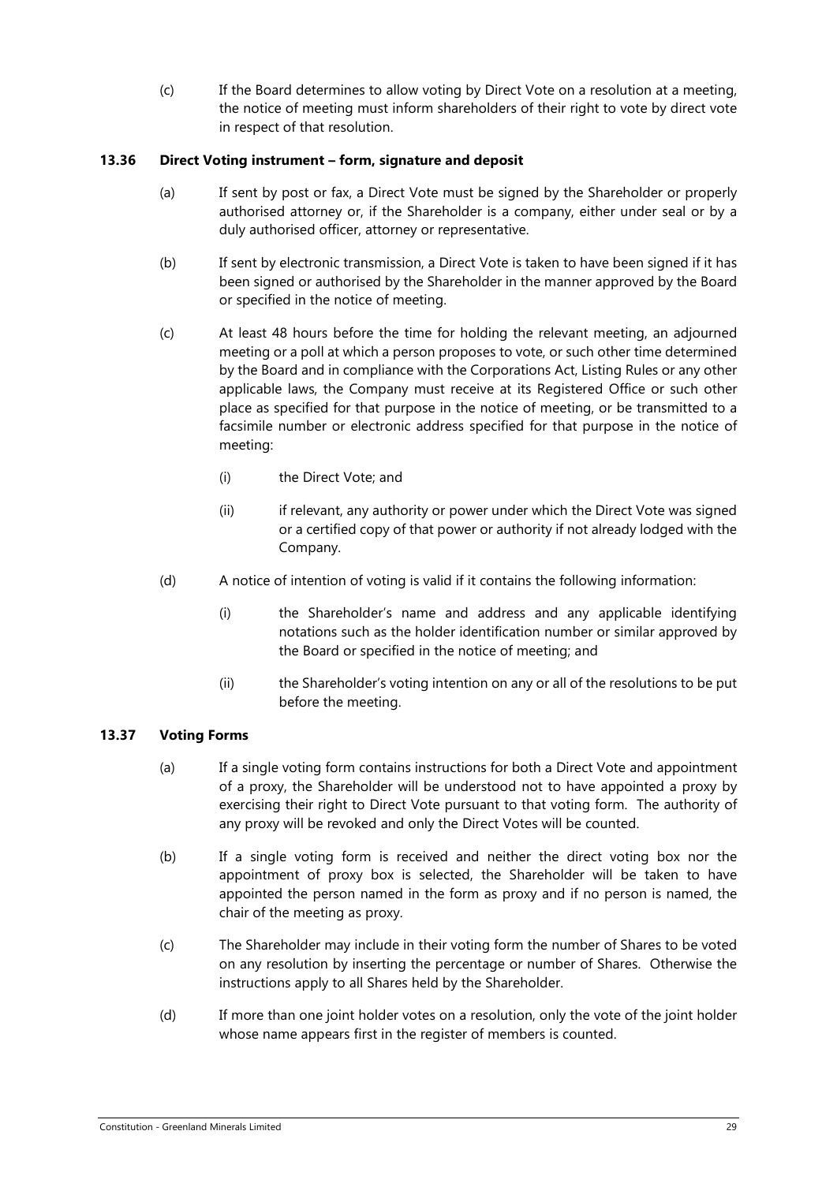(c) If the Board determines to allow voting by Direct Vote on a resolution at a meeting, the notice of meeting must inform shareholders of their right to vote by direct vote in respect of that resolution.

### 13.36 Direct Voting instrument – form, signature and deposit

(a) If sent by post or fax, a Direct Vote must be signed by the Shareholder or properly authorised attorney or, if the Shareholder is a company, either under seal or by a duly authorised officer, attorney or representative.

(b) If sent by electronic transmission, a Direct Vote is taken to have been signed if it has been signed or authorised by the Shareholder in the manner approved by the Board or specified in the notice of meeting.

(c) At least 48 hours before the time for holding the relevant meeting, an adjourned meeting or a poll at which a person proposes to vote, or such other time determined by the Board and in compliance with the Corporations Act, Listing Rules or any other applicable laws, the Company must receive at its Registered Office or such other place as specified for that purpose in the notice of meeting, or be transmitted to a facsimile number or electronic address specified for that purpose in the notice of meeting:

  (i) the Direct Vote; and

  (ii) if relevant, any authority or power under which the Direct Vote was signed or a certified copy of that power or authority if not already lodged with the Company.

(d) A notice of intention of voting is valid if it contains the following information:

  (i) the Shareholder's name and address and any applicable identifying notations such as the holder identification number or similar approved by the Board or specified in the notice of meeting; and

  (ii) the Shareholder's voting intention on any or all of the resolutions to be put before the meeting.

### 13.37 Voting Forms

(a) If a single voting form contains instructions for both a Direct Vote and appointment of a proxy, the Shareholder will be understood not to have appointed a proxy by exercising their right to Direct Vote pursuant to that voting form. The authority of any proxy will be revoked and only the Direct Votes will be counted.

(b) If a single voting form is received and neither the direct voting box nor the appointment of proxy box is selected, the Shareholder will be taken to have appointed the person named in the form as proxy and if no person is named, the chair of the meeting as proxy.

(c) The Shareholder may include in their voting form the number of Shares to be voted on any resolution by inserting the percentage or number of Shares. Otherwise the instructions apply to all Shares held by the Shareholder.

(d) If more than one joint holder votes on a resolution, only the vote of the joint holder whose name appears first in the register of members is counted.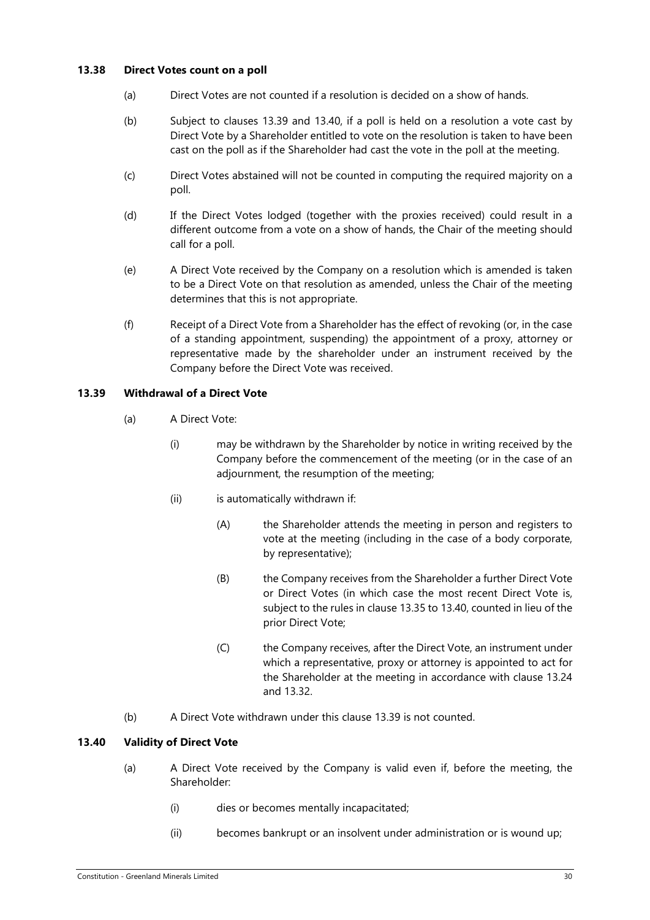### 13.38 Direct Votes count on a poll

(a) Direct Votes are not counted if a resolution is decided on a show of hands.

(b) Subject to clauses 13.39 and 13.40, if a poll is held on a resolution a vote cast by Direct Vote by a Shareholder entitled to vote on the resolution is taken to have been cast on the poll as if the Shareholder had cast the vote in the poll at the meeting.

(c) Direct Votes abstained will not be counted in computing the required majority on a poll.

(d) If the Direct Votes lodged (together with the proxies received) could result in a different outcome from a vote on a show of hands, the Chair of the meeting should call for a poll.

(e) A Direct Vote received by the Company on a resolution which is amended is taken to be a Direct Vote on that resolution as amended, unless the Chair of the meeting determines that this is not appropriate.

(f) Receipt of a Direct Vote from a Shareholder has the effect of revoking (or, in the case of a standing appointment, suspending) the appointment of a proxy, attorney or representative made by the shareholder under an instrument received by the Company before the Direct Vote was received.

### 13.39 Withdrawal of a Direct Vote

(a) A Direct Vote:

  (i) may be withdrawn by the Shareholder by notice in writing received by the Company before the commencement of the meeting (or in the case of an adjournment, the resumption of the meeting;

  (ii) is automatically withdrawn if:

    (A) the Shareholder attends the meeting in person and registers to vote at the meeting (including in the case of a body corporate, by representative);

    (B) the Company receives from the Shareholder a further Direct Vote or Direct Votes (in which case the most recent Direct Vote is, subject to the rules in clause 13.35 to 13.40, counted in lieu of the prior Direct Vote;

    (C) the Company receives, after the Direct Vote, an instrument under which a representative, proxy or attorney is appointed to act for the Shareholder at the meeting in accordance with clause 13.24 and 13.32.

(b) A Direct Vote withdrawn under this clause 13.39 is not counted.

### 13.40 Validity of Direct Vote

(a) A Direct Vote received by the Company is valid even if, before the meeting, the Shareholder:

  (i) dies or becomes mentally incapacitated;

  (ii) becomes bankrupt or an insolvent under administration or is wound up;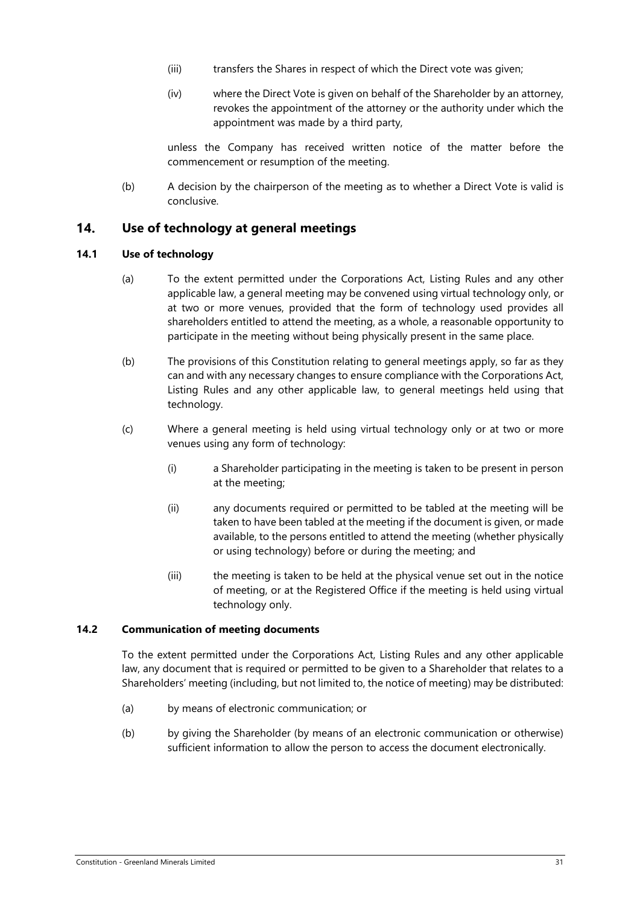(iii) transfers the Shares in respect of which the Direct vote was given;

(iv) where the Direct Vote is given on behalf of the Shareholder by an attorney, revokes the appointment of the attorney or the authority under which the appointment was made by a third party,

unless the Company has received written notice of the matter before the commencement or resumption of the meeting.

(b) A decision by the chairperson of the meeting as to whether a Direct Vote is valid is conclusive.

## 14. Use of technology at general meetings

### 14.1 Use of technology

(a) To the extent permitted under the Corporations Act, Listing Rules and any other applicable law, a general meeting may be convened using virtual technology only, or at two or more venues, provided that the form of technology used provides all shareholders entitled to attend the meeting, as a whole, a reasonable opportunity to participate in the meeting without being physically present in the same place.

(b) The provisions of this Constitution relating to general meetings apply, so far as they can and with any necessary changes to ensure compliance with the Corporations Act, Listing Rules and any other applicable law, to general meetings held using that technology.

(c) Where a general meeting is held using virtual technology only or at two or more venues using any form of technology:

(i) a Shareholder participating in the meeting is taken to be present in person at the meeting;

(ii) any documents required or permitted to be tabled at the meeting will be taken to have been tabled at the meeting if the document is given, or made available, to the persons entitled to attend the meeting (whether physically or using technology) before or during the meeting; and

(iii) the meeting is taken to be held at the physical venue set out in the notice of meeting, or at the Registered Office if the meeting is held using virtual technology only.

### 14.2 Communication of meeting documents

To the extent permitted under the Corporations Act, Listing Rules and any other applicable law, any document that is required or permitted to be given to a Shareholder that relates to a Shareholders' meeting (including, but not limited to, the notice of meeting) may be distributed:

(a) by means of electronic communication; or

(b) by giving the Shareholder (by means of an electronic communication or otherwise) sufficient information to allow the person to access the document electronically.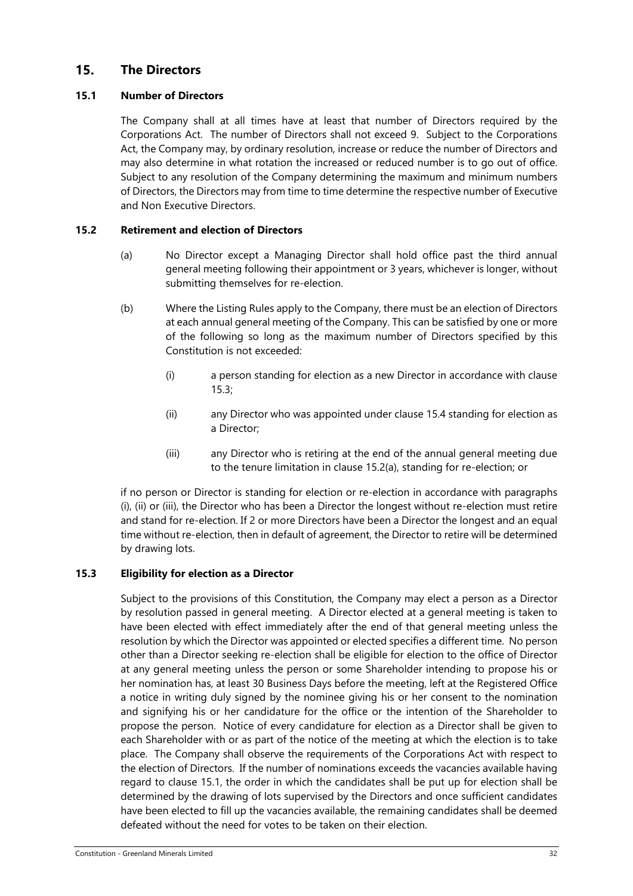# 15. The Directors

## 15.1 Number of Directors

The Company shall at all times have at least that number of Directors required by the Corporations Act. The number of Directors shall not exceed 9. Subject to the Corporations Act, the Company may, by ordinary resolution, increase or reduce the number of Directors and may also determine in what rotation the increased or reduced number is to go out of office. Subject to any resolution of the Company determining the maximum and minimum numbers of Directors, the Directors may from time to time determine the respective number of Executive and Non Executive Directors.

## 15.2 Retirement and election of Directors

(a) No Director except a Managing Director shall hold office past the third annual general meeting following their appointment or 3 years, whichever is longer, without submitting themselves for re-election.

(b) Where the Listing Rules apply to the Company, there must be an election of Directors at each annual general meeting of the Company. This can be satisfied by one or more of the following so long as the maximum number of Directors specified by this Constitution is not exceeded:

(i) a person standing for election as a new Director in accordance with clause 15.3;

(ii) any Director who was appointed under clause 15.4 standing for election as a Director;

(iii) any Director who is retiring at the end of the annual general meeting due to the tenure limitation in clause 15.2(a), standing for re-election; or

if no person or Director is standing for election or re-election in accordance with paragraphs (i), (ii) or (iii), the Director who has been a Director the longest without re-election must retire and stand for re-election. If 2 or more Directors have been a Director the longest and an equal time without re-election, then in default of agreement, the Director to retire will be determined by drawing lots.

## 15.3 Eligibility for election as a Director

Subject to the provisions of this Constitution, the Company may elect a person as a Director by resolution passed in general meeting. A Director elected at a general meeting is taken to have been elected with effect immediately after the end of that general meeting unless the resolution by which the Director was appointed or elected specifies a different time. No person other than a Director seeking re-election shall be eligible for election to the office of Director at any general meeting unless the person or some Shareholder intending to propose his or her nomination has, at least 30 Business Days before the meeting, left at the Registered Office a notice in writing duly signed by the nominee giving his or her consent to the nomination and signifying his or her candidature for the office or the intention of the Shareholder to propose the person. Notice of every candidature for election as a Director shall be given to each Shareholder with or as part of the notice of the meeting at which the election is to take place. The Company shall observe the requirements of the Corporations Act with respect to the election of Directors. If the number of nominations exceeds the vacancies available having regard to clause 15.1, the order in which the candidates shall be put up for election shall be determined by the drawing of lots supervised by the Directors and once sufficient candidates have been elected to fill up the vacancies available, the remaining candidates shall be deemed defeated without the need for votes to be taken on their election.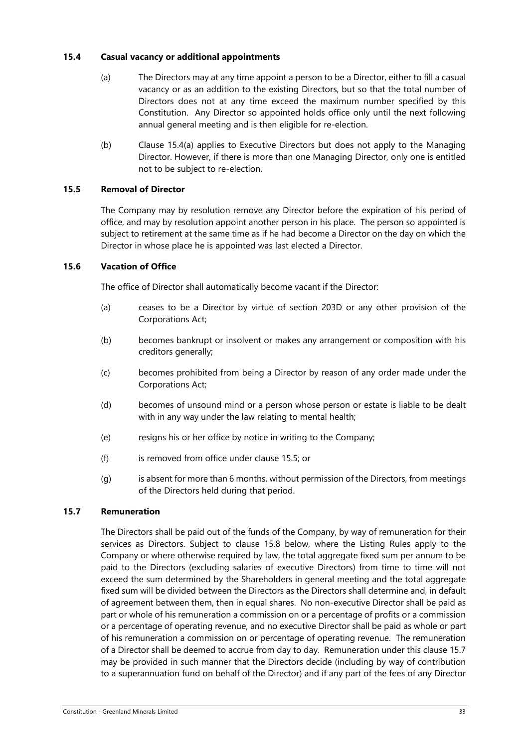### 15.4 Casual vacancy or additional appointments

(a) The Directors may at any time appoint a person to be a Director, either to fill a casual vacancy or as an addition to the existing Directors, but so that the total number of Directors does not at any time exceed the maximum number specified by this Constitution. Any Director so appointed holds office only until the next following annual general meeting and is then eligible for re-election.

(b) Clause 15.4(a) applies to Executive Directors but does not apply to the Managing Director. However, if there is more than one Managing Director, only one is entitled not to be subject to re-election.

### 15.5 Removal of Director

The Company may by resolution remove any Director before the expiration of his period of office, and may by resolution appoint another person in his place. The person so appointed is subject to retirement at the same time as if he had become a Director on the day on which the Director in whose place he is appointed was last elected a Director.

### 15.6 Vacation of Office

The office of Director shall automatically become vacant if the Director:

(a) ceases to be a Director by virtue of section 203D or any other provision of the Corporations Act;

(b) becomes bankrupt or insolvent or makes any arrangement or composition with his creditors generally;

(c) becomes prohibited from being a Director by reason of any order made under the Corporations Act;

(d) becomes of unsound mind or a person whose person or estate is liable to be dealt with in any way under the law relating to mental health;

(e) resigns his or her office by notice in writing to the Company;

(f) is removed from office under clause 15.5; or

(g) is absent for more than 6 months, without permission of the Directors, from meetings of the Directors held during that period.

### 15.7 Remuneration

The Directors shall be paid out of the funds of the Company, by way of remuneration for their services as Directors. Subject to clause 15.8 below, where the Listing Rules apply to the Company or where otherwise required by law, the total aggregate fixed sum per annum to be paid to the Directors (excluding salaries of executive Directors) from time to time will not exceed the sum determined by the Shareholders in general meeting and the total aggregate fixed sum will be divided between the Directors as the Directors shall determine and, in default of agreement between them, then in equal shares. No non-executive Director shall be paid as part or whole of his remuneration a commission on or a percentage of profits or a commission or a percentage of operating revenue, and no executive Director shall be paid as whole or part of his remuneration a commission on or percentage of operating revenue. The remuneration of a Director shall be deemed to accrue from day to day. Remuneration under this clause 15.7 may be provided in such manner that the Directors decide (including by way of contribution to a superannuation fund on behalf of the Director) and if any part of the fees of any Director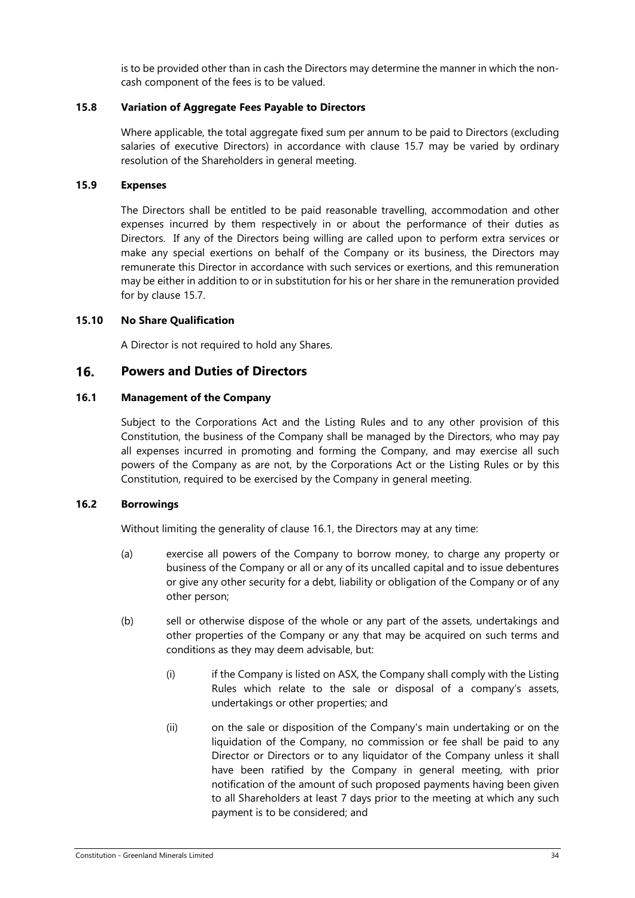is to be provided other than in cash the Directors may determine the manner in which the non-cash component of the fees is to be valued.

### 15.8 Variation of Aggregate Fees Payable to Directors

Where applicable, the total aggregate fixed sum per annum to be paid to Directors (excluding salaries of executive Directors) in accordance with clause 15.7 may be varied by ordinary resolution of the Shareholders in general meeting.

### 15.9 Expenses

The Directors shall be entitled to be paid reasonable travelling, accommodation and other expenses incurred by them respectively in or about the performance of their duties as Directors. If any of the Directors being willing are called upon to perform extra services or make any special exertions on behalf of the Company or its business, the Directors may remunerate this Director in accordance with such services or exertions, and this remuneration may be either in addition to or in substitution for his or her share in the remuneration provided for by clause 15.7.

### 15.10 No Share Qualification

A Director is not required to hold any Shares.

## 16. Powers and Duties of Directors

### 16.1 Management of the Company

Subject to the Corporations Act and the Listing Rules and to any other provision of this Constitution, the business of the Company shall be managed by the Directors, who may pay all expenses incurred in promoting and forming the Company, and may exercise all such powers of the Company as are not, by the Corporations Act or the Listing Rules or by this Constitution, required to be exercised by the Company in general meeting.

### 16.2 Borrowings

Without limiting the generality of clause 16.1, the Directors may at any time:

(a) exercise all powers of the Company to borrow money, to charge any property or business of the Company or all or any of its uncalled capital and to issue debentures or give any other security for a debt, liability or obligation of the Company or of any other person;

(b) sell or otherwise dispose of the whole or any part of the assets, undertakings and other properties of the Company or any that may be acquired on such terms and conditions as they may deem advisable, but:

  (i) if the Company is listed on ASX, the Company shall comply with the Listing Rules which relate to the sale or disposal of a company's assets, undertakings or other properties; and

  (ii) on the sale or disposition of the Company's main undertaking or on the liquidation of the Company, no commission or fee shall be paid to any Director or Directors or to any liquidator of the Company unless it shall have been ratified by the Company in general meeting, with prior notification of the amount of such proposed payments having been given to all Shareholders at least 7 days prior to the meeting at which any such payment is to be considered; and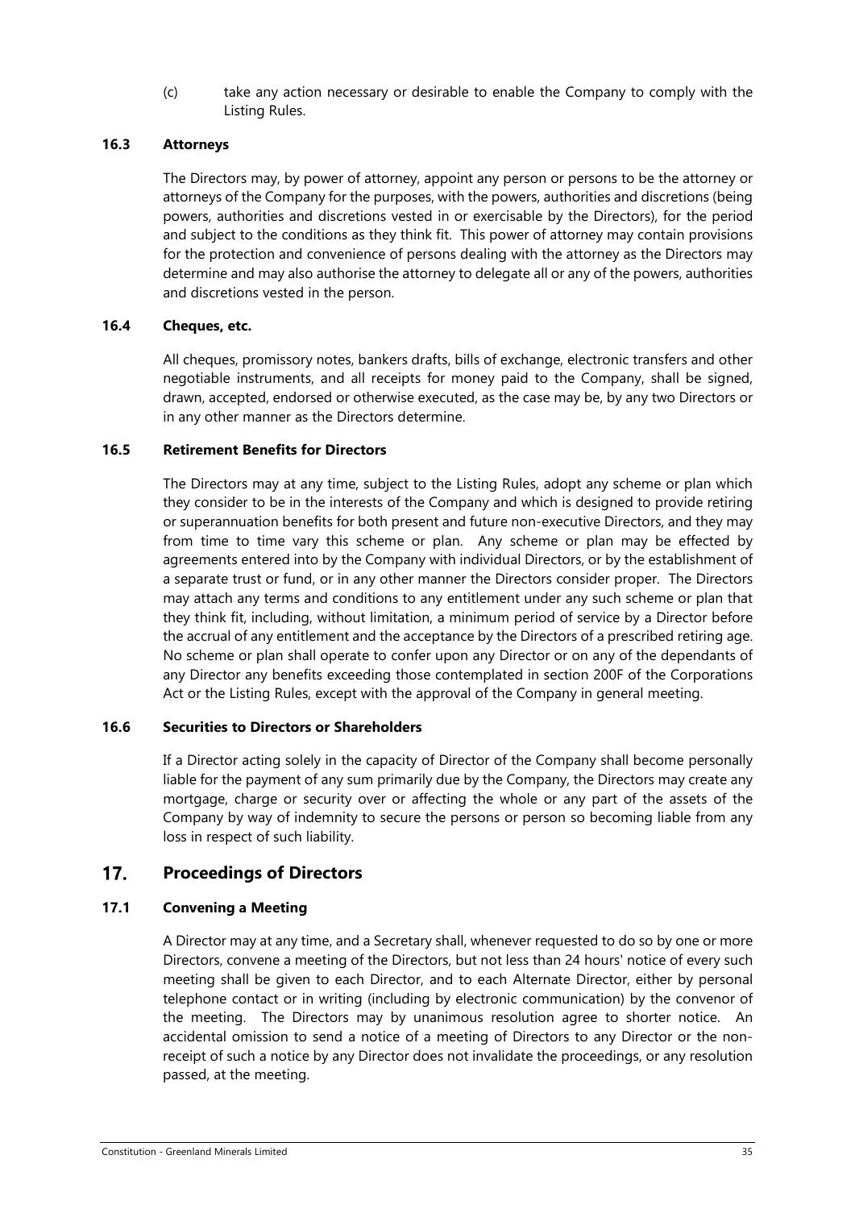(c) take any action necessary or desirable to enable the Company to comply with the Listing Rules.

### 16.3 Attorneys

The Directors may, by power of attorney, appoint any person or persons to be the attorney or attorneys of the Company for the purposes, with the powers, authorities and discretions (being powers, authorities and discretions vested in or exercisable by the Directors), for the period and subject to the conditions as they think fit. This power of attorney may contain provisions for the protection and convenience of persons dealing with the attorney as the Directors may determine and may also authorise the attorney to delegate all or any of the powers, authorities and discretions vested in the person.

### 16.4 Cheques, etc.

All cheques, promissory notes, bankers drafts, bills of exchange, electronic transfers and other negotiable instruments, and all receipts for money paid to the Company, shall be signed, drawn, accepted, endorsed or otherwise executed, as the case may be, by any two Directors or in any other manner as the Directors determine.

### 16.5 Retirement Benefits for Directors

The Directors may at any time, subject to the Listing Rules, adopt any scheme or plan which they consider to be in the interests of the Company and which is designed to provide retiring or superannuation benefits for both present and future non-executive Directors, and they may from time to time vary this scheme or plan. Any scheme or plan may be effected by agreements entered into by the Company with individual Directors, or by the establishment of a separate trust or fund, or in any other manner the Directors consider proper. The Directors may attach any terms and conditions to any entitlement under any such scheme or plan that they think fit, including, without limitation, a minimum period of service by a Director before the accrual of any entitlement and the acceptance by the Directors of a prescribed retiring age. No scheme or plan shall operate to confer upon any Director or on any of the dependants of any Director any benefits exceeding those contemplated in section 200F of the Corporations Act or the Listing Rules, except with the approval of the Company in general meeting.

### 16.6 Securities to Directors or Shareholders

If a Director acting solely in the capacity of Director of the Company shall become personally liable for the payment of any sum primarily due by the Company, the Directors may create any mortgage, charge or security over or affecting the whole or any part of the assets of the Company by way of indemnity to secure the persons or person so becoming liable from any loss in respect of such liability.

## 17. Proceedings of Directors

### 17.1 Convening a Meeting

A Director may at any time, and a Secretary shall, whenever requested to do so by one or more Directors, convene a meeting of the Directors, but not less than 24 hours' notice of every such meeting shall be given to each Director, and to each Alternate Director, either by personal telephone contact or in writing (including by electronic communication) by the convenor of the meeting. The Directors may by unanimous resolution agree to shorter notice. An accidental omission to send a notice of a meeting of Directors to any Director or the non-receipt of such a notice by any Director does not invalidate the proceedings, or any resolution passed, at the meeting.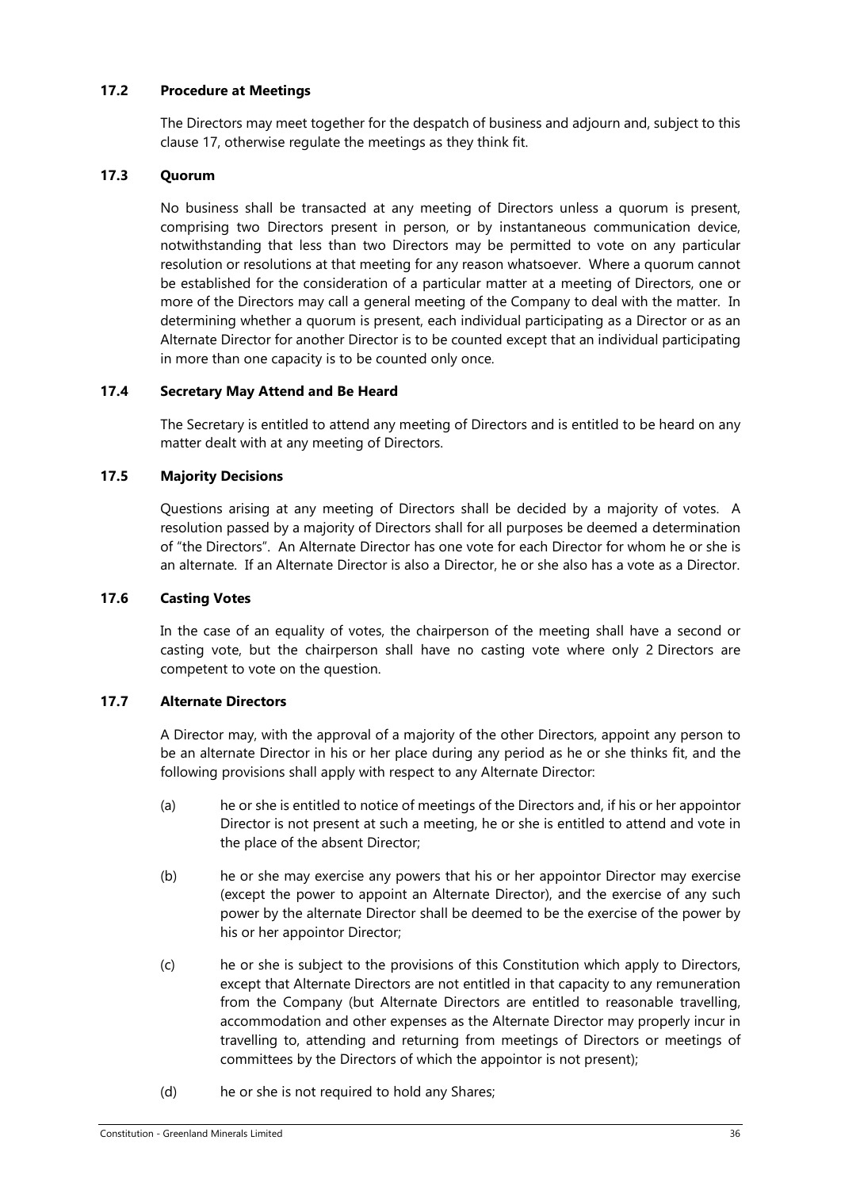### 17.2 Procedure at Meetings

The Directors may meet together for the despatch of business and adjourn and, subject to this clause 17, otherwise regulate the meetings as they think fit.

### 17.3 Quorum

No business shall be transacted at any meeting of Directors unless a quorum is present, comprising two Directors present in person, or by instantaneous communication device, notwithstanding that less than two Directors may be permitted to vote on any particular resolution or resolutions at that meeting for any reason whatsoever. Where a quorum cannot be established for the consideration of a particular matter at a meeting of Directors, one or more of the Directors may call a general meeting of the Company to deal with the matter. In determining whether a quorum is present, each individual participating as a Director or as an Alternate Director for another Director is to be counted except that an individual participating in more than one capacity is to be counted only once.

### 17.4 Secretary May Attend and Be Heard

The Secretary is entitled to attend any meeting of Directors and is entitled to be heard on any matter dealt with at any meeting of Directors.

### 17.5 Majority Decisions

Questions arising at any meeting of Directors shall be decided by a majority of votes. A resolution passed by a majority of Directors shall for all purposes be deemed a determination of "the Directors". An Alternate Director has one vote for each Director for whom he or she is an alternate. If an Alternate Director is also a Director, he or she also has a vote as a Director.

### 17.6 Casting Votes

In the case of an equality of votes, the chairperson of the meeting shall have a second or casting vote, but the chairperson shall have no casting vote where only 2 Directors are competent to vote on the question.

### 17.7 Alternate Directors

A Director may, with the approval of a majority of the other Directors, appoint any person to be an alternate Director in his or her place during any period as he or she thinks fit, and the following provisions shall apply with respect to any Alternate Director:

(a) he or she is entitled to notice of meetings of the Directors and, if his or her appointor Director is not present at such a meeting, he or she is entitled to attend and vote in the place of the absent Director;

(b) he or she may exercise any powers that his or her appointor Director may exercise (except the power to appoint an Alternate Director), and the exercise of any such power by the alternate Director shall be deemed to be the exercise of the power by his or her appointor Director;

(c) he or she is subject to the provisions of this Constitution which apply to Directors, except that Alternate Directors are not entitled in that capacity to any remuneration from the Company (but Alternate Directors are entitled to reasonable travelling, accommodation and other expenses as the Alternate Director may properly incur in travelling to, attending and returning from meetings of Directors or meetings of committees by the Directors of which the appointor is not present);

(d) he or she is not required to hold any Shares;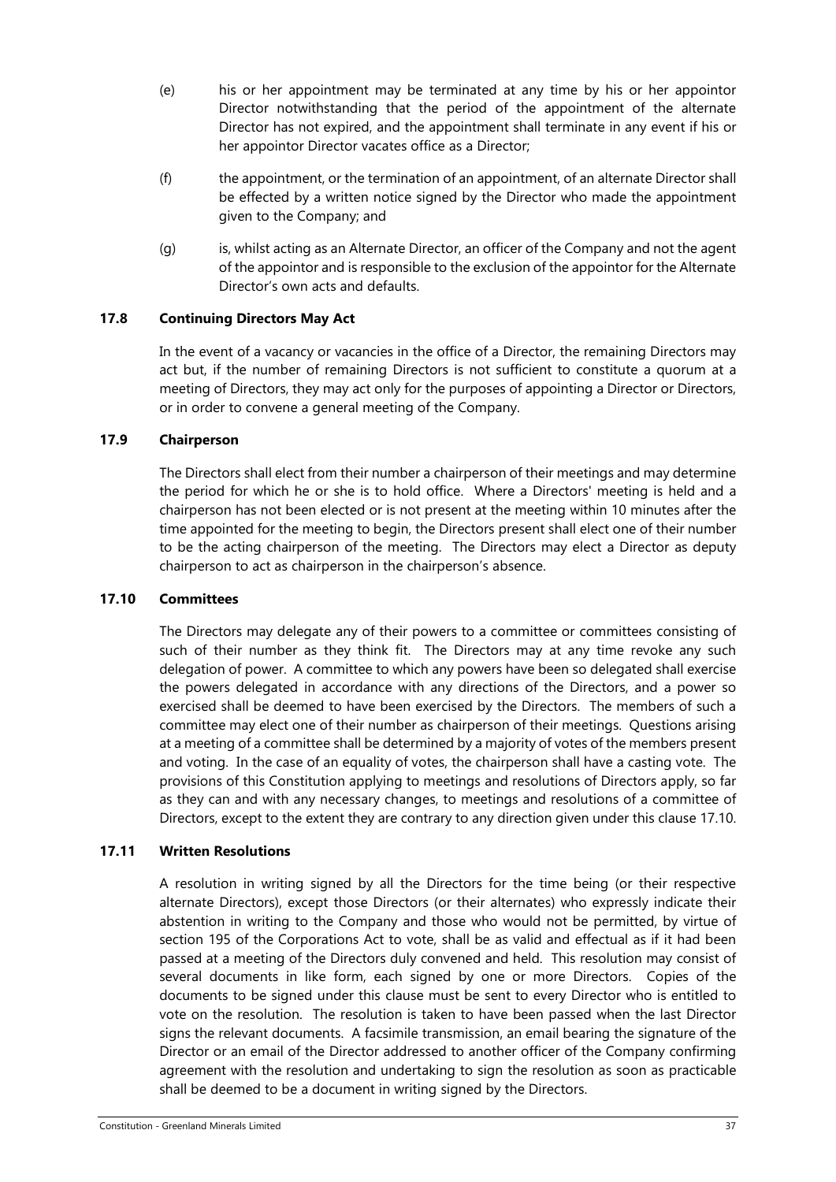(e) his or her appointment may be terminated at any time by his or her appointor Director notwithstanding that the period of the appointment of the alternate Director has not expired, and the appointment shall terminate in any event if his or her appointor Director vacates office as a Director;

(f) the appointment, or the termination of an appointment, of an alternate Director shall be effected by a written notice signed by the Director who made the appointment given to the Company; and

(g) is, whilst acting as an Alternate Director, an officer of the Company and not the agent of the appointor and is responsible to the exclusion of the appointor for the Alternate Director's own acts and defaults.

### 17.8 Continuing Directors May Act

In the event of a vacancy or vacancies in the office of a Director, the remaining Directors may act but, if the number of remaining Directors is not sufficient to constitute a quorum at a meeting of Directors, they may act only for the purposes of appointing a Director or Directors, or in order to convene a general meeting of the Company.

### 17.9 Chairperson

The Directors shall elect from their number a chairperson of their meetings and may determine the period for which he or she is to hold office. Where a Directors' meeting is held and a chairperson has not been elected or is not present at the meeting within 10 minutes after the time appointed for the meeting to begin, the Directors present shall elect one of their number to be the acting chairperson of the meeting. The Directors may elect a Director as deputy chairperson to act as chairperson in the chairperson's absence.

### 17.10 Committees

The Directors may delegate any of their powers to a committee or committees consisting of such of their number as they think fit. The Directors may at any time revoke any such delegation of power. A committee to which any powers have been so delegated shall exercise the powers delegated in accordance with any directions of the Directors, and a power so exercised shall be deemed to have been exercised by the Directors. The members of such a committee may elect one of their number as chairperson of their meetings. Questions arising at a meeting of a committee shall be determined by a majority of votes of the members present and voting. In the case of an equality of votes, the chairperson shall have a casting vote. The provisions of this Constitution applying to meetings and resolutions of Directors apply, so far as they can and with any necessary changes, to meetings and resolutions of a committee of Directors, except to the extent they are contrary to any direction given under this clause 17.10.

### 17.11 Written Resolutions

A resolution in writing signed by all the Directors for the time being (or their respective alternate Directors), except those Directors (or their alternates) who expressly indicate their abstention in writing to the Company and those who would not be permitted, by virtue of section 195 of the Corporations Act to vote, shall be as valid and effectual as if it had been passed at a meeting of the Directors duly convened and held. This resolution may consist of several documents in like form, each signed by one or more Directors. Copies of the documents to be signed under this clause must be sent to every Director who is entitled to vote on the resolution. The resolution is taken to have been passed when the last Director signs the relevant documents. A facsimile transmission, an email bearing the signature of the Director or an email of the Director addressed to another officer of the Company confirming agreement with the resolution and undertaking to sign the resolution as soon as practicable shall be deemed to be a document in writing signed by the Directors.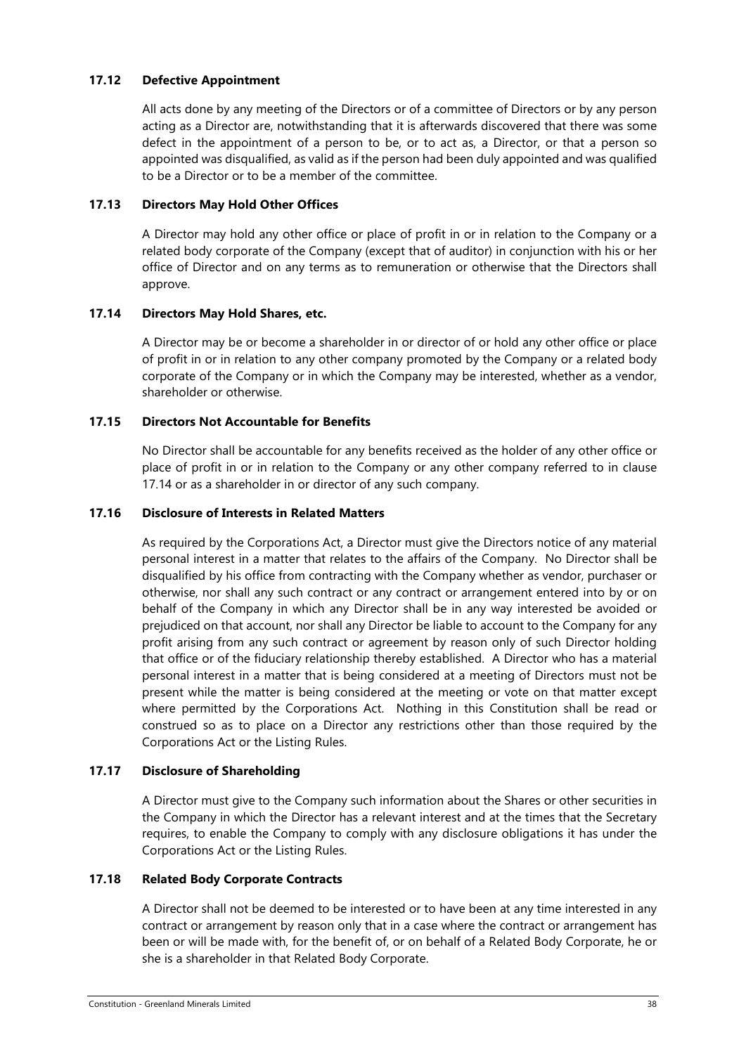### 17.12 Defective Appointment

All acts done by any meeting of the Directors or of a committee of Directors or by any person acting as a Director are, notwithstanding that it is afterwards discovered that there was some defect in the appointment of a person to be, or to act as, a Director, or that a person so appointed was disqualified, as valid as if the person had been duly appointed and was qualified to be a Director or to be a member of the committee.

### 17.13 Directors May Hold Other Offices

A Director may hold any other office or place of profit in or in relation to the Company or a related body corporate of the Company (except that of auditor) in conjunction with his or her office of Director and on any terms as to remuneration or otherwise that the Directors shall approve.

### 17.14 Directors May Hold Shares, etc.

A Director may be or become a shareholder in or director of or hold any other office or place of profit in or in relation to any other company promoted by the Company or a related body corporate of the Company or in which the Company may be interested, whether as a vendor, shareholder or otherwise.

### 17.15 Directors Not Accountable for Benefits

No Director shall be accountable for any benefits received as the holder of any other office or place of profit in or in relation to the Company or any other company referred to in clause 17.14 or as a shareholder in or director of any such company.

### 17.16 Disclosure of Interests in Related Matters

As required by the Corporations Act, a Director must give the Directors notice of any material personal interest in a matter that relates to the affairs of the Company. No Director shall be disqualified by his office from contracting with the Company whether as vendor, purchaser or otherwise, nor shall any such contract or any contract or arrangement entered into by or on behalf of the Company in which any Director shall be in any way interested be avoided or prejudiced on that account, nor shall any Director be liable to account to the Company for any profit arising from any such contract or agreement by reason only of such Director holding that office or of the fiduciary relationship thereby established. A Director who has a material personal interest in a matter that is being considered at a meeting of Directors must not be present while the matter is being considered at the meeting or vote on that matter except where permitted by the Corporations Act. Nothing in this Constitution shall be read or construed so as to place on a Director any restrictions other than those required by the Corporations Act or the Listing Rules.

### 17.17 Disclosure of Shareholding

A Director must give to the Company such information about the Shares or other securities in the Company in which the Director has a relevant interest and at the times that the Secretary requires, to enable the Company to comply with any disclosure obligations it has under the Corporations Act or the Listing Rules.

### 17.18 Related Body Corporate Contracts

A Director shall not be deemed to be interested or to have been at any time interested in any contract or arrangement by reason only that in a case where the contract or arrangement has been or will be made with, for the benefit of, or on behalf of a Related Body Corporate, he or she is a shareholder in that Related Body Corporate.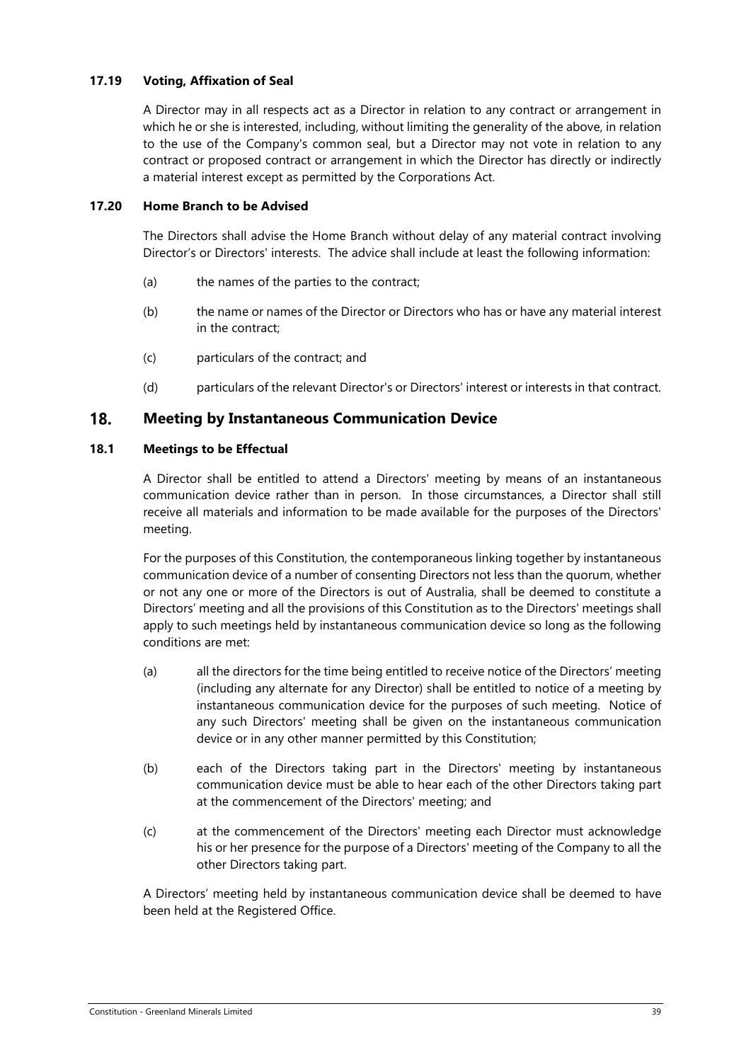### 17.19 Voting, Affixation of Seal

A Director may in all respects act as a Director in relation to any contract or arrangement in which he or she is interested, including, without limiting the generality of the above, in relation to the use of the Company's common seal, but a Director may not vote in relation to any contract or proposed contract or arrangement in which the Director has directly or indirectly a material interest except as permitted by the Corporations Act.

### 17.20 Home Branch to be Advised

The Directors shall advise the Home Branch without delay of any material contract involving Director's or Directors' interests. The advice shall include at least the following information:

(a) the names of the parties to the contract;

(b) the name or names of the Director or Directors who has or have any material interest in the contract;

(c) particulars of the contract; and

(d) particulars of the relevant Director's or Directors' interest or interests in that contract.

## 18. Meeting by Instantaneous Communication Device

### 18.1 Meetings to be Effectual

A Director shall be entitled to attend a Directors' meeting by means of an instantaneous communication device rather than in person. In those circumstances, a Director shall still receive all materials and information to be made available for the purposes of the Directors' meeting.

For the purposes of this Constitution, the contemporaneous linking together by instantaneous communication device of a number of consenting Directors not less than the quorum, whether or not any one or more of the Directors is out of Australia, shall be deemed to constitute a Directors' meeting and all the provisions of this Constitution as to the Directors' meetings shall apply to such meetings held by instantaneous communication device so long as the following conditions are met:

(a) all the directors for the time being entitled to receive notice of the Directors' meeting (including any alternate for any Director) shall be entitled to notice of a meeting by instantaneous communication device for the purposes of such meeting. Notice of any such Directors' meeting shall be given on the instantaneous communication device or in any other manner permitted by this Constitution;

(b) each of the Directors taking part in the Directors' meeting by instantaneous communication device must be able to hear each of the other Directors taking part at the commencement of the Directors' meeting; and

(c) at the commencement of the Directors' meeting each Director must acknowledge his or her presence for the purpose of a Directors' meeting of the Company to all the other Directors taking part.

A Directors' meeting held by instantaneous communication device shall be deemed to have been held at the Registered Office.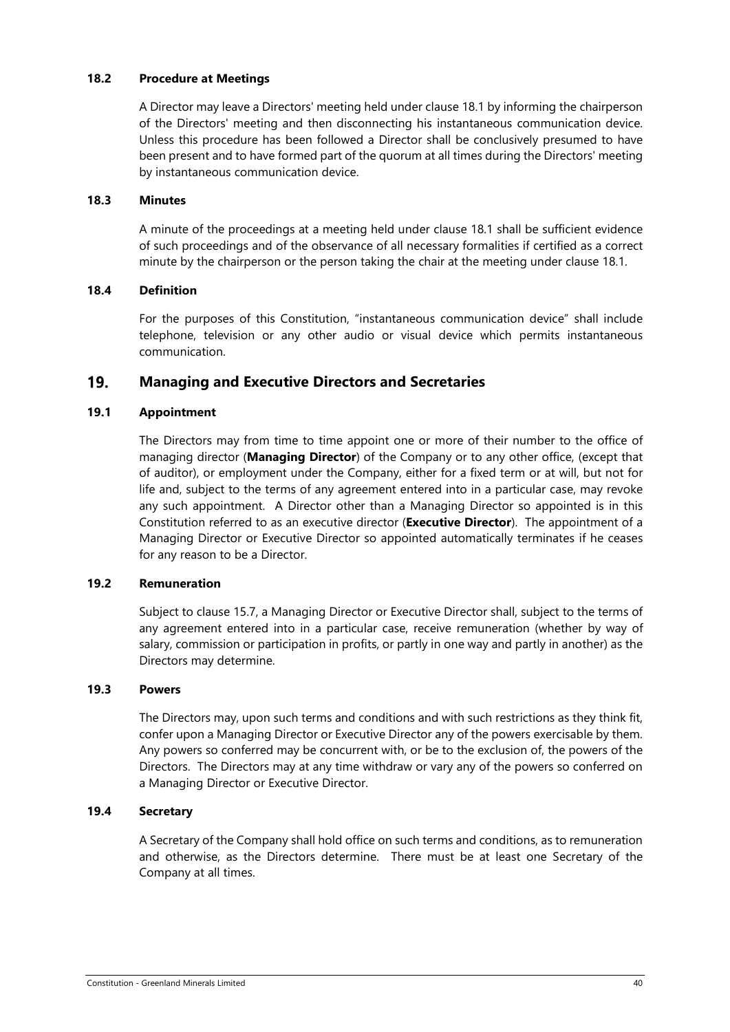### 18.2 Procedure at Meetings

A Director may leave a Directors' meeting held under clause 18.1 by informing the chairperson of the Directors' meeting and then disconnecting his instantaneous communication device. Unless this procedure has been followed a Director shall be conclusively presumed to have been present and to have formed part of the quorum at all times during the Directors' meeting by instantaneous communication device.

### 18.3 Minutes

A minute of the proceedings at a meeting held under clause 18.1 shall be sufficient evidence of such proceedings and of the observance of all necessary formalities if certified as a correct minute by the chairperson or the person taking the chair at the meeting under clause 18.1.

### 18.4 Definition

For the purposes of this Constitution, "instantaneous communication device" shall include telephone, television or any other audio or visual device which permits instantaneous communication.

## 19. Managing and Executive Directors and Secretaries

### 19.1 Appointment

The Directors may from time to time appoint one or more of their number to the office of managing director (**Managing Director**) of the Company or to any other office, (except that of auditor), or employment under the Company, either for a fixed term or at will, but not for life and, subject to the terms of any agreement entered into in a particular case, may revoke any such appointment. A Director other than a Managing Director so appointed is in this Constitution referred to as an executive director (**Executive Director**). The appointment of a Managing Director or Executive Director so appointed automatically terminates if he ceases for any reason to be a Director.

### 19.2 Remuneration

Subject to clause 15.7, a Managing Director or Executive Director shall, subject to the terms of any agreement entered into in a particular case, receive remuneration (whether by way of salary, commission or participation in profits, or partly in one way and partly in another) as the Directors may determine.

### 19.3 Powers

The Directors may, upon such terms and conditions and with such restrictions as they think fit, confer upon a Managing Director or Executive Director any of the powers exercisable by them. Any powers so conferred may be concurrent with, or be to the exclusion of, the powers of the Directors. The Directors may at any time withdraw or vary any of the powers so conferred on a Managing Director or Executive Director.

### 19.4 Secretary

A Secretary of the Company shall hold office on such terms and conditions, as to remuneration and otherwise, as the Directors determine. There must be at least one Secretary of the Company at all times.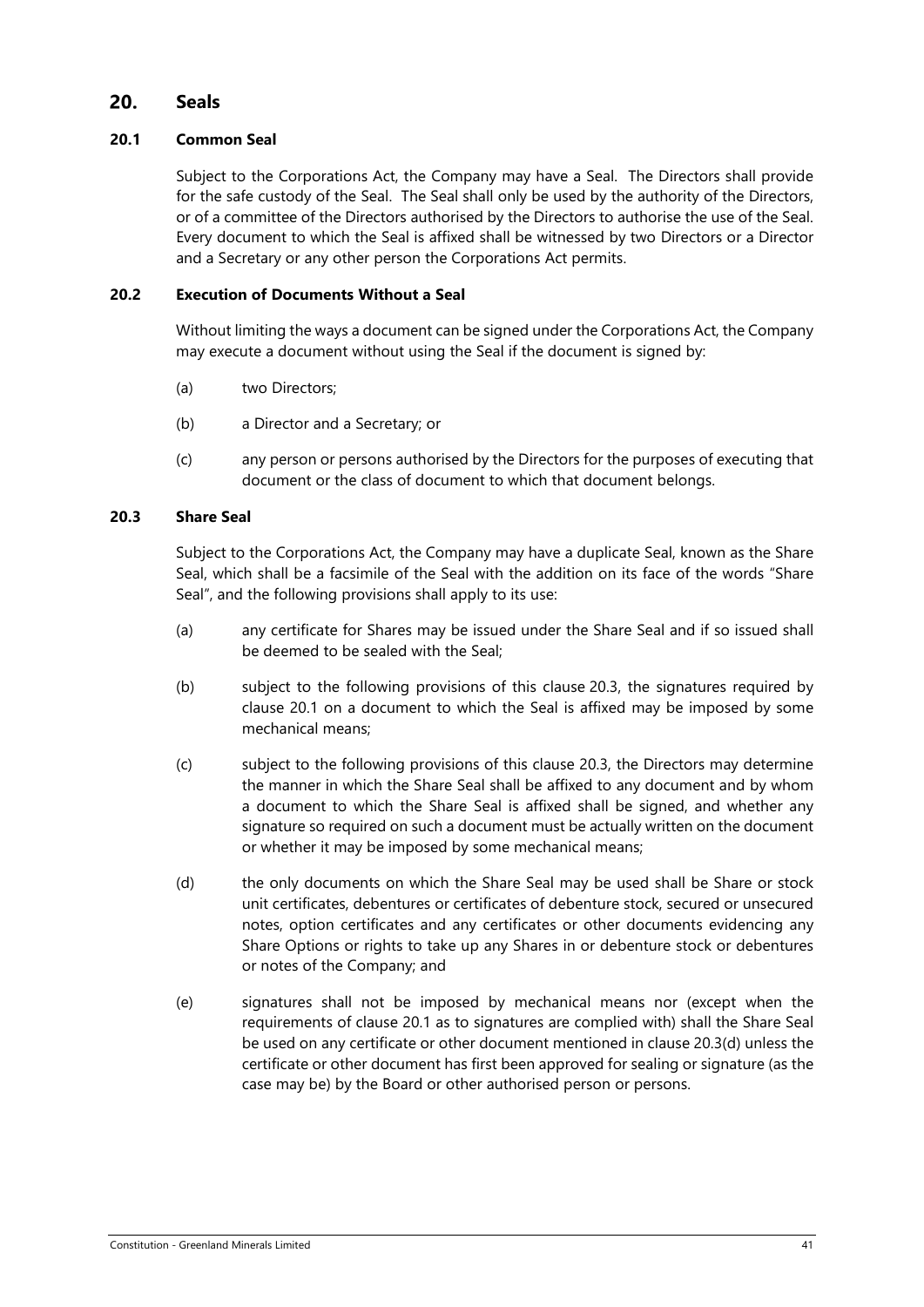# 20. Seals

## 20.1 Common Seal

Subject to the Corporations Act, the Company may have a Seal. The Directors shall provide for the safe custody of the Seal. The Seal shall only be used by the authority of the Directors, or of a committee of the Directors authorised by the Directors to authorise the use of the Seal. Every document to which the Seal is affixed shall be witnessed by two Directors or a Director and a Secretary or any other person the Corporations Act permits.

## 20.2 Execution of Documents Without a Seal

Without limiting the ways a document can be signed under the Corporations Act, the Company may execute a document without using the Seal if the document is signed by:

(a) two Directors;

(b) a Director and a Secretary; or

(c) any person or persons authorised by the Directors for the purposes of executing that document or the class of document to which that document belongs.

## 20.3 Share Seal

Subject to the Corporations Act, the Company may have a duplicate Seal, known as the Share Seal, which shall be a facsimile of the Seal with the addition on its face of the words "Share Seal", and the following provisions shall apply to its use:

(a) any certificate for Shares may be issued under the Share Seal and if so issued shall be deemed to be sealed with the Seal;

(b) subject to the following provisions of this clause 20.3, the signatures required by clause 20.1 on a document to which the Seal is affixed may be imposed by some mechanical means;

(c) subject to the following provisions of this clause 20.3, the Directors may determine the manner in which the Share Seal shall be affixed to any document and by whom a document to which the Share Seal is affixed shall be signed, and whether any signature so required on such a document must be actually written on the document or whether it may be imposed by some mechanical means;

(d) the only documents on which the Share Seal may be used shall be Share or stock unit certificates, debentures or certificates of debenture stock, secured or unsecured notes, option certificates and any certificates or other documents evidencing any Share Options or rights to take up any Shares in or debenture stock or debentures or notes of the Company; and

(e) signatures shall not be imposed by mechanical means nor (except when the requirements of clause 20.1 as to signatures are complied with) shall the Share Seal be used on any certificate or other document mentioned in clause 20.3(d) unless the certificate or other document has first been approved for sealing or signature (as the case may be) by the Board or other authorised person or persons.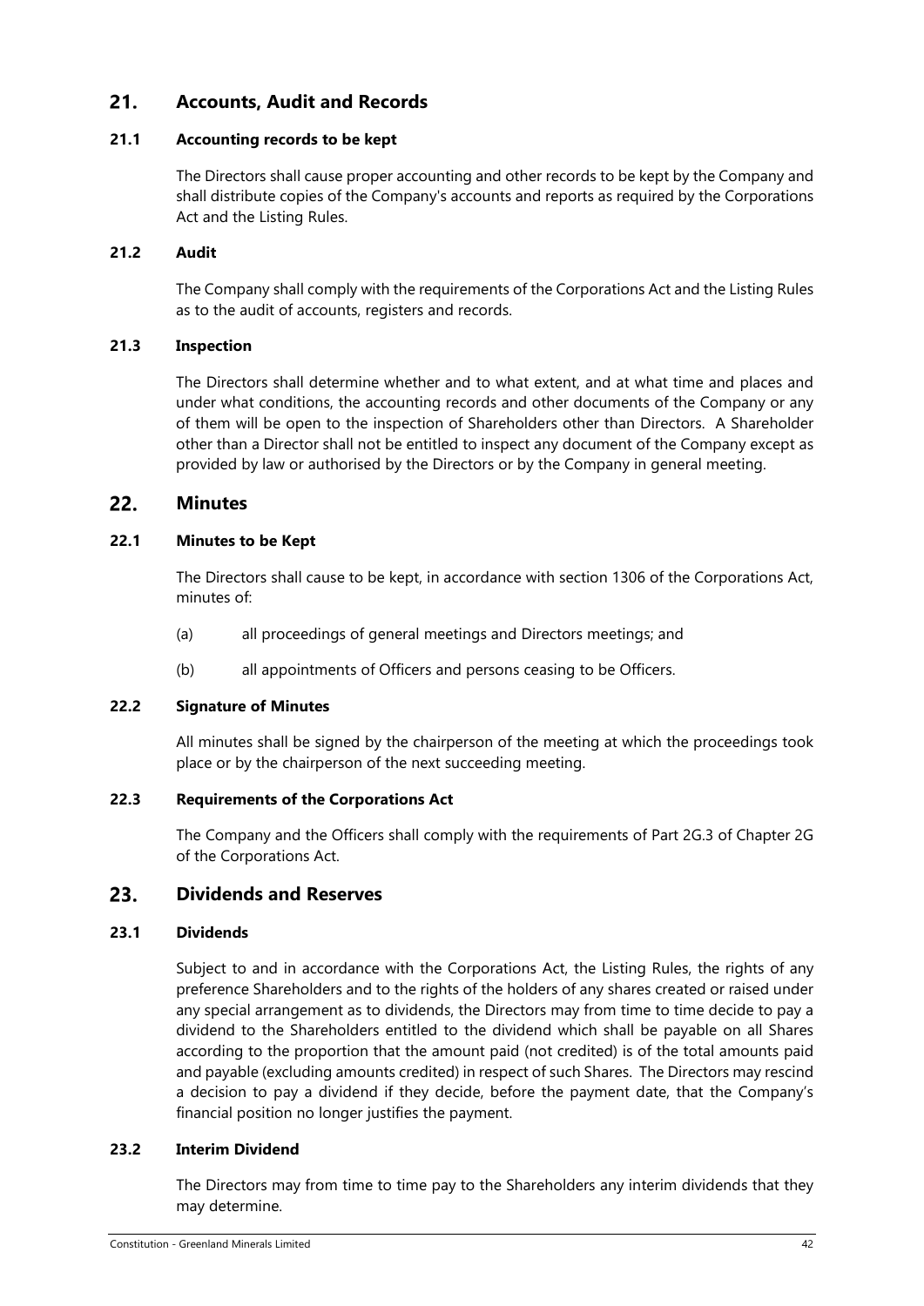## 21. Accounts, Audit and Records

### 21.1 Accounting records to be kept

The Directors shall cause proper accounting and other records to be kept by the Company and shall distribute copies of the Company's accounts and reports as required by the Corporations Act and the Listing Rules.

### 21.2 Audit

The Company shall comply with the requirements of the Corporations Act and the Listing Rules as to the audit of accounts, registers and records.

### 21.3 Inspection

The Directors shall determine whether and to what extent, and at what time and places and under what conditions, the accounting records and other documents of the Company or any of them will be open to the inspection of Shareholders other than Directors. A Shareholder other than a Director shall not be entitled to inspect any document of the Company except as provided by law or authorised by the Directors or by the Company in general meeting.

## 22. Minutes

### 22.1 Minutes to be Kept

The Directors shall cause to be kept, in accordance with section 1306 of the Corporations Act, minutes of:

(a) all proceedings of general meetings and Directors meetings; and

(b) all appointments of Officers and persons ceasing to be Officers.

### 22.2 Signature of Minutes

All minutes shall be signed by the chairperson of the meeting at which the proceedings took place or by the chairperson of the next succeeding meeting.

### 22.3 Requirements of the Corporations Act

The Company and the Officers shall comply with the requirements of Part 2G.3 of Chapter 2G of the Corporations Act.

## 23. Dividends and Reserves

### 23.1 Dividends

Subject to and in accordance with the Corporations Act, the Listing Rules, the rights of any preference Shareholders and to the rights of the holders of any shares created or raised under any special arrangement as to dividends, the Directors may from time to time decide to pay a dividend to the Shareholders entitled to the dividend which shall be payable on all Shares according to the proportion that the amount paid (not credited) is of the total amounts paid and payable (excluding amounts credited) in respect of such Shares. The Directors may rescind a decision to pay a dividend if they decide, before the payment date, that the Company's financial position no longer justifies the payment.

### 23.2 Interim Dividend

The Directors may from time to time pay to the Shareholders any interim dividends that they may determine.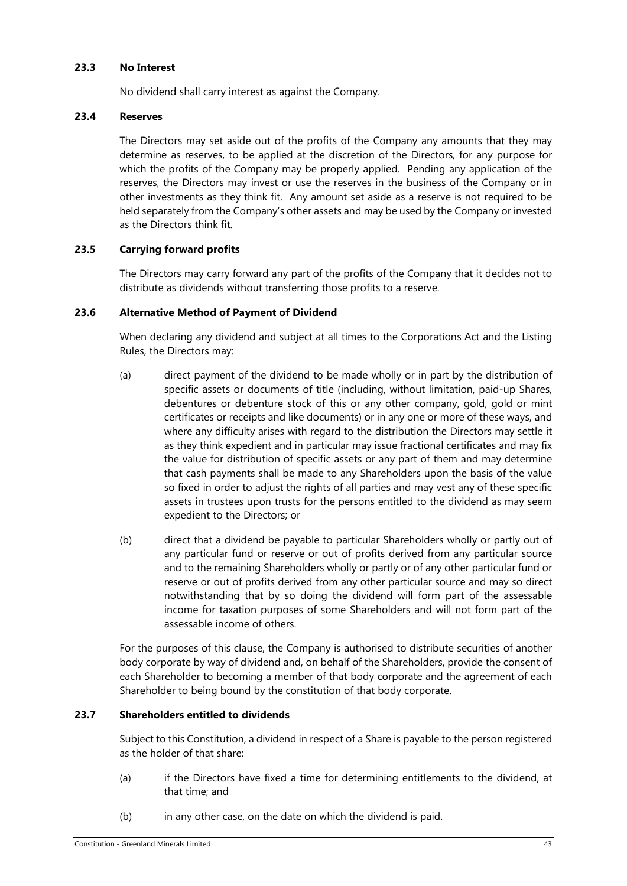### 23.3 No Interest

No dividend shall carry interest as against the Company.

### 23.4 Reserves

The Directors may set aside out of the profits of the Company any amounts that they may determine as reserves, to be applied at the discretion of the Directors, for any purpose for which the profits of the Company may be properly applied. Pending any application of the reserves, the Directors may invest or use the reserves in the business of the Company or in other investments as they think fit. Any amount set aside as a reserve is not required to be held separately from the Company's other assets and may be used by the Company or invested as the Directors think fit.

### 23.5 Carrying forward profits

The Directors may carry forward any part of the profits of the Company that it decides not to distribute as dividends without transferring those profits to a reserve.

### 23.6 Alternative Method of Payment of Dividend

When declaring any dividend and subject at all times to the Corporations Act and the Listing Rules, the Directors may:

(a) direct payment of the dividend to be made wholly or in part by the distribution of specific assets or documents of title (including, without limitation, paid-up Shares, debentures or debenture stock of this or any other company, gold, gold or mint certificates or receipts and like documents) or in any one or more of these ways, and where any difficulty arises with regard to the distribution the Directors may settle it as they think expedient and in particular may issue fractional certificates and may fix the value for distribution of specific assets or any part of them and may determine that cash payments shall be made to any Shareholders upon the basis of the value so fixed in order to adjust the rights of all parties and may vest any of these specific assets in trustees upon trusts for the persons entitled to the dividend as may seem expedient to the Directors; or

(b) direct that a dividend be payable to particular Shareholders wholly or partly out of any particular fund or reserve or out of profits derived from any particular source and to the remaining Shareholders wholly or partly or of any other particular fund or reserve or out of profits derived from any other particular source and may so direct notwithstanding that by so doing the dividend will form part of the assessable income for taxation purposes of some Shareholders and will not form part of the assessable income of others.

For the purposes of this clause, the Company is authorised to distribute securities of another body corporate by way of dividend and, on behalf of the Shareholders, provide the consent of each Shareholder to becoming a member of that body corporate and the agreement of each Shareholder to being bound by the constitution of that body corporate.

### 23.7 Shareholders entitled to dividends

Subject to this Constitution, a dividend in respect of a Share is payable to the person registered as the holder of that share:

(a) if the Directors have fixed a time for determining entitlements to the dividend, at that time; and

(b) in any other case, on the date on which the dividend is paid.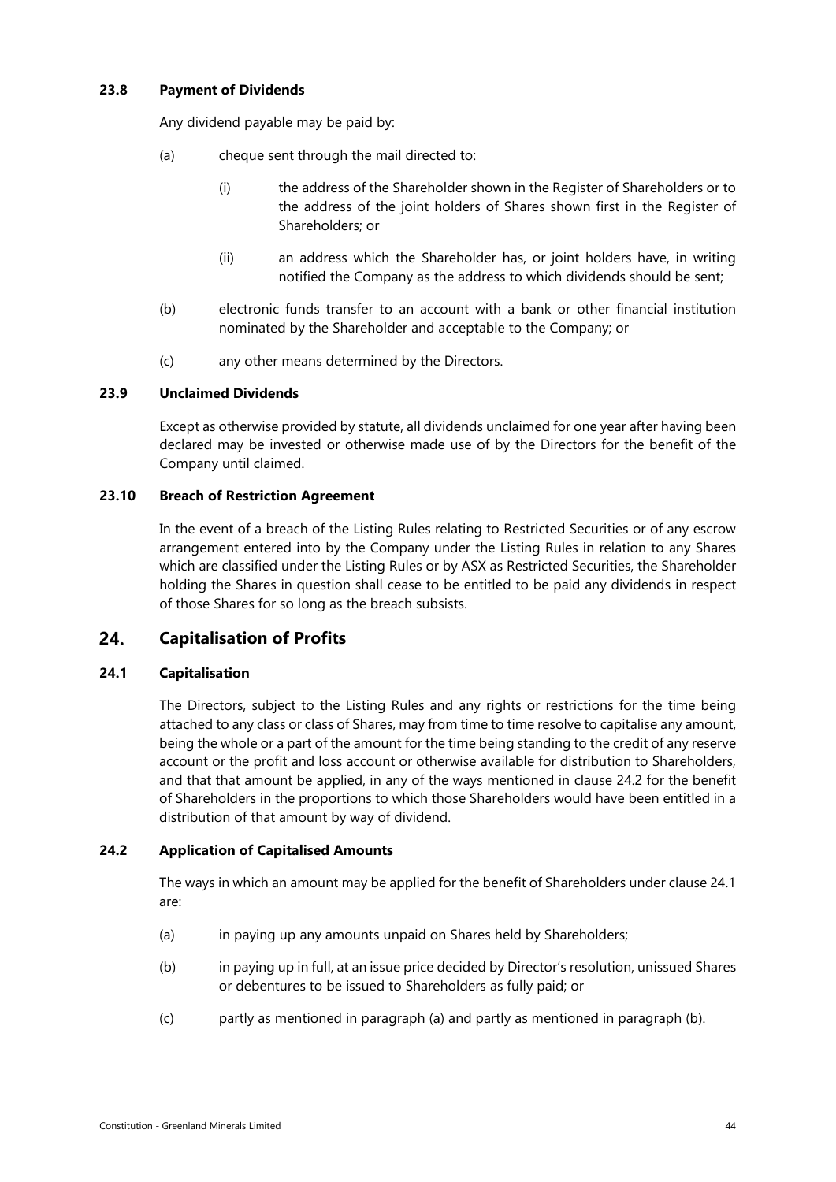**23.8 Payment of Dividends**

Any dividend payable may be paid by:

(a) cheque sent through the mail directed to:

  (i) the address of the Shareholder shown in the Register of Shareholders or to the address of the joint holders of Shares shown first in the Register of Shareholders; or

  (ii) an address which the Shareholder has, or joint holders have, in writing notified the Company as the address to which dividends should be sent;

(b) electronic funds transfer to an account with a bank or other financial institution nominated by the Shareholder and acceptable to the Company; or

(c) any other means determined by the Directors.

**23.9 Unclaimed Dividends**

Except as otherwise provided by statute, all dividends unclaimed for one year after having been declared may be invested or otherwise made use of by the Directors for the benefit of the Company until claimed.

**23.10 Breach of Restriction Agreement**

In the event of a breach of the Listing Rules relating to Restricted Securities or of any escrow arrangement entered into by the Company under the Listing Rules in relation to any Shares which are classified under the Listing Rules or by ASX as Restricted Securities, the Shareholder holding the Shares in question shall cease to be entitled to be paid any dividends in respect of those Shares for so long as the breach subsists.

## 24. Capitalisation of Profits

**24.1 Capitalisation**

The Directors, subject to the Listing Rules and any rights or restrictions for the time being attached to any class or class of Shares, may from time to time resolve to capitalise any amount, being the whole or a part of the amount for the time being standing to the credit of any reserve account or the profit and loss account or otherwise available for distribution to Shareholders, and that that amount be applied, in any of the ways mentioned in clause 24.2 for the benefit of Shareholders in the proportions to which those Shareholders would have been entitled in a distribution of that amount by way of dividend.

**24.2 Application of Capitalised Amounts**

The ways in which an amount may be applied for the benefit of Shareholders under clause 24.1 are:

(a) in paying up any amounts unpaid on Shares held by Shareholders;

(b) in paying up in full, at an issue price decided by Director's resolution, unissued Shares or debentures to be issued to Shareholders as fully paid; or

(c) partly as mentioned in paragraph (a) and partly as mentioned in paragraph (b).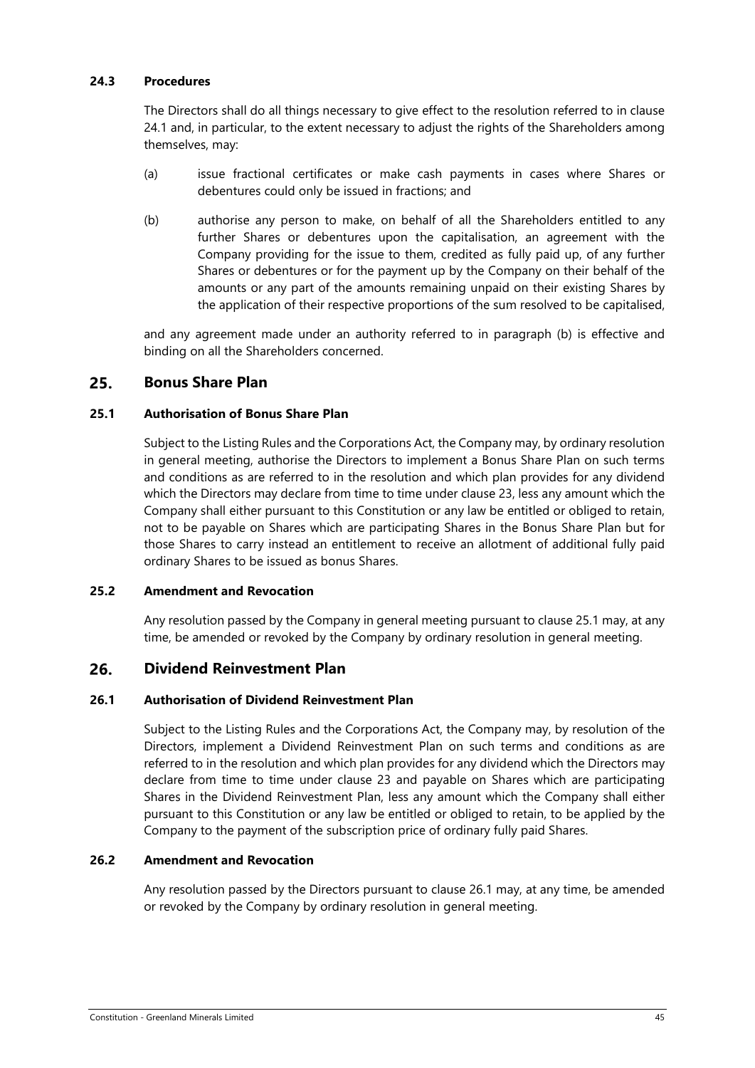### 24.3 Procedures

The Directors shall do all things necessary to give effect to the resolution referred to in clause 24.1 and, in particular, to the extent necessary to adjust the rights of the Shareholders among themselves, may:

(a) issue fractional certificates or make cash payments in cases where Shares or debentures could only be issued in fractions; and

(b) authorise any person to make, on behalf of all the Shareholders entitled to any further Shares or debentures upon the capitalisation, an agreement with the Company providing for the issue to them, credited as fully paid up, of any further Shares or debentures or for the payment up by the Company on their behalf of the amounts or any part of the amounts remaining unpaid on their existing Shares by the application of their respective proportions of the sum resolved to be capitalised,

and any agreement made under an authority referred to in paragraph (b) is effective and binding on all the Shareholders concerned.

## 25. Bonus Share Plan

### 25.1 Authorisation of Bonus Share Plan

Subject to the Listing Rules and the Corporations Act, the Company may, by ordinary resolution in general meeting, authorise the Directors to implement a Bonus Share Plan on such terms and conditions as are referred to in the resolution and which plan provides for any dividend which the Directors may declare from time to time under clause 23, less any amount which the Company shall either pursuant to this Constitution or any law be entitled or obliged to retain, not to be payable on Shares which are participating Shares in the Bonus Share Plan but for those Shares to carry instead an entitlement to receive an allotment of additional fully paid ordinary Shares to be issued as bonus Shares.

### 25.2 Amendment and Revocation

Any resolution passed by the Company in general meeting pursuant to clause 25.1 may, at any time, be amended or revoked by the Company by ordinary resolution in general meeting.

## 26. Dividend Reinvestment Plan

### 26.1 Authorisation of Dividend Reinvestment Plan

Subject to the Listing Rules and the Corporations Act, the Company may, by resolution of the Directors, implement a Dividend Reinvestment Plan on such terms and conditions as are referred to in the resolution and which plan provides for any dividend which the Directors may declare from time to time under clause 23 and payable on Shares which are participating Shares in the Dividend Reinvestment Plan, less any amount which the Company shall either pursuant to this Constitution or any law be entitled or obliged to retain, to be applied by the Company to the payment of the subscription price of ordinary fully paid Shares.

### 26.2 Amendment and Revocation

Any resolution passed by the Directors pursuant to clause 26.1 may, at any time, be amended or revoked by the Company by ordinary resolution in general meeting.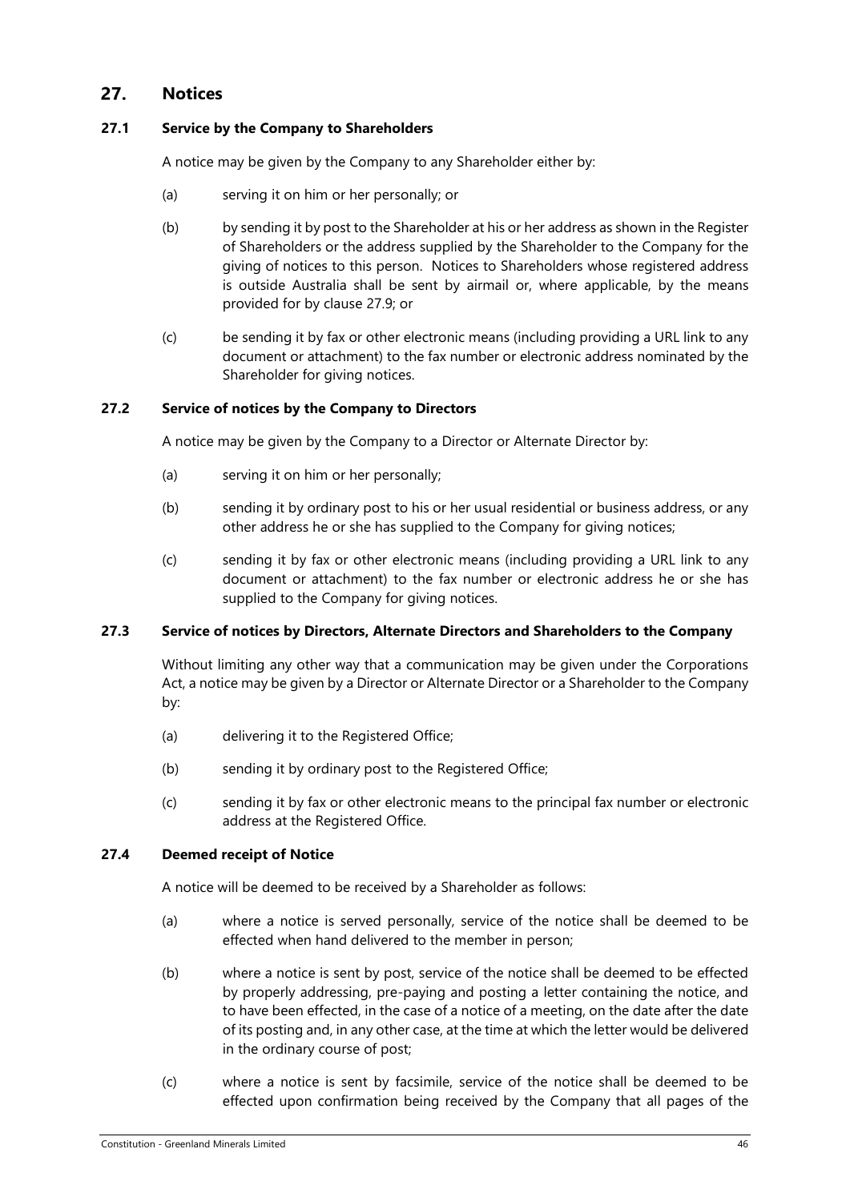## 27. Notices

### 27.1 Service by the Company to Shareholders

A notice may be given by the Company to any Shareholder either by:

(a) serving it on him or her personally; or

(b) by sending it by post to the Shareholder at his or her address as shown in the Register of Shareholders or the address supplied by the Shareholder to the Company for the giving of notices to this person. Notices to Shareholders whose registered address is outside Australia shall be sent by airmail or, where applicable, by the means provided for by clause 27.9; or

(c) be sending it by fax or other electronic means (including providing a URL link to any document or attachment) to the fax number or electronic address nominated by the Shareholder for giving notices.

### 27.2 Service of notices by the Company to Directors

A notice may be given by the Company to a Director or Alternate Director by:

(a) serving it on him or her personally;

(b) sending it by ordinary post to his or her usual residential or business address, or any other address he or she has supplied to the Company for giving notices;

(c) sending it by fax or other electronic means (including providing a URL link to any document or attachment) to the fax number or electronic address he or she has supplied to the Company for giving notices.

### 27.3 Service of notices by Directors, Alternate Directors and Shareholders to the Company

Without limiting any other way that a communication may be given under the Corporations Act, a notice may be given by a Director or Alternate Director or a Shareholder to the Company by:

(a) delivering it to the Registered Office;

(b) sending it by ordinary post to the Registered Office;

(c) sending it by fax or other electronic means to the principal fax number or electronic address at the Registered Office.

### 27.4 Deemed receipt of Notice

A notice will be deemed to be received by a Shareholder as follows:

(a) where a notice is served personally, service of the notice shall be deemed to be effected when hand delivered to the member in person;

(b) where a notice is sent by post, service of the notice shall be deemed to be effected by properly addressing, pre-paying and posting a letter containing the notice, and to have been effected, in the case of a notice of a meeting, on the date after the date of its posting and, in any other case, at the time at which the letter would be delivered in the ordinary course of post;

(c) where a notice is sent by facsimile, service of the notice shall be deemed to be effected upon confirmation being received by the Company that all pages of the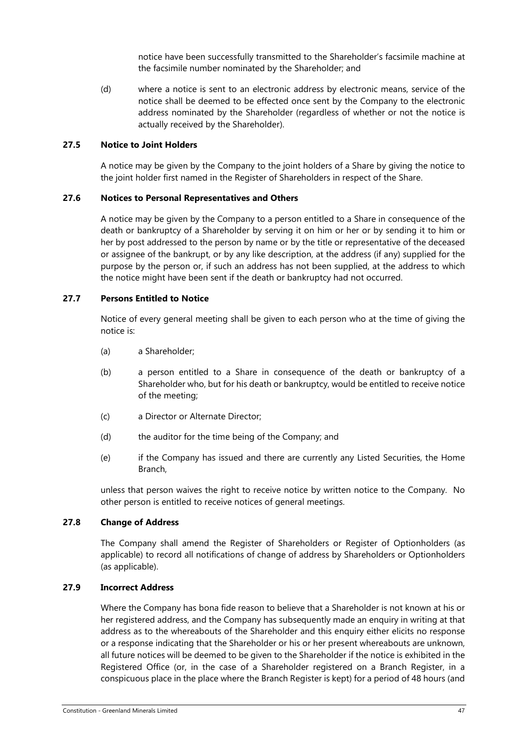notice have been successfully transmitted to the Shareholder's facsimile machine at the facsimile number nominated by the Shareholder; and

(d) where a notice is sent to an electronic address by electronic means, service of the notice shall be deemed to be effected once sent by the Company to the electronic address nominated by the Shareholder (regardless of whether or not the notice is actually received by the Shareholder).

### 27.5 Notice to Joint Holders

A notice may be given by the Company to the joint holders of a Share by giving the notice to the joint holder first named in the Register of Shareholders in respect of the Share.

### 27.6 Notices to Personal Representatives and Others

A notice may be given by the Company to a person entitled to a Share in consequence of the death or bankruptcy of a Shareholder by serving it on him or her or by sending it to him or her by post addressed to the person by name or by the title or representative of the deceased or assignee of the bankrupt, or by any like description, at the address (if any) supplied for the purpose by the person or, if such an address has not been supplied, at the address to which the notice might have been sent if the death or bankruptcy had not occurred.

### 27.7 Persons Entitled to Notice

Notice of every general meeting shall be given to each person who at the time of giving the notice is:

(a) a Shareholder;

(b) a person entitled to a Share in consequence of the death or bankruptcy of a Shareholder who, but for his death or bankruptcy, would be entitled to receive notice of the meeting;

(c) a Director or Alternate Director;

(d) the auditor for the time being of the Company; and

(e) if the Company has issued and there are currently any Listed Securities, the Home Branch,

unless that person waives the right to receive notice by written notice to the Company. No other person is entitled to receive notices of general meetings.

### 27.8 Change of Address

The Company shall amend the Register of Shareholders or Register of Optionholders (as applicable) to record all notifications of change of address by Shareholders or Optionholders (as applicable).

### 27.9 Incorrect Address

Where the Company has bona fide reason to believe that a Shareholder is not known at his or her registered address, and the Company has subsequently made an enquiry in writing at that address as to the whereabouts of the Shareholder and this enquiry either elicits no response or a response indicating that the Shareholder or his or her present whereabouts are unknown, all future notices will be deemed to be given to the Shareholder if the notice is exhibited in the Registered Office (or, in the case of a Shareholder registered on a Branch Register, in a conspicuous place in the place where the Branch Register is kept) for a period of 48 hours (and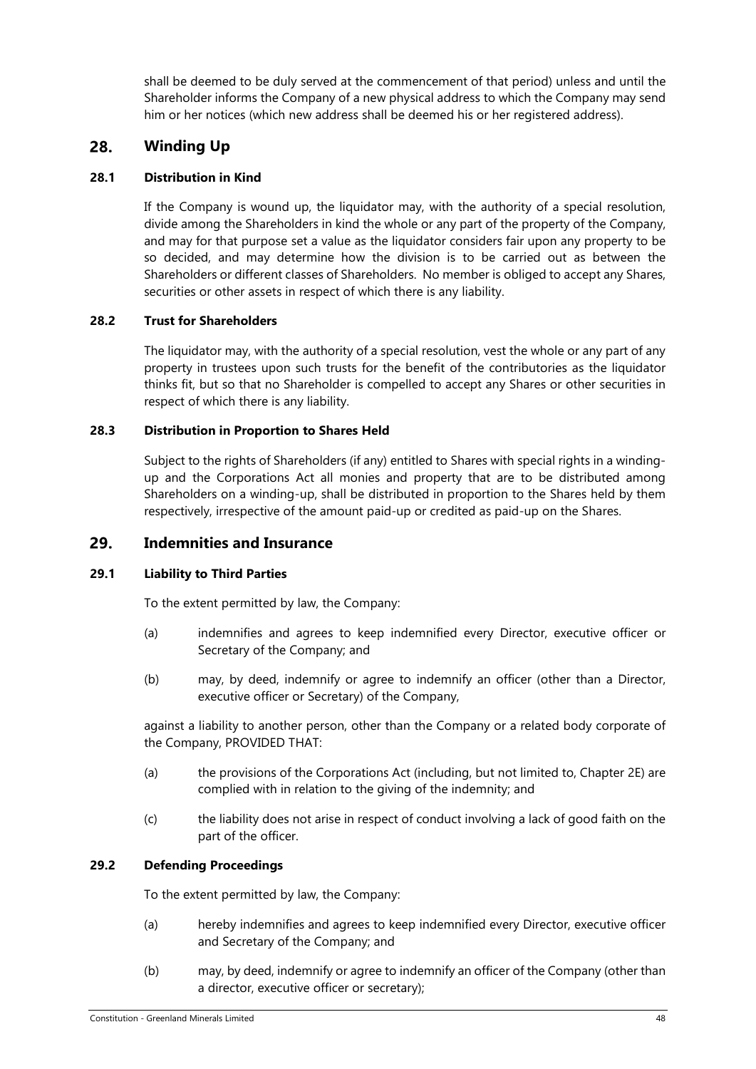shall be deemed to be duly served at the commencement of that period) unless and until the Shareholder informs the Company of a new physical address to which the Company may send him or her notices (which new address shall be deemed his or her registered address).

## 28. Winding Up

### 28.1 Distribution in Kind

If the Company is wound up, the liquidator may, with the authority of a special resolution, divide among the Shareholders in kind the whole or any part of the property of the Company, and may for that purpose set a value as the liquidator considers fair upon any property to be so decided, and may determine how the division is to be carried out as between the Shareholders or different classes of Shareholders. No member is obliged to accept any Shares, securities or other assets in respect of which there is any liability.

### 28.2 Trust for Shareholders

The liquidator may, with the authority of a special resolution, vest the whole or any part of any property in trustees upon such trusts for the benefit of the contributories as the liquidator thinks fit, but so that no Shareholder is compelled to accept any Shares or other securities in respect of which there is any liability.

### 28.3 Distribution in Proportion to Shares Held

Subject to the rights of Shareholders (if any) entitled to Shares with special rights in a winding-up and the Corporations Act all monies and property that are to be distributed among Shareholders on a winding-up, shall be distributed in proportion to the Shares held by them respectively, irrespective of the amount paid-up or credited as paid-up on the Shares.

## 29. Indemnities and Insurance

### 29.1 Liability to Third Parties

To the extent permitted by law, the Company:

(a) indemnifies and agrees to keep indemnified every Director, executive officer or Secretary of the Company; and

(b) may, by deed, indemnify or agree to indemnify an officer (other than a Director, executive officer or Secretary) of the Company,

against a liability to another person, other than the Company or a related body corporate of the Company, PROVIDED THAT:

(a) the provisions of the Corporations Act (including, but not limited to, Chapter 2E) are complied with in relation to the giving of the indemnity; and

(c) the liability does not arise in respect of conduct involving a lack of good faith on the part of the officer.

### 29.2 Defending Proceedings

To the extent permitted by law, the Company:

(a) hereby indemnifies and agrees to keep indemnified every Director, executive officer and Secretary of the Company; and

(b) may, by deed, indemnify or agree to indemnify an officer of the Company (other than a director, executive officer or secretary);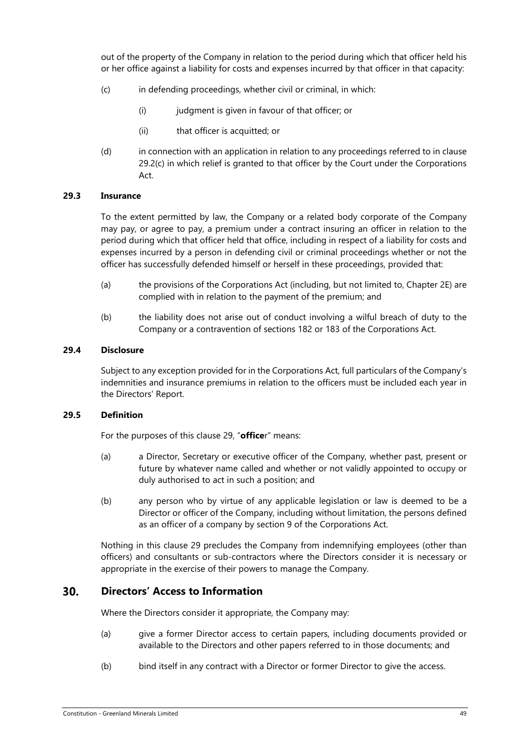out of the property of the Company in relation to the period during which that officer held his or her office against a liability for costs and expenses incurred by that officer in that capacity:

(c) in defending proceedings, whether civil or criminal, in which:

  (i) judgment is given in favour of that officer; or

  (ii) that officer is acquitted; or

(d) in connection with an application in relation to any proceedings referred to in clause 29.2(c) in which relief is granted to that officer by the Court under the Corporations Act.

### 29.3 Insurance

To the extent permitted by law, the Company or a related body corporate of the Company may pay, or agree to pay, a premium under a contract insuring an officer in relation to the period during which that officer held that office, including in respect of a liability for costs and expenses incurred by a person in defending civil or criminal proceedings whether or not the officer has successfully defended himself or herself in these proceedings, provided that:

(a) the provisions of the Corporations Act (including, but not limited to, Chapter 2E) are complied with in relation to the payment of the premium; and

(b) the liability does not arise out of conduct involving a wilful breach of duty to the Company or a contravention of sections 182 or 183 of the Corporations Act.

### 29.4 Disclosure

Subject to any exception provided for in the Corporations Act, full particulars of the Company's indemnities and insurance premiums in relation to the officers must be included each year in the Directors' Report.

### 29.5 Definition

For the purposes of this clause 29, "**office**r" means:

(a) a Director, Secretary or executive officer of the Company, whether past, present or future by whatever name called and whether or not validly appointed to occupy or duly authorised to act in such a position; and

(b) any person who by virtue of any applicable legislation or law is deemed to be a Director or officer of the Company, including without limitation, the persons defined as an officer of a company by section 9 of the Corporations Act.

Nothing in this clause 29 precludes the Company from indemnifying employees (other than officers) and consultants or sub-contractors where the Directors consider it is necessary or appropriate in the exercise of their powers to manage the Company.

## 30. Directors' Access to Information

Where the Directors consider it appropriate, the Company may:

(a) give a former Director access to certain papers, including documents provided or available to the Directors and other papers referred to in those documents; and

(b) bind itself in any contract with a Director or former Director to give the access.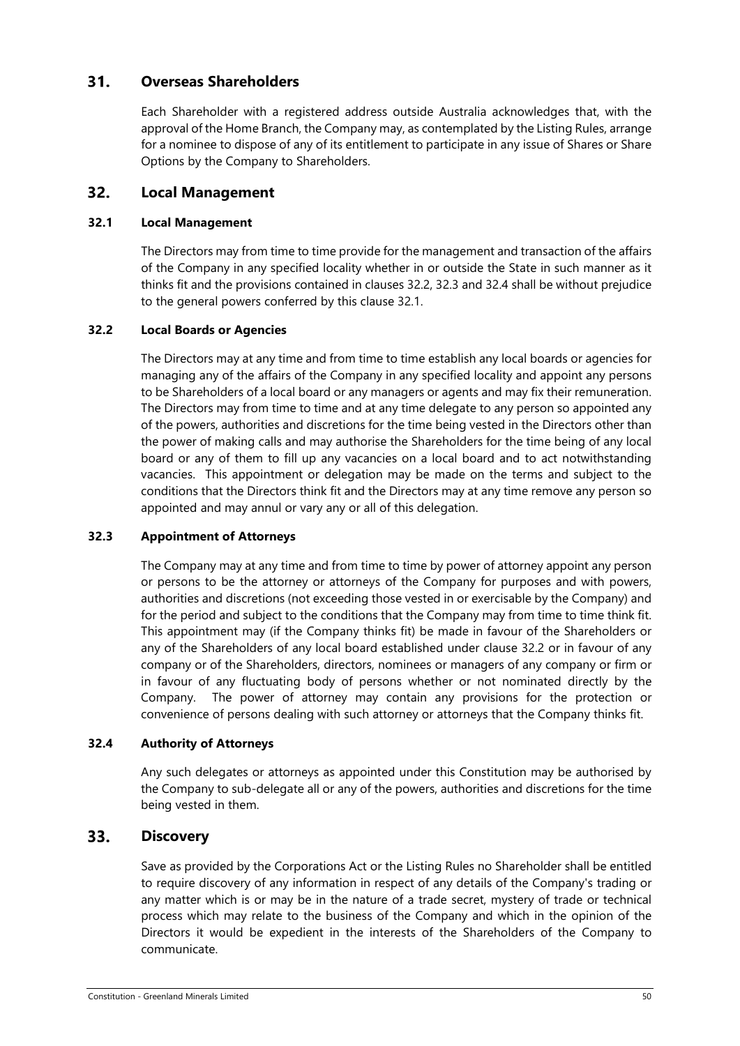## 31. Overseas Shareholders

Each Shareholder with a registered address outside Australia acknowledges that, with the approval of the Home Branch, the Company may, as contemplated by the Listing Rules, arrange for a nominee to dispose of any of its entitlement to participate in any issue of Shares or Share Options by the Company to Shareholders.

## 32. Local Management

### 32.1 Local Management

The Directors may from time to time provide for the management and transaction of the affairs of the Company in any specified locality whether in or outside the State in such manner as it thinks fit and the provisions contained in clauses 32.2, 32.3 and 32.4 shall be without prejudice to the general powers conferred by this clause 32.1.

### 32.2 Local Boards or Agencies

The Directors may at any time and from time to time establish any local boards or agencies for managing any of the affairs of the Company in any specified locality and appoint any persons to be Shareholders of a local board or any managers or agents and may fix their remuneration. The Directors may from time to time and at any time delegate to any person so appointed any of the powers, authorities and discretions for the time being vested in the Directors other than the power of making calls and may authorise the Shareholders for the time being of any local board or any of them to fill up any vacancies on a local board and to act notwithstanding vacancies. This appointment or delegation may be made on the terms and subject to the conditions that the Directors think fit and the Directors may at any time remove any person so appointed and may annul or vary any or all of this delegation.

### 32.3 Appointment of Attorneys

The Company may at any time and from time to time by power of attorney appoint any person or persons to be the attorney or attorneys of the Company for purposes and with powers, authorities and discretions (not exceeding those vested in or exercisable by the Company) and for the period and subject to the conditions that the Company may from time to time think fit. This appointment may (if the Company thinks fit) be made in favour of the Shareholders or any of the Shareholders of any local board established under clause 32.2 or in favour of any company or of the Shareholders, directors, nominees or managers of any company or firm or in favour of any fluctuating body of persons whether or not nominated directly by the Company. The power of attorney may contain any provisions for the protection or convenience of persons dealing with such attorney or attorneys that the Company thinks fit.

### 32.4 Authority of Attorneys

Any such delegates or attorneys as appointed under this Constitution may be authorised by the Company to sub-delegate all or any of the powers, authorities and discretions for the time being vested in them.

## 33. Discovery

Save as provided by the Corporations Act or the Listing Rules no Shareholder shall be entitled to require discovery of any information in respect of any details of the Company's trading or any matter which is or may be in the nature of a trade secret, mystery of trade or technical process which may relate to the business of the Company and which in the opinion of the Directors it would be expedient in the interests of the Shareholders of the Company to communicate.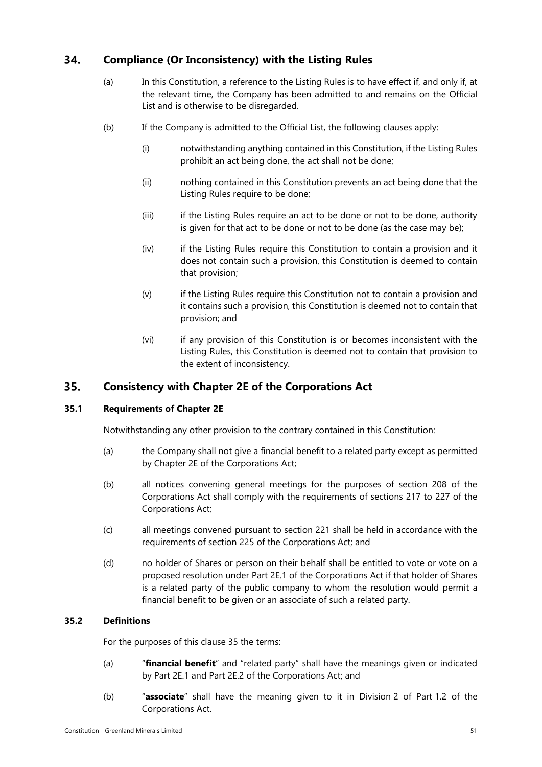## 34. Compliance (Or Inconsistency) with the Listing Rules

(a) In this Constitution, a reference to the Listing Rules is to have effect if, and only if, at the relevant time, the Company has been admitted to and remains on the Official List and is otherwise to be disregarded.

(b) If the Company is admitted to the Official List, the following clauses apply:

(i) notwithstanding anything contained in this Constitution, if the Listing Rules prohibit an act being done, the act shall not be done;

(ii) nothing contained in this Constitution prevents an act being done that the Listing Rules require to be done;

(iii) if the Listing Rules require an act to be done or not to be done, authority is given for that act to be done or not to be done (as the case may be);

(iv) if the Listing Rules require this Constitution to contain a provision and it does not contain such a provision, this Constitution is deemed to contain that provision;

(v) if the Listing Rules require this Constitution not to contain a provision and it contains such a provision, this Constitution is deemed not to contain that provision; and

(vi) if any provision of this Constitution is or becomes inconsistent with the Listing Rules, this Constitution is deemed not to contain that provision to the extent of inconsistency.

## 35. Consistency with Chapter 2E of the Corporations Act

### 35.1 Requirements of Chapter 2E

Notwithstanding any other provision to the contrary contained in this Constitution:

(a) the Company shall not give a financial benefit to a related party except as permitted by Chapter 2E of the Corporations Act;

(b) all notices convening general meetings for the purposes of section 208 of the Corporations Act shall comply with the requirements of sections 217 to 227 of the Corporations Act;

(c) all meetings convened pursuant to section 221 shall be held in accordance with the requirements of section 225 of the Corporations Act; and

(d) no holder of Shares or person on their behalf shall be entitled to vote or vote on a proposed resolution under Part 2E.1 of the Corporations Act if that holder of Shares is a related party of the public company to whom the resolution would permit a financial benefit to be given or an associate of such a related party.

### 35.2 Definitions

For the purposes of this clause 35 the terms:

(a) "**financial benefit**" and "related party" shall have the meanings given or indicated by Part 2E.1 and Part 2E.2 of the Corporations Act; and

(b) "**associate**" shall have the meaning given to it in Division 2 of Part 1.2 of the Corporations Act.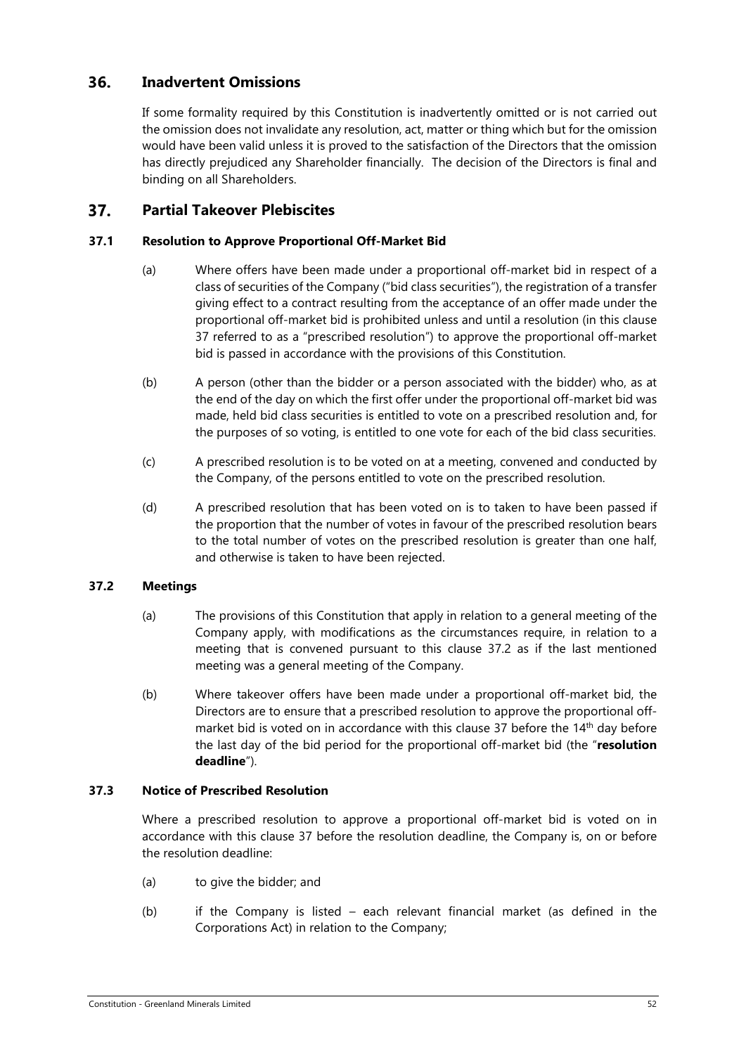## 36. Inadvertent Omissions

If some formality required by this Constitution is inadvertently omitted or is not carried out the omission does not invalidate any resolution, act, matter or thing which but for the omission would have been valid unless it is proved to the satisfaction of the Directors that the omission has directly prejudiced any Shareholder financially. The decision of the Directors is final and binding on all Shareholders.

## 37. Partial Takeover Plebiscites

### 37.1 Resolution to Approve Proportional Off-Market Bid

(a) Where offers have been made under a proportional off-market bid in respect of a class of securities of the Company ("bid class securities"), the registration of a transfer giving effect to a contract resulting from the acceptance of an offer made under the proportional off-market bid is prohibited unless and until a resolution (in this clause 37 referred to as a "prescribed resolution") to approve the proportional off-market bid is passed in accordance with the provisions of this Constitution.

(b) A person (other than the bidder or a person associated with the bidder) who, as at the end of the day on which the first offer under the proportional off-market bid was made, held bid class securities is entitled to vote on a prescribed resolution and, for the purposes of so voting, is entitled to one vote for each of the bid class securities.

(c) A prescribed resolution is to be voted on at a meeting, convened and conducted by the Company, of the persons entitled to vote on the prescribed resolution.

(d) A prescribed resolution that has been voted on is to taken to have been passed if the proportion that the number of votes in favour of the prescribed resolution bears to the total number of votes on the prescribed resolution is greater than one half, and otherwise is taken to have been rejected.

### 37.2 Meetings

(a) The provisions of this Constitution that apply in relation to a general meeting of the Company apply, with modifications as the circumstances require, in relation to a meeting that is convened pursuant to this clause 37.2 as if the last mentioned meeting was a general meeting of the Company.

(b) Where takeover offers have been made under a proportional off-market bid, the Directors are to ensure that a prescribed resolution to approve the proportional off-market bid is voted on in accordance with this clause 37 before the 14th day before the last day of the bid period for the proportional off-market bid (the "**resolution deadline**").

### 37.3 Notice of Prescribed Resolution

Where a prescribed resolution to approve a proportional off-market bid is voted on in accordance with this clause 37 before the resolution deadline, the Company is, on or before the resolution deadline:

(a) to give the bidder; and

(b) if the Company is listed – each relevant financial market (as defined in the Corporations Act) in relation to the Company;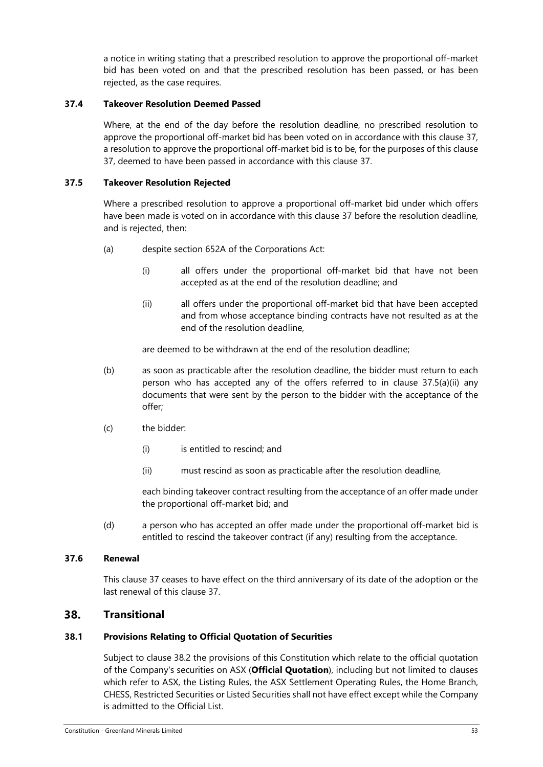a notice in writing stating that a prescribed resolution to approve the proportional off-market bid has been voted on and that the prescribed resolution has been passed, or has been rejected, as the case requires.

### 37.4 Takeover Resolution Deemed Passed

Where, at the end of the day before the resolution deadline, no prescribed resolution to approve the proportional off-market bid has been voted on in accordance with this clause 37, a resolution to approve the proportional off-market bid is to be, for the purposes of this clause 37, deemed to have been passed in accordance with this clause 37.

### 37.5 Takeover Resolution Rejected

Where a prescribed resolution to approve a proportional off-market bid under which offers have been made is voted on in accordance with this clause 37 before the resolution deadline, and is rejected, then:

(a) despite section 652A of the Corporations Act:

  (i) all offers under the proportional off-market bid that have not been accepted as at the end of the resolution deadline; and

  (ii) all offers under the proportional off-market bid that have been accepted and from whose acceptance binding contracts have not resulted as at the end of the resolution deadline,

  are deemed to be withdrawn at the end of the resolution deadline;

(b) as soon as practicable after the resolution deadline, the bidder must return to each person who has accepted any of the offers referred to in clause 37.5(a)(ii) any documents that were sent by the person to the bidder with the acceptance of the offer;

(c) the bidder:

  (i) is entitled to rescind; and

  (ii) must rescind as soon as practicable after the resolution deadline,

  each binding takeover contract resulting from the acceptance of an offer made under the proportional off-market bid; and

(d) a person who has accepted an offer made under the proportional off-market bid is entitled to rescind the takeover contract (if any) resulting from the acceptance.

### 37.6 Renewal

This clause 37 ceases to have effect on the third anniversary of its date of the adoption or the last renewal of this clause 37.

## 38. Transitional

### 38.1 Provisions Relating to Official Quotation of Securities

Subject to clause 38.2 the provisions of this Constitution which relate to the official quotation of the Company's securities on ASX (**Official Quotation**), including but not limited to clauses which refer to ASX, the Listing Rules, the ASX Settlement Operating Rules, the Home Branch, CHESS, Restricted Securities or Listed Securities shall not have effect except while the Company is admitted to the Official List.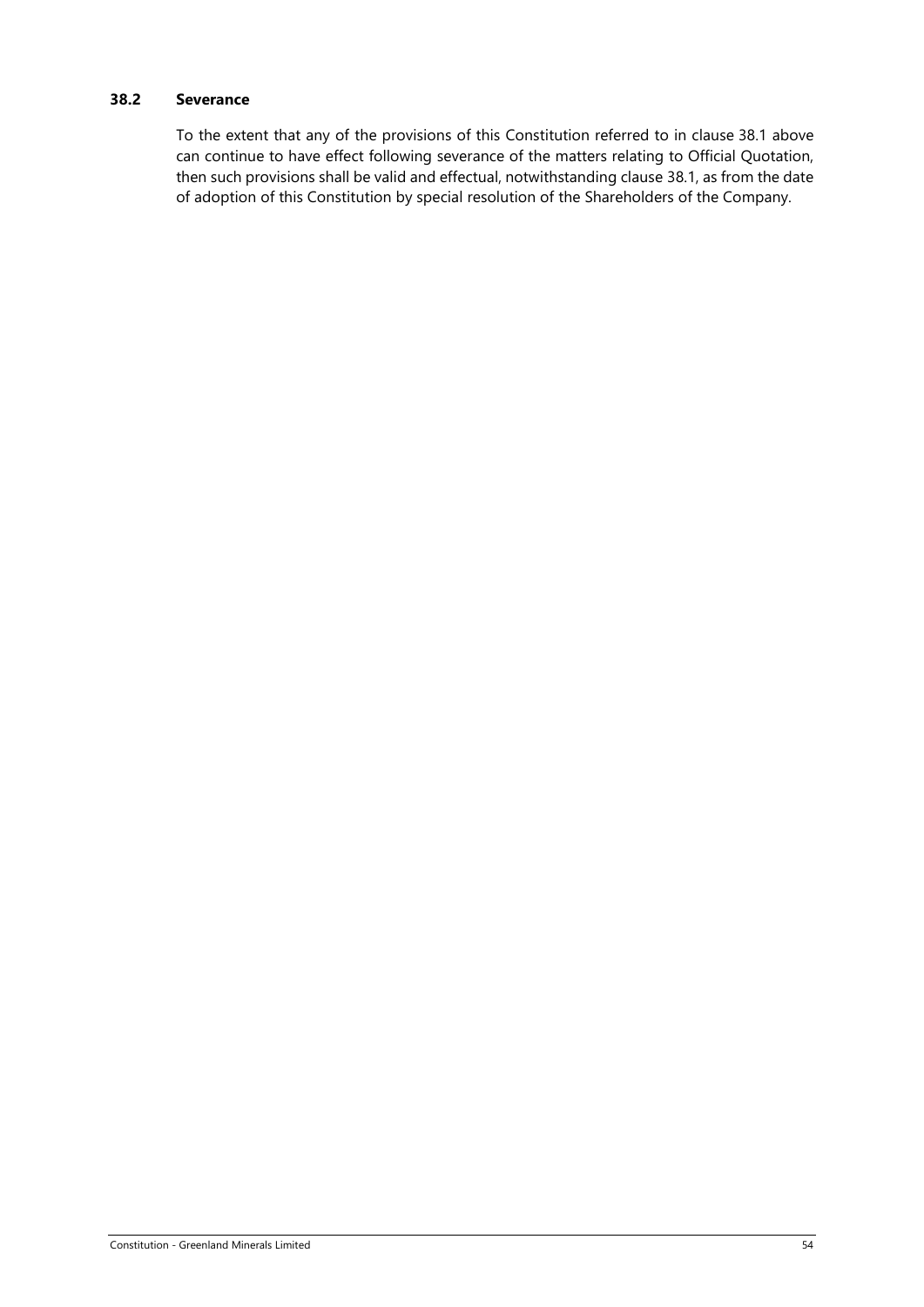### 38.2 Severance

To the extent that any of the provisions of this Constitution referred to in clause 38.1 above can continue to have effect following severance of the matters relating to Official Quotation, then such provisions shall be valid and effectual, notwithstanding clause 38.1, as from the date of adoption of this Constitution by special resolution of the Shareholders of the Company.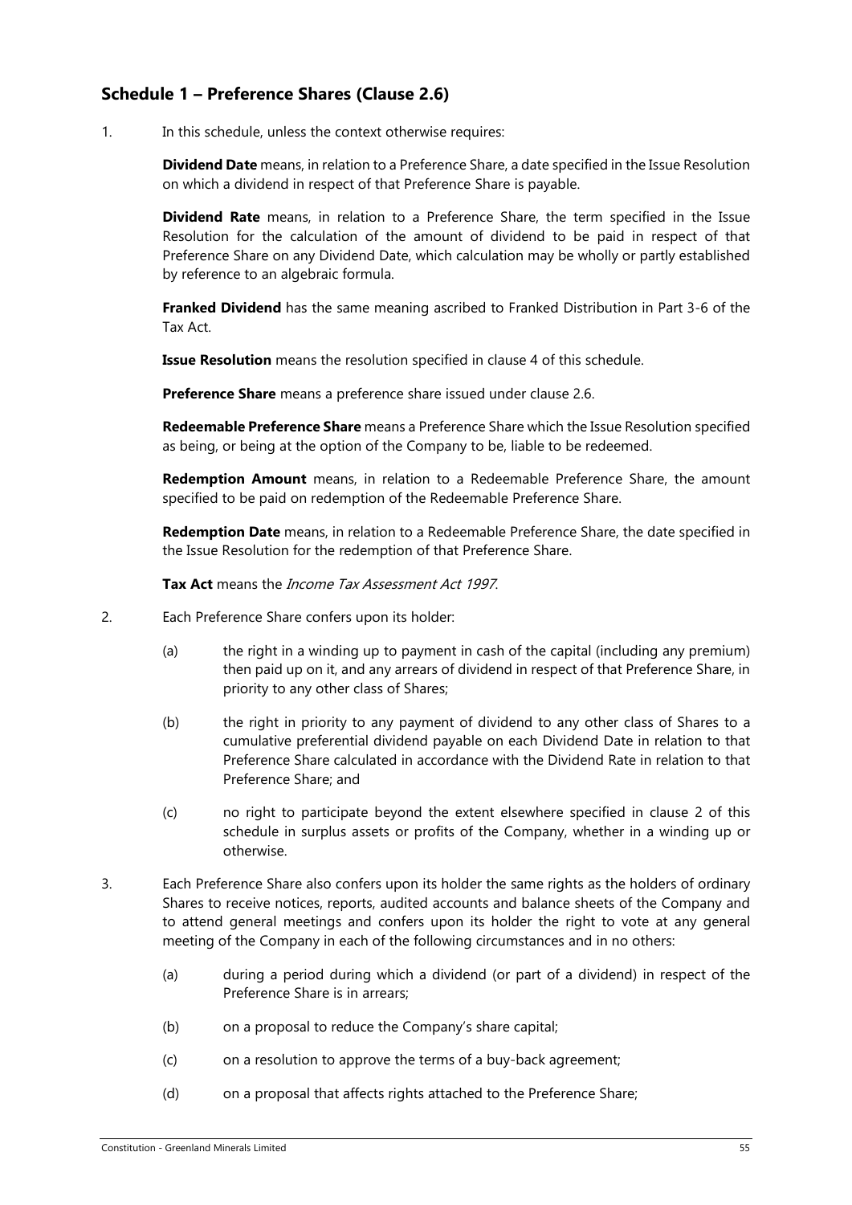## Schedule 1 – Preference Shares (Clause 2.6)

1. In this schedule, unless the context otherwise requires:

   **Dividend Date** means, in relation to a Preference Share, a date specified in the Issue Resolution on which a dividend in respect of that Preference Share is payable.

   **Dividend Rate** means, in relation to a Preference Share, the term specified in the Issue Resolution for the calculation of the amount of dividend to be paid in respect of that Preference Share on any Dividend Date, which calculation may be wholly or partly established by reference to an algebraic formula.

   **Franked Dividend** has the same meaning ascribed to Franked Distribution in Part 3-6 of the Tax Act.

   **Issue Resolution** means the resolution specified in clause 4 of this schedule.

   **Preference Share** means a preference share issued under clause 2.6.

   **Redeemable Preference Share** means a Preference Share which the Issue Resolution specified as being, or being at the option of the Company to be, liable to be redeemed.

   **Redemption Amount** means, in relation to a Redeemable Preference Share, the amount specified to be paid on redemption of the Redeemable Preference Share.

   **Redemption Date** means, in relation to a Redeemable Preference Share, the date specified in the Issue Resolution for the redemption of that Preference Share.

   **Tax Act** means the *Income Tax Assessment Act 1997*.

2. Each Preference Share confers upon its holder:

   (a) the right in a winding up to payment in cash of the capital (including any premium) then paid up on it, and any arrears of dividend in respect of that Preference Share, in priority to any other class of Shares;

   (b) the right in priority to any payment of dividend to any other class of Shares to a cumulative preferential dividend payable on each Dividend Date in relation to that Preference Share calculated in accordance with the Dividend Rate in relation to that Preference Share; and

   (c) no right to participate beyond the extent elsewhere specified in clause 2 of this schedule in surplus assets or profits of the Company, whether in a winding up or otherwise.

3. Each Preference Share also confers upon its holder the same rights as the holders of ordinary Shares to receive notices, reports, audited accounts and balance sheets of the Company and to attend general meetings and confers upon its holder the right to vote at any general meeting of the Company in each of the following circumstances and in no others:

   (a) during a period during which a dividend (or part of a dividend) in respect of the Preference Share is in arrears;

   (b) on a proposal to reduce the Company's share capital;

   (c) on a resolution to approve the terms of a buy-back agreement;

   (d) on a proposal that affects rights attached to the Preference Share;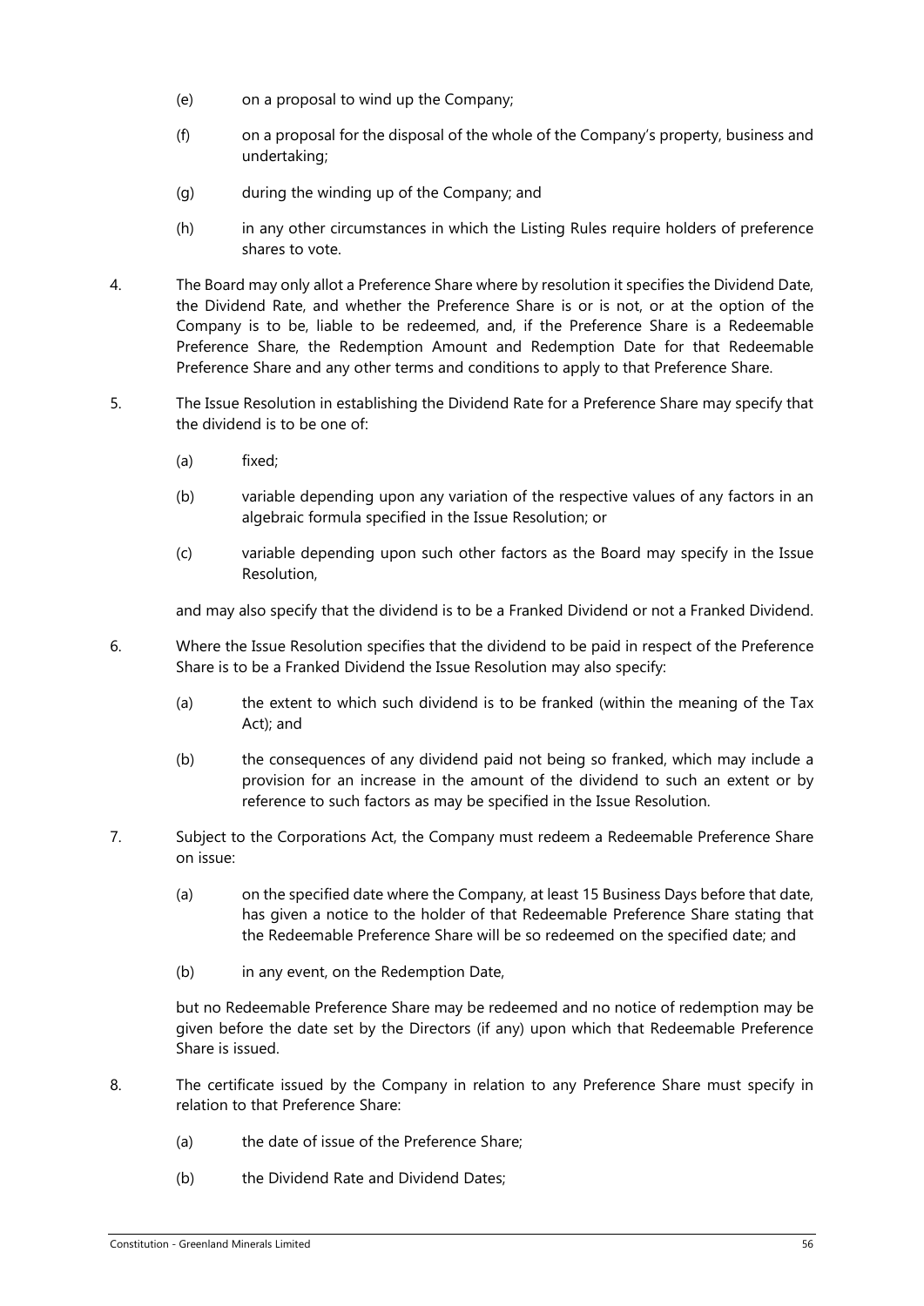(e) on a proposal to wind up the Company;

(f) on a proposal for the disposal of the whole of the Company's property, business and undertaking;

(g) during the winding up of the Company; and

(h) in any other circumstances in which the Listing Rules require holders of preference shares to vote.

4. The Board may only allot a Preference Share where by resolution it specifies the Dividend Date, the Dividend Rate, and whether the Preference Share is or is not, or at the option of the Company is to be, liable to be redeemed, and, if the Preference Share is a Redeemable Preference Share, the Redemption Amount and Redemption Date for that Redeemable Preference Share and any other terms and conditions to apply to that Preference Share.

5. The Issue Resolution in establishing the Dividend Rate for a Preference Share may specify that the dividend is to be one of:

   (a) fixed;

   (b) variable depending upon any variation of the respective values of any factors in an algebraic formula specified in the Issue Resolution; or

   (c) variable depending upon such other factors as the Board may specify in the Issue Resolution,

   and may also specify that the dividend is to be a Franked Dividend or not a Franked Dividend.

6. Where the Issue Resolution specifies that the dividend to be paid in respect of the Preference Share is to be a Franked Dividend the Issue Resolution may also specify:

   (a) the extent to which such dividend is to be franked (within the meaning of the Tax Act); and

   (b) the consequences of any dividend paid not being so franked, which may include a provision for an increase in the amount of the dividend to such an extent or by reference to such factors as may be specified in the Issue Resolution.

7. Subject to the Corporations Act, the Company must redeem a Redeemable Preference Share on issue:

   (a) on the specified date where the Company, at least 15 Business Days before that date, has given a notice to the holder of that Redeemable Preference Share stating that the Redeemable Preference Share will be so redeemed on the specified date; and

   (b) in any event, on the Redemption Date,

   but no Redeemable Preference Share may be redeemed and no notice of redemption may be given before the date set by the Directors (if any) upon which that Redeemable Preference Share is issued.

8. The certificate issued by the Company in relation to any Preference Share must specify in relation to that Preference Share:

   (a) the date of issue of the Preference Share;

   (b) the Dividend Rate and Dividend Dates;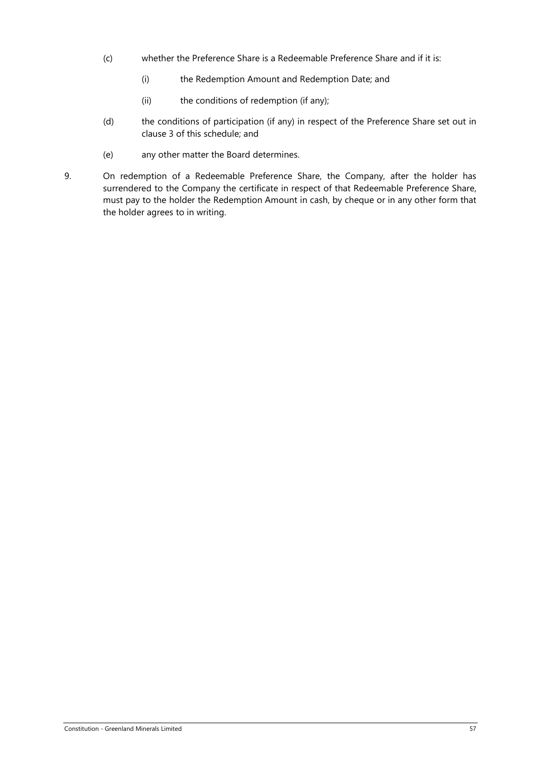(c) whether the Preference Share is a Redeemable Preference Share and if it is:

  (i) the Redemption Amount and Redemption Date; and

  (ii) the conditions of redemption (if any);

(d) the conditions of participation (if any) in respect of the Preference Share set out in clause 3 of this schedule; and

(e) any other matter the Board determines.

9. On redemption of a Redeemable Preference Share, the Company, after the holder has surrendered to the Company the certificate in respect of that Redeemable Preference Share, must pay to the holder the Redemption Amount in cash, by cheque or in any other form that the holder agrees to in writing.